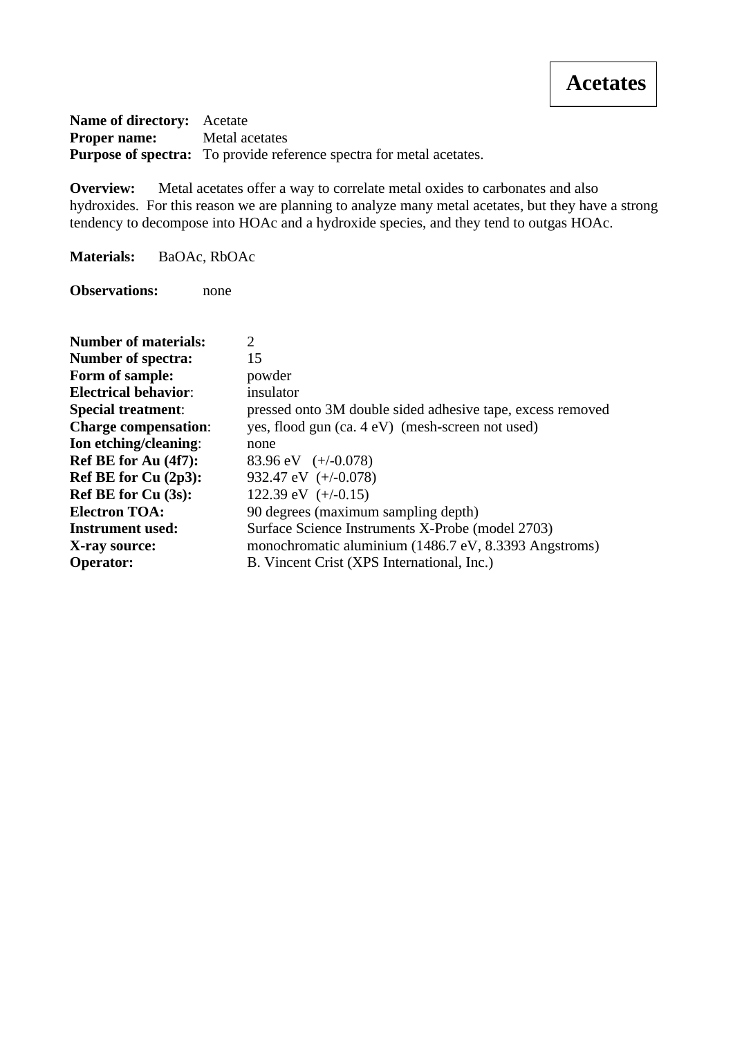# Acetates

**Name of directory:** Acetate
**Proper name:** Metal acetates
**Purpose of spectra:** To provide reference spectra for metal acetates.

**Overview:** Metal acetates offer a way to correlate metal oxides to carbonates and also hydroxides. For this reason we are planning to analyze many metal acetates, but they have a strong tendency to decompose into HOAc and a hydroxide species, and they tend to outgas HOAc.

**Materials:** BaOAc, RbOAc

**Observations:** none

**Number of materials:** 2
**Number of spectra:** 15
**Form of sample:** powder
**Electrical behavior**: insulator
**Special treatment**: pressed onto 3M double sided adhesive tape, excess removed
**Charge compensation**: yes, flood gun (ca. 4 eV) (mesh-screen not used)
**Ion etching/cleaning**: none
**Ref BE for Au (4f7):** 83.96 eV (+/-0.078)
**Ref BE for Cu (2p3):** 932.47 eV (+/-0.078)
**Ref BE for Cu (3s):** 122.39 eV (+/-0.15)
**Electron TOA:** 90 degrees (maximum sampling depth)
**Instrument used:** Surface Science Instruments X-Probe (model 2703)
**X-ray source:** monochromatic aluminium (1486.7 eV, 8.3393 Angstroms)
**Operator:** B. Vincent Crist (XPS International, Inc.)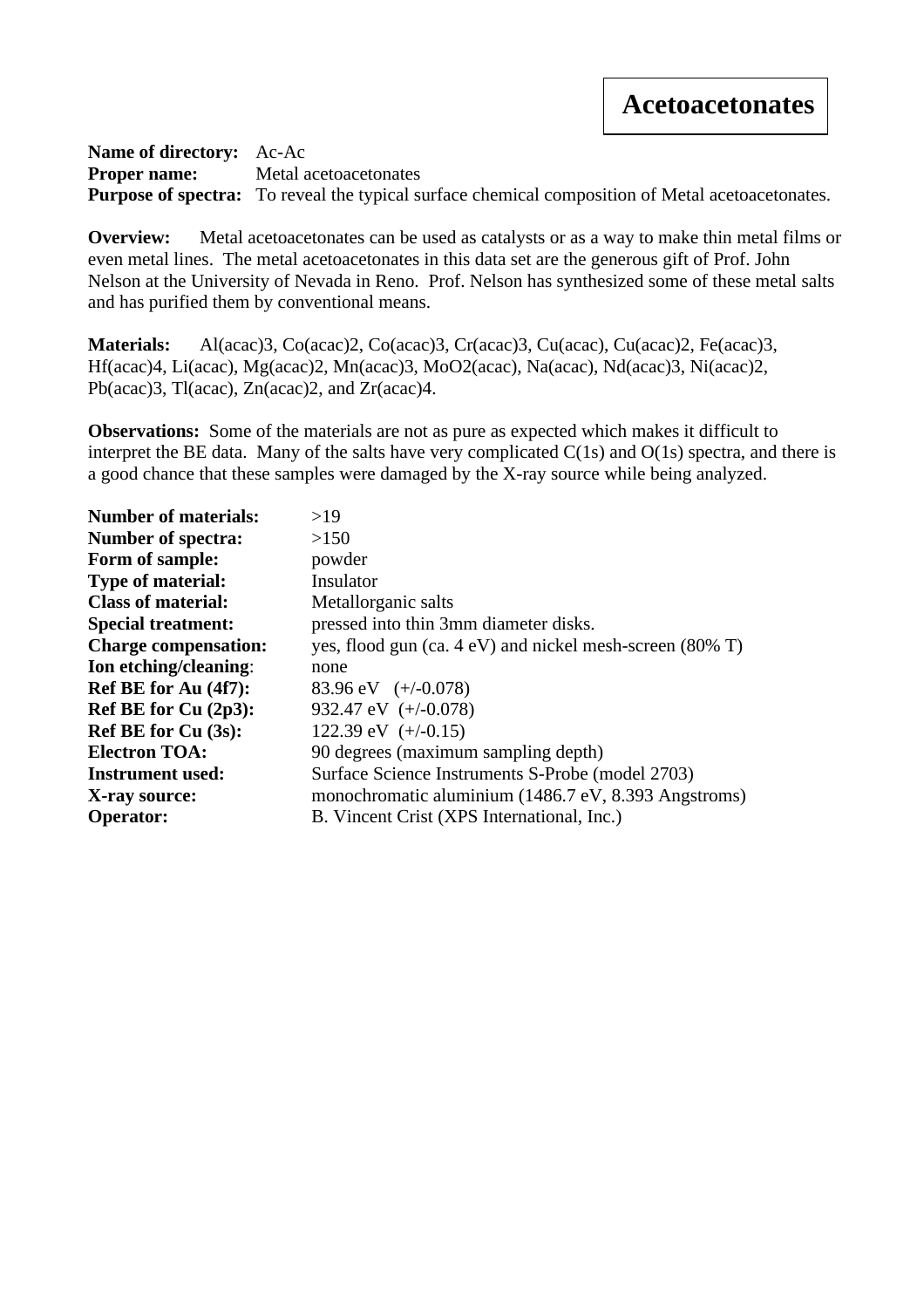# Acetoacetonates

**Name of directory:** Ac-Ac
**Proper name:** Metal acetoacetonates
**Purpose of spectra:** To reveal the typical surface chemical composition of Metal acetoacetonates.

**Overview:** Metal acetoacetonates can be used as catalysts or as a way to make thin metal films or even metal lines. The metal acetoacetonates in this data set are the generous gift of Prof. John Nelson at the University of Nevada in Reno. Prof. Nelson has synthesized some of these metal salts and has purified them by conventional means.

**Materials:** Al(acac)3, Co(acac)2, Co(acac)3, Cr(acac)3, Cu(acac), Cu(acac)2, Fe(acac)3, Hf(acac)4, Li(acac), Mg(acac)2, Mn(acac)3, MoO2(acac), Na(acac), Nd(acac)3, Ni(acac)2, Pb(acac)3, Tl(acac), Zn(acac)2, and Zr(acac)4.

**Observations:** Some of the materials are not as pure as expected which makes it difficult to interpret the BE data. Many of the salts have very complicated C(1s) and O(1s) spectra, and there is a good chance that these samples were damaged by the X-ray source while being analyzed.

| | |
|---|---|
| **Number of materials:** | >19 |
| **Number of spectra:** | >150 |
| **Form of sample:** | powder |
| **Type of material:** | Insulator |
| **Class of material:** | Metallorganic salts |
| **Special treatment:** | pressed into thin 3mm diameter disks. |
| **Charge compensation:** | yes, flood gun (ca. 4 eV) and nickel mesh-screen (80% T) |
| **Ion etching/cleaning:** | none |
| **Ref BE for Au (4f7):** | 83.96 eV (+/-0.078) |
| **Ref BE for Cu (2p3):** | 932.47 eV (+/-0.078) |
| **Ref BE for Cu (3s):** | 122.39 eV (+/-0.15) |
| **Electron TOA:** | 90 degrees (maximum sampling depth) |
| **Instrument used:** | Surface Science Instruments S-Probe (model 2703) |
| **X-ray source:** | monochromatic aluminium (1486.7 eV, 8.393 Angstroms) |
| **Operator:** | B. Vincent Crist (XPS International, Inc.) |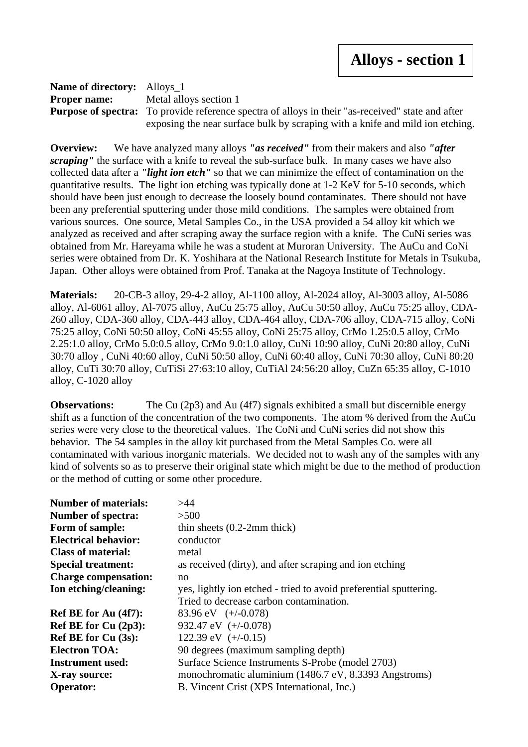# Alloys - section 1

**Name of directory:** Alloys_1
**Proper name:** Metal alloys section 1
**Purpose of spectra:** To provide reference spectra of alloys in their "as-received" state and after exposing the near surface bulk by scraping with a knife and mild ion etching.

**Overview:** We have analyzed many alloys ***"as received"*** from their makers and also ***"after scraping"*** the surface with a knife to reveal the sub-surface bulk. In many cases we have also collected data after a ***"light ion etch"*** so that we can minimize the effect of contamination on the quantitative results. The light ion etching was typically done at 1-2 KeV for 5-10 seconds, which should have been just enough to decrease the loosely bound contaminates. There should not have been any preferential sputtering under those mild conditions. The samples were obtained from various sources. One source, Metal Samples Co., in the USA provided a 54 alloy kit which we analyzed as received and after scraping away the surface region with a knife. The CuNi series was obtained from Mr. Hareyama while he was a student at Muroran University. The AuCu and CoNi series were obtained from Dr. K. Yoshihara at the National Research Institute for Metals in Tsukuba, Japan. Other alloys were obtained from Prof. Tanaka at the Nagoya Institute of Technology.

**Materials:** 20-CB-3 alloy, 29-4-2 alloy, Al-1100 alloy, Al-2024 alloy, Al-3003 alloy, Al-5086 alloy, Al-6061 alloy, Al-7075 alloy, AuCu 25:75 alloy, AuCu 50:50 alloy, AuCu 75:25 alloy, CDA-260 alloy, CDA-360 alloy, CDA-443 alloy, CDA-464 alloy, CDA-706 alloy, CDA-715 alloy, CoNi 75:25 alloy, CoNi 50:50 alloy, CoNi 45:55 alloy, CoNi 25:75 alloy, CrMo 1.25:0.5 alloy, CrMo 2.25:1.0 alloy, CrMo 5.0:0.5 alloy, CrMo 9.0:1.0 alloy, CuNi 10:90 alloy, CuNi 20:80 alloy, CuNi 30:70 alloy , CuNi 40:60 alloy, CuNi 50:50 alloy, CuNi 60:40 alloy, CuNi 70:30 alloy, CuNi 80:20 alloy, CuTi 30:70 alloy, CuTiSi 27:63:10 alloy, CuTiAl 24:56:20 alloy, CuZn 65:35 alloy, C-1010 alloy, C-1020 alloy

**Observations:** The Cu (2p3) and Au (4f7) signals exhibited a small but discernible energy shift as a function of the concentration of the two components. The atom % derived from the AuCu series were very close to the theoretical values. The CoNi and CuNi series did not show this behavior. The 54 samples in the alloy kit purchased from the Metal Samples Co. were all contaminated with various inorganic materials. We decided not to wash any of the samples with any kind of solvents so as to preserve their original state which might be due to the method of production or the method of cutting or some other procedure.

**Number of materials:** >44
**Number of spectra:** >500
**Form of sample:** thin sheets (0.2-2mm thick)
**Electrical behavior:** conductor
**Class of material:** metal
**Special treatment:** as received (dirty), and after scraping and ion etching
**Charge compensation:** no
**Ion etching/cleaning:** yes, lightly ion etched - tried to avoid preferential sputtering. Tried to decrease carbon contamination.
**Ref BE for Au (4f7):** 83.96 eV (+/-0.078)
**Ref BE for Cu (2p3):** 932.47 eV (+/-0.078)
**Ref BE for Cu (3s):** 122.39 eV (+/-0.15)
**Electron TOA:** 90 degrees (maximum sampling depth)
**Instrument used:** Surface Science Instruments S-Probe (model 2703)
**X-ray source:** monochromatic aluminium (1486.7 eV, 8.3393 Angstroms)
**Operator:** B. Vincent Crist (XPS International, Inc.)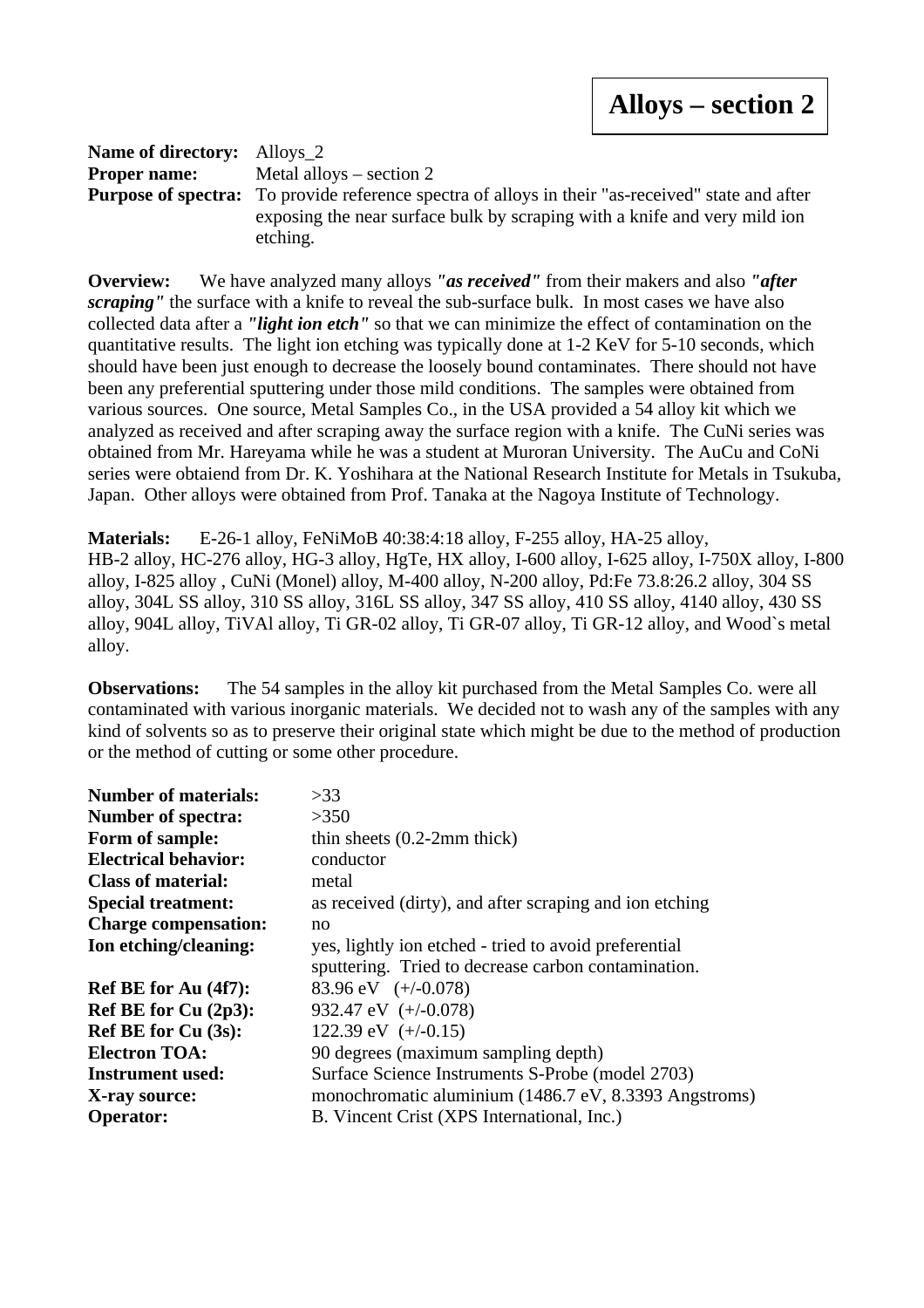# Alloys – section 2

**Name of directory:** Alloys_2
**Proper name:** Metal alloys – section 2
**Purpose of spectra:** To provide reference spectra of alloys in their "as-received" state and after exposing the near surface bulk by scraping with a knife and very mild ion etching.

**Overview:** We have analyzed many alloys ***"as received"*** from their makers and also ***"after scraping"*** the surface with a knife to reveal the sub-surface bulk. In most cases we have also collected data after a ***"light ion etch"*** so that we can minimize the effect of contamination on the quantitative results. The light ion etching was typically done at 1-2 KeV for 5-10 seconds, which should have been just enough to decrease the loosely bound contaminates. There should not have been any preferential sputtering under those mild conditions. The samples were obtained from various sources. One source, Metal Samples Co., in the USA provided a 54 alloy kit which we analyzed as received and after scraping away the surface region with a knife. The CuNi series was obtained from Mr. Hareyama while he was a student at Muroran University. The AuCu and CoNi series were obtaiend from Dr. K. Yoshihara at the National Research Institute for Metals in Tsukuba, Japan. Other alloys were obtained from Prof. Tanaka at the Nagoya Institute of Technology.

**Materials:** E-26-1 alloy, FeNiMoB 40:38:4:18 alloy, F-255 alloy, HA-25 alloy, HB-2 alloy, HC-276 alloy, HG-3 alloy, HgTe, HX alloy, I-600 alloy, I-625 alloy, I-750X alloy, I-800 alloy, I-825 alloy , CuNi (Monel) alloy, M-400 alloy, N-200 alloy, Pd:Fe 73.8:26.2 alloy, 304 SS alloy, 304L SS alloy, 310 SS alloy, 316L SS alloy, 347 SS alloy, 410 SS alloy, 4140 alloy, 430 SS alloy, 904L alloy, TiVAl alloy, Ti GR-02 alloy, Ti GR-07 alloy, Ti GR-12 alloy, and Wood`s metal alloy.

**Observations:** The 54 samples in the alloy kit purchased from the Metal Samples Co. were all contaminated with various inorganic materials. We decided not to wash any of the samples with any kind of solvents so as to preserve their original state which might be due to the method of production or the method of cutting or some other procedure.

| | |
|---|---|
| **Number of materials:** | >33 |
| **Number of spectra:** | >350 |
| **Form of sample:** | thin sheets (0.2-2mm thick) |
| **Electrical behavior:** | conductor |
| **Class of material:** | metal |
| **Special treatment:** | as received (dirty), and after scraping and ion etching |
| **Charge compensation:** | no |
| **Ion etching/cleaning:** | yes, lightly ion etched - tried to avoid preferential sputtering. Tried to decrease carbon contamination. |
| **Ref BE for Au (4f7):** | 83.96 eV (+/-0.078) |
| **Ref BE for Cu (2p3):** | 932.47 eV (+/-0.078) |
| **Ref BE for Cu (3s):** | 122.39 eV (+/-0.15) |
| **Electron TOA:** | 90 degrees (maximum sampling depth) |
| **Instrument used:** | Surface Science Instruments S-Probe (model 2703) |
| **X-ray source:** | monochromatic aluminium (1486.7 eV, 8.3393 Angstroms) |
| **Operator:** | B. Vincent Crist (XPS International, Inc.) |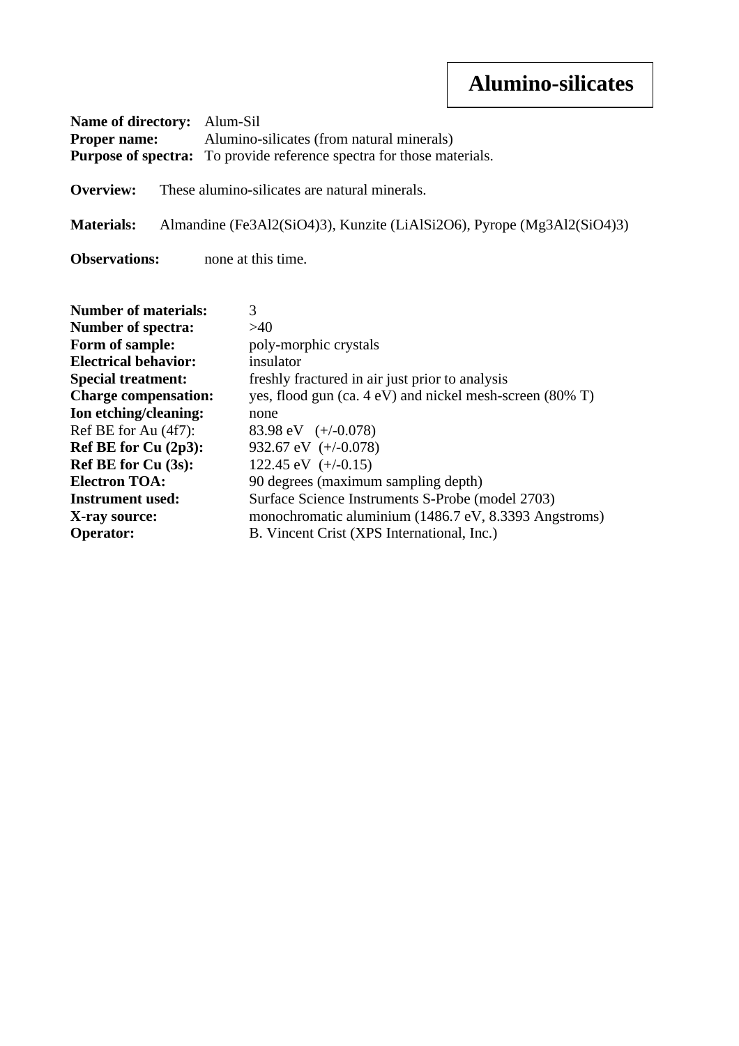# Alumino-silicates

**Name of directory:** Alum-Sil
**Proper name:** Alumino-silicates (from natural minerals)
**Purpose of spectra:** To provide reference spectra for those materials.

**Overview:** These alumino-silicates are natural minerals.

**Materials:** Almandine ($Fe_3Al_2(SiO_4)_3$), Kunzite ($LiAlSi_2O_6$), Pyrope ($Mg_3Al_2(SiO_4)_3$)

**Observations:** none at this time.

**Number of materials:** 3
**Number of spectra:** >40
**Form of sample:** poly-morphic crystals
**Electrical behavior:** insulator
**Special treatment:** freshly fractured in air just prior to analysis
**Charge compensation:** yes, flood gun (ca. 4 eV) and nickel mesh-screen (80% T)
**Ion etching/cleaning:** none
Ref BE for Au (4f7): 83.98 eV (+/-0.078)
**Ref BE for Cu (2p3):** 932.67 eV (+/-0.078)
**Ref BE for Cu (3s):** 122.45 eV (+/-0.15)
**Electron TOA:** 90 degrees (maximum sampling depth)
**Instrument used:** Surface Science Instruments S-Probe (model 2703)
**X-ray source:** monochromatic aluminium (1486.7 eV, 8.3393 Angstroms)
**Operator:** B. Vincent Crist (XPS International, Inc.)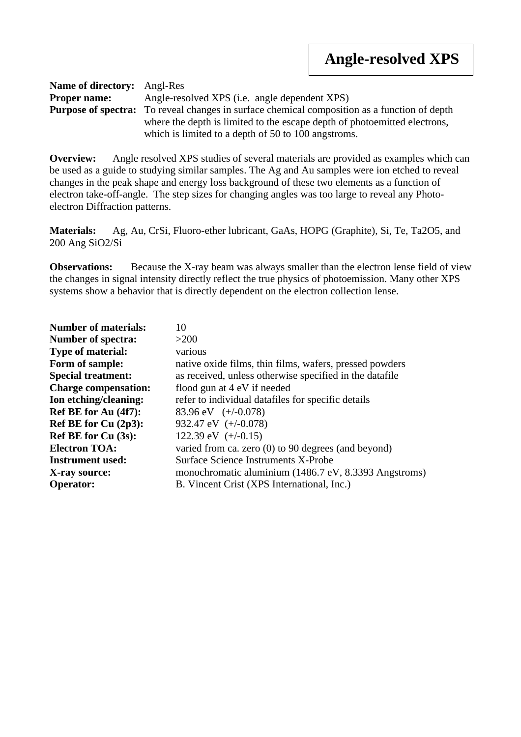# Angle-resolved XPS

**Name of directory:** Angl-Res
**Proper name:** Angle-resolved XPS (i.e. angle dependent XPS)
**Purpose of spectra:** To reveal changes in surface chemical composition as a function of depth where the depth is limited to the escape depth of photoemitted electrons, which is limited to a depth of 50 to 100 angstroms.

**Overview:** Angle resolved XPS studies of several materials are provided as examples which can be used as a guide to studying similar samples. The Ag and Au samples were ion etched to reveal changes in the peak shape and energy loss background of these two elements as a function of electron take-off-angle. The step sizes for changing angles was too large to reveal any Photo-electron Diffraction patterns.

**Materials:** Ag, Au, CrSi, Fluoro-ether lubricant, GaAs, HOPG (Graphite), Si, Te, $Ta_2O_5$, and 200 Ang $SiO_2$/Si

**Observations:** Because the X-ray beam was always smaller than the electron lense field of view the changes in signal intensity directly reflect the true physics of photoemission. Many other XPS systems show a behavior that is directly dependent on the electron collection lense.

| | |
|---|---|
| **Number of materials:** | 10 |
| **Number of spectra:** | >200 |
| **Type of material:** | various |
| **Form of sample:** | native oxide films, thin films, wafers, pressed powders |
| **Special treatment:** | as received, unless otherwise specified in the datafile |
| **Charge compensation:** | flood gun at 4 eV if needed |
| **Ion etching/cleaning:** | refer to individual datafiles for specific details |
| **Ref BE for Au (4f7):** | 83.96 eV (+/-0.078) |
| **Ref BE for Cu (2p3):** | 932.47 eV (+/-0.078) |
| **Ref BE for Cu (3s):** | 122.39 eV (+/-0.15) |
| **Electron TOA:** | varied from ca. zero (0) to 90 degrees (and beyond) |
| **Instrument used:** | Surface Science Instruments X-Probe |
| **X-ray source:** | monochromatic aluminium (1486.7 eV, 8.3393 Angstroms) |
| **Operator:** | B. Vincent Crist (XPS International, Inc.) |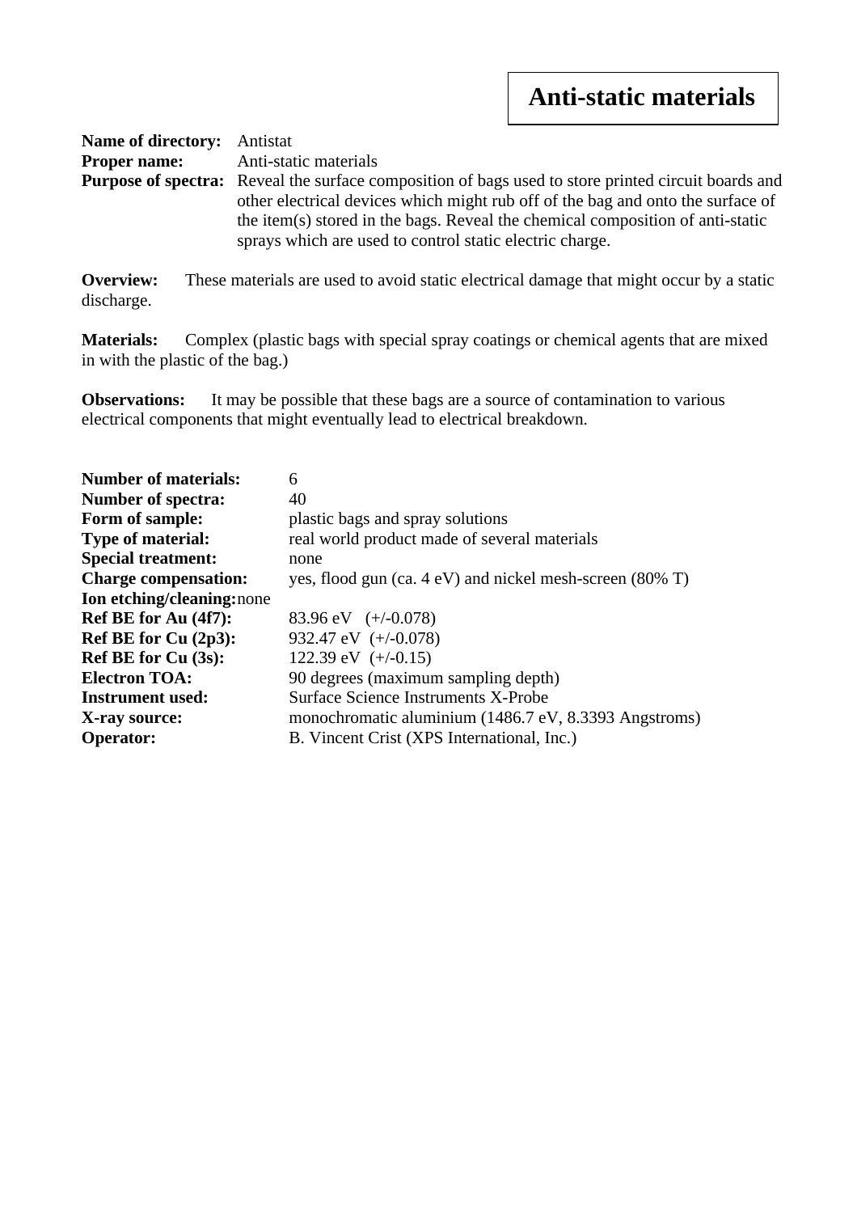# Anti-static materials

**Name of directory:** Antistat
**Proper name:** Anti-static materials
**Purpose of spectra:** Reveal the surface composition of bags used to store printed circuit boards and other electrical devices which might rub off of the bag and onto the surface of the item(s) stored in the bags. Reveal the chemical composition of anti-static sprays which are used to control static electric charge.

**Overview:** These materials are used to avoid static electrical damage that might occur by a static discharge.

**Materials:** Complex (plastic bags with special spray coatings or chemical agents that are mixed in with the plastic of the bag.)

**Observations:** It may be possible that these bags are a source of contamination to various electrical components that might eventually lead to electrical breakdown.

**Number of materials:** 6
**Number of spectra:** 40
**Form of sample:** plastic bags and spray solutions
**Type of material:** real world product made of several materials
**Special treatment:** none
**Charge compensation:** yes, flood gun (ca. 4 eV) and nickel mesh-screen (80% T)
**Ion etching/cleaning:** none
**Ref BE for Au (4f7):** 83.96 eV (+/-0.078)
**Ref BE for Cu (2p3):** 932.47 eV (+/-0.078)
**Ref BE for Cu (3s):** 122.39 eV (+/-0.15)
**Electron TOA:** 90 degrees (maximum sampling depth)
**Instrument used:** Surface Science Instruments X-Probe
**X-ray source:** monochromatic aluminium (1486.7 eV, 8.3393 Angstroms)
**Operator:** B. Vincent Crist (XPS International, Inc.)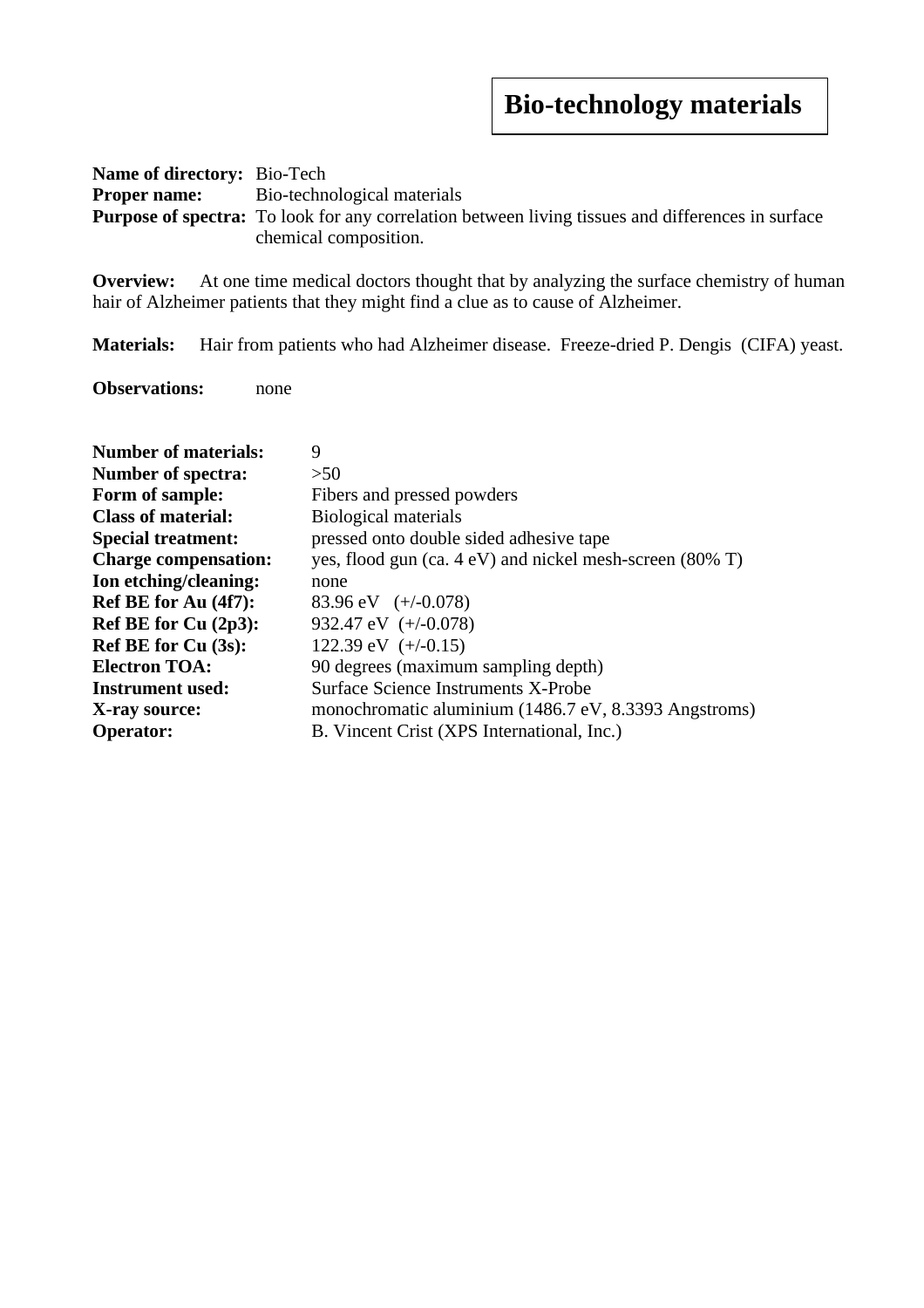# Bio-technology materials

**Name of directory:** Bio-Tech
**Proper name:** Bio-technological materials
**Purpose of spectra:** To look for any correlation between living tissues and differences in surface chemical composition.

**Overview:** At one time medical doctors thought that by analyzing the surface chemistry of human hair of Alzheimer patients that they might find a clue as to cause of Alzheimer.

**Materials:** Hair from patients who had Alzheimer disease. Freeze-dried P. Dengis (CIFA) yeast.

**Observations:** none

**Number of materials:** 9
**Number of spectra:** >50
**Form of sample:** Fibers and pressed powders
**Class of material:** Biological materials
**Special treatment:** pressed onto double sided adhesive tape
**Charge compensation:** yes, flood gun (ca. 4 eV) and nickel mesh-screen (80% T)
**Ion etching/cleaning:** none
**Ref BE for Au (4f7):** 83.96 eV (+/-0.078)
**Ref BE for Cu (2p3):** 932.47 eV (+/-0.078)
**Ref BE for Cu (3s):** 122.39 eV (+/-0.15)
**Electron TOA:** 90 degrees (maximum sampling depth)
**Instrument used:** Surface Science Instruments X-Probe
**X-ray source:** monochromatic aluminium (1486.7 eV, 8.3393 Angstroms)
**Operator:** B. Vincent Crist (XPS International, Inc.)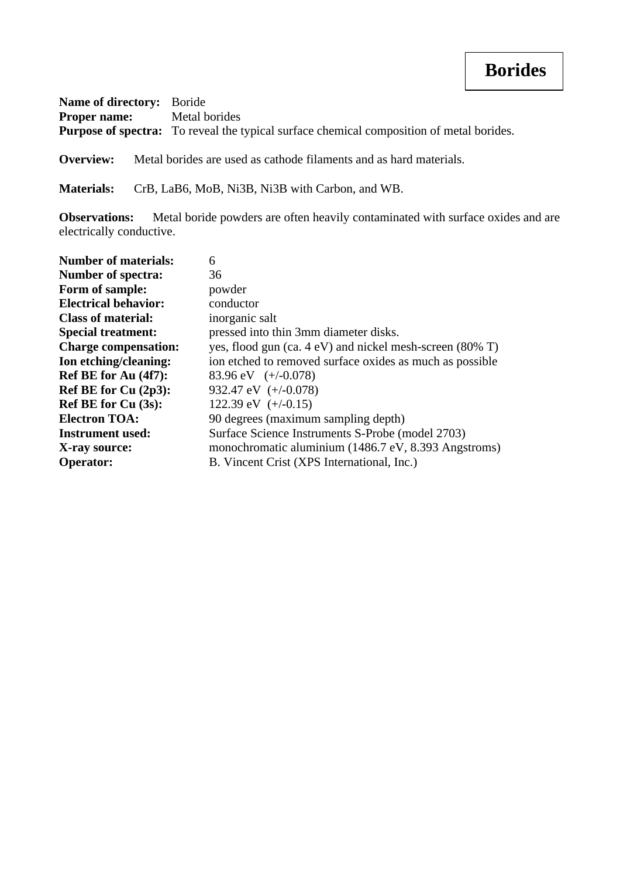# Borides

**Name of directory:** Boride
**Proper name:** Metal borides
**Purpose of spectra:** To reveal the typical surface chemical composition of metal borides.

**Overview:** Metal borides are used as cathode filaments and as hard materials.

**Materials:** CrB, $LaB_6$, MoB, $Ni_3B$, $Ni_3B$ with Carbon, and WB.

**Observations:** Metal boride powders are often heavily contaminated with surface oxides and are electrically conductive.

**Number of materials:** 6
**Number of spectra:** 36
**Form of sample:** powder
**Electrical behavior:** conductor
**Class of material:** inorganic salt
**Special treatment:** pressed into thin 3mm diameter disks.
**Charge compensation:** yes, flood gun (ca. 4 eV) and nickel mesh-screen (80% T)
**Ion etching/cleaning:** ion etched to removed surface oxides as much as possible
**Ref BE for Au (4f7):** 83.96 eV (+/-0.078)
**Ref BE for Cu (2p3):** 932.47 eV (+/-0.078)
**Ref BE for Cu (3s):** 122.39 eV (+/-0.15)
**Electron TOA:** 90 degrees (maximum sampling depth)
**Instrument used:** Surface Science Instruments S-Probe (model 2703)
**X-ray source:** monochromatic aluminium (1486.7 eV, 8.393 Angstroms)
**Operator:** B. Vincent Crist (XPS International, Inc.)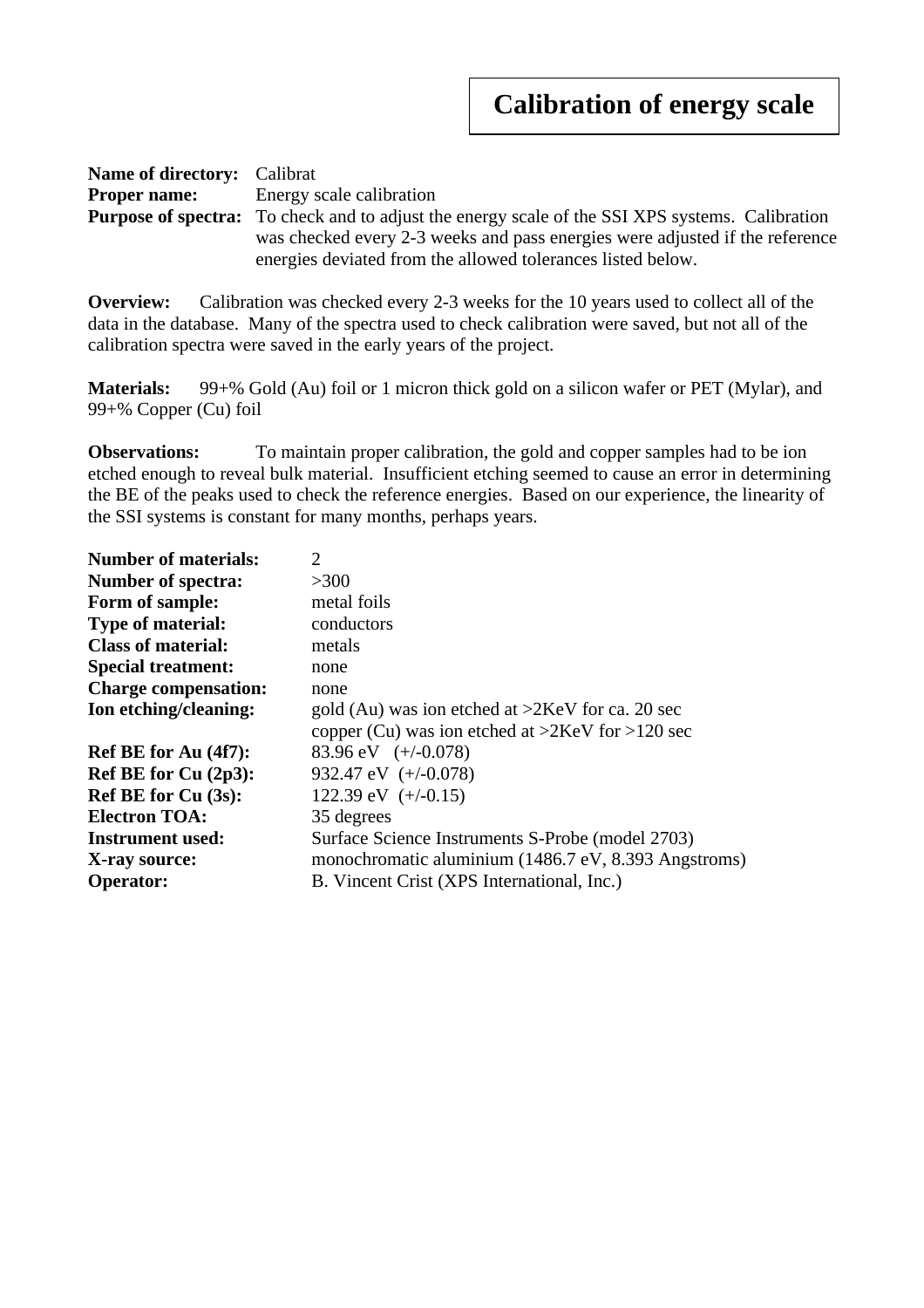# Calibration of energy scale

**Name of directory:** Calibrat
**Proper name:** Energy scale calibration
**Purpose of spectra:** To check and to adjust the energy scale of the SSI XPS systems. Calibration was checked every 2-3 weeks and pass energies were adjusted if the reference energies deviated from the allowed tolerances listed below.

**Overview:** Calibration was checked every 2-3 weeks for the 10 years used to collect all of the data in the database. Many of the spectra used to check calibration were saved, but not all of the calibration spectra were saved in the early years of the project.

**Materials:** 99+% Gold (Au) foil or 1 micron thick gold on a silicon wafer or PET (Mylar), and 99+% Copper (Cu) foil

**Observations:** To maintain proper calibration, the gold and copper samples had to be ion etched enough to reveal bulk material. Insufficient etching seemed to cause an error in determining the BE of the peaks used to check the reference energies. Based on our experience, the linearity of the SSI systems is constant for many months, perhaps years.

**Number of materials:** 2
**Number of spectra:** >300
**Form of sample:** metal foils
**Type of material:** conductors
**Class of material:** metals
**Special treatment:** none
**Charge compensation:** none
**Ion etching/cleaning:** gold (Au) was ion etched at >2KeV for ca. 20 sec
copper (Cu) was ion etched at >2KeV for >120 sec
**Ref BE for Au (4f7):** 83.96 eV (+/-0.078)
**Ref BE for Cu (2p3):** 932.47 eV (+/-0.078)
**Ref BE for Cu (3s):** 122.39 eV (+/-0.15)
**Electron TOA:** 35 degrees
**Instrument used:** Surface Science Instruments S-Probe (model 2703)
**X-ray source:** monochromatic aluminium (1486.7 eV, 8.393 Angstroms)
**Operator:** B. Vincent Crist (XPS International, Inc.)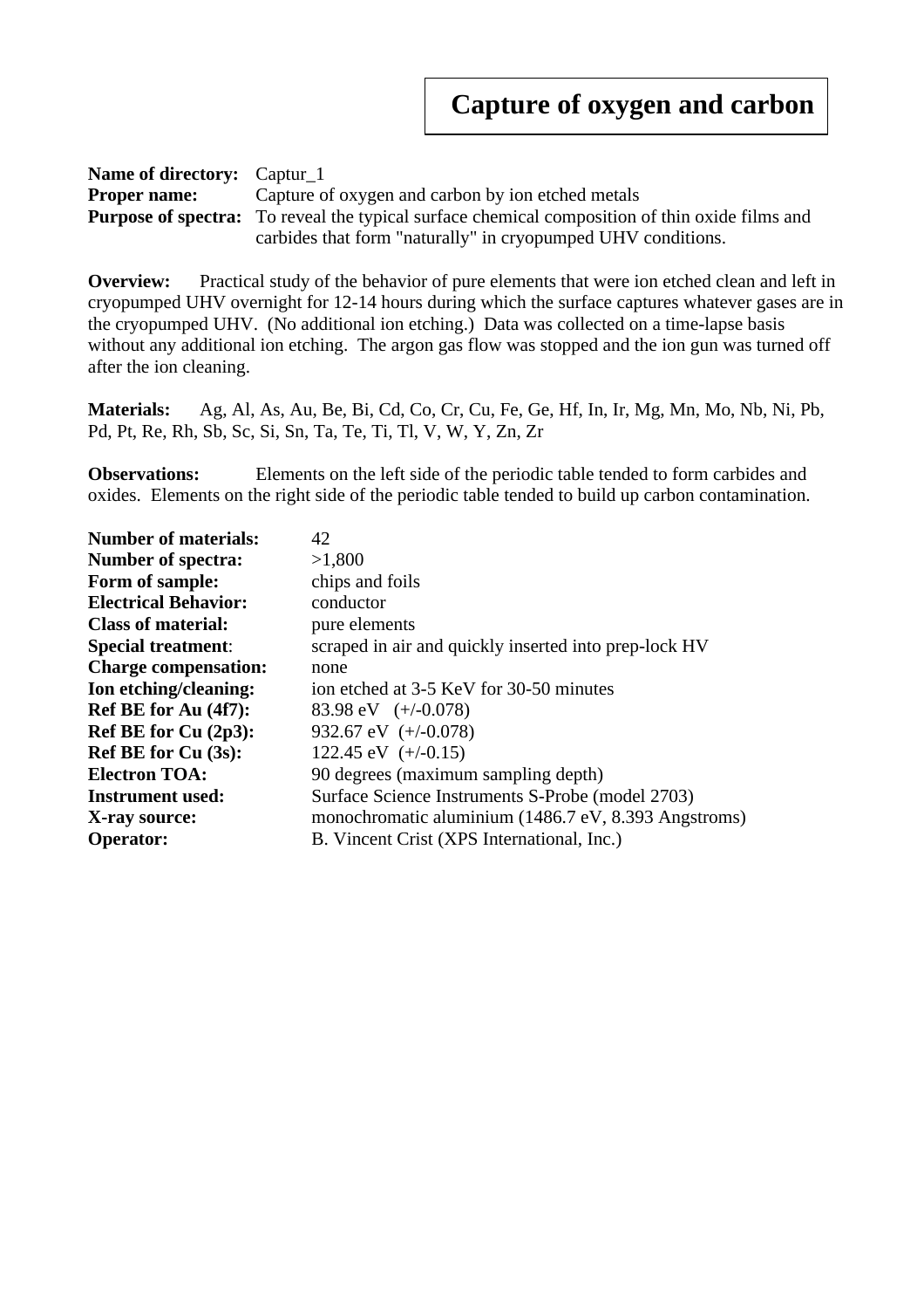# Capture of oxygen and carbon

**Name of directory:** Captur_1
**Proper name:** Capture of oxygen and carbon by ion etched metals
**Purpose of spectra:** To reveal the typical surface chemical composition of thin oxide films and carbides that form "naturally" in cryopumped UHV conditions.

**Overview:** Practical study of the behavior of pure elements that were ion etched clean and left in cryopumped UHV overnight for 12-14 hours during which the surface captures whatever gases are in the cryopumped UHV. (No additional ion etching.) Data was collected on a time-lapse basis without any additional ion etching. The argon gas flow was stopped and the ion gun was turned off after the ion cleaning.

**Materials:** Ag, Al, As, Au, Be, Bi, Cd, Co, Cr, Cu, Fe, Ge, Hf, In, Ir, Mg, Mn, Mo, Nb, Ni, Pb, Pd, Pt, Re, Rh, Sb, Sc, Si, Sn, Ta, Te, Ti, Tl, V, W, Y, Zn, Zr

**Observations:** Elements on the left side of the periodic table tended to form carbides and oxides. Elements on the right side of the periodic table tended to build up carbon contamination.

**Number of materials:** 42
**Number of spectra:** >1,800
**Form of sample:** chips and foils
**Electrical Behavior:** conductor
**Class of material:** pure elements
**Special treatment**: scraped in air and quickly inserted into prep-lock HV
**Charge compensation:** none
**Ion etching/cleaning:** ion etched at 3-5 KeV for 30-50 minutes
**Ref BE for Au (4f7):** 83.98 eV (+/-0.078)
**Ref BE for Cu (2p3):** 932.67 eV (+/-0.078)
**Ref BE for Cu (3s):** 122.45 eV (+/-0.15)
**Electron TOA:** 90 degrees (maximum sampling depth)
**Instrument used:** Surface Science Instruments S-Probe (model 2703)
**X-ray source:** monochromatic aluminium (1486.7 eV, 8.393 Angstroms)
**Operator:** B. Vincent Crist (XPS International, Inc.)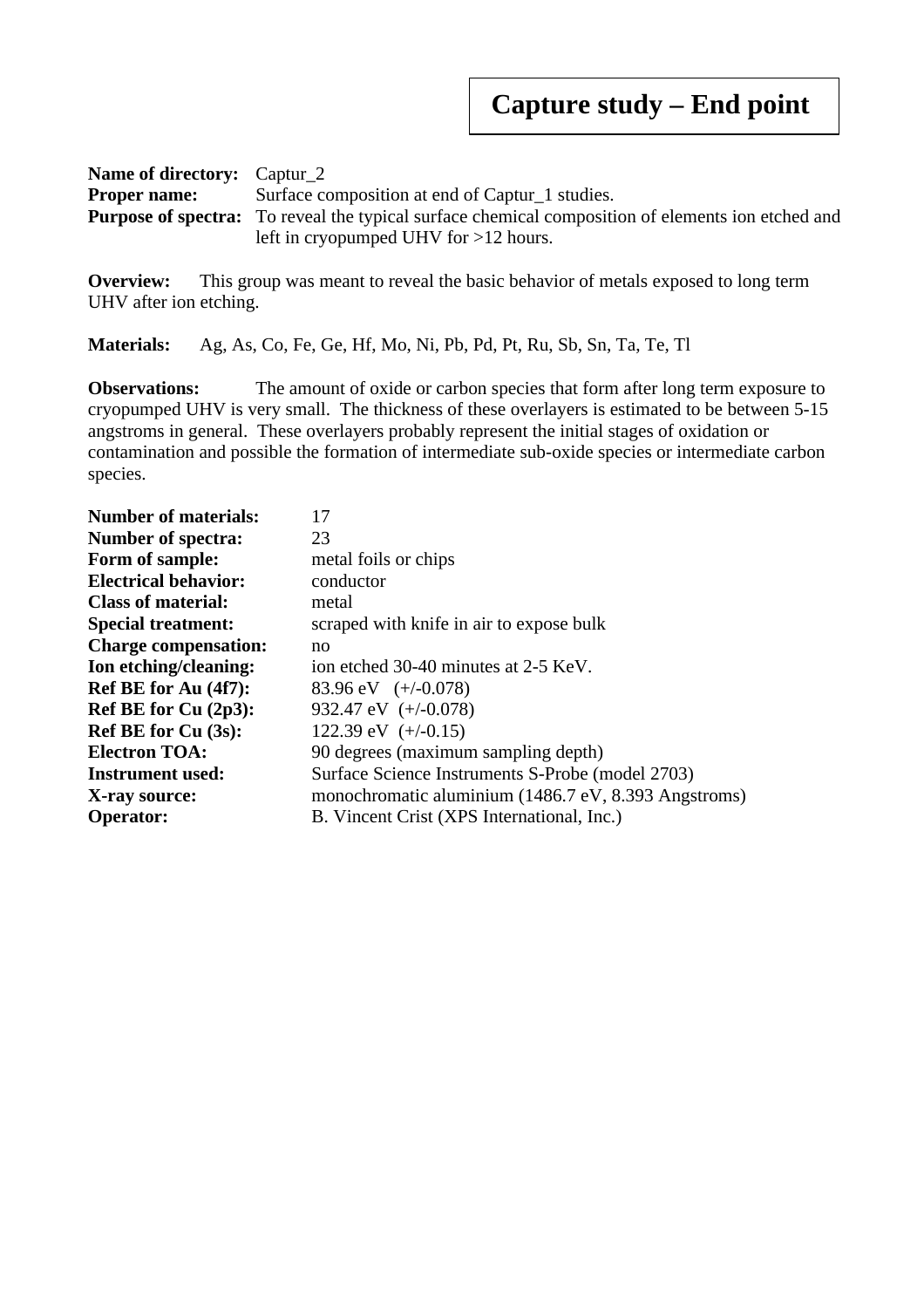# Capture study – End point

**Name of directory:** Captur_2
**Proper name:** Surface composition at end of Captur_1 studies.
**Purpose of spectra:** To reveal the typical surface chemical composition of elements ion etched and left in cryopumped UHV for >12 hours.

**Overview:** This group was meant to reveal the basic behavior of metals exposed to long term UHV after ion etching.

**Materials:** Ag, As, Co, Fe, Ge, Hf, Mo, Ni, Pb, Pd, Pt, Ru, Sb, Sn, Ta, Te, Tl

**Observations:** The amount of oxide or carbon species that form after long term exposure to cryopumped UHV is very small. The thickness of these overlayers is estimated to be between 5-15 angstroms in general. These overlayers probably represent the initial stages of oxidation or contamination and possible the formation of intermediate sub-oxide species or intermediate carbon species.

**Number of materials:** 17
**Number of spectra:** 23
**Form of sample:** metal foils or chips
**Electrical behavior:** conductor
**Class of material:** metal
**Special treatment:** scraped with knife in air to expose bulk
**Charge compensation:** no
**Ion etching/cleaning:** ion etched 30-40 minutes at 2-5 KeV.
**Ref BE for Au (4f7):** 83.96 eV (+/-0.078)
**Ref BE for Cu (2p3):** 932.47 eV (+/-0.078)
**Ref BE for Cu (3s):** 122.39 eV (+/-0.15)
**Electron TOA:** 90 degrees (maximum sampling depth)
**Instrument used:** Surface Science Instruments S-Probe (model 2703)
**X-ray source:** monochromatic aluminium (1486.7 eV, 8.393 Angstroms)
**Operator:** B. Vincent Crist (XPS International, Inc.)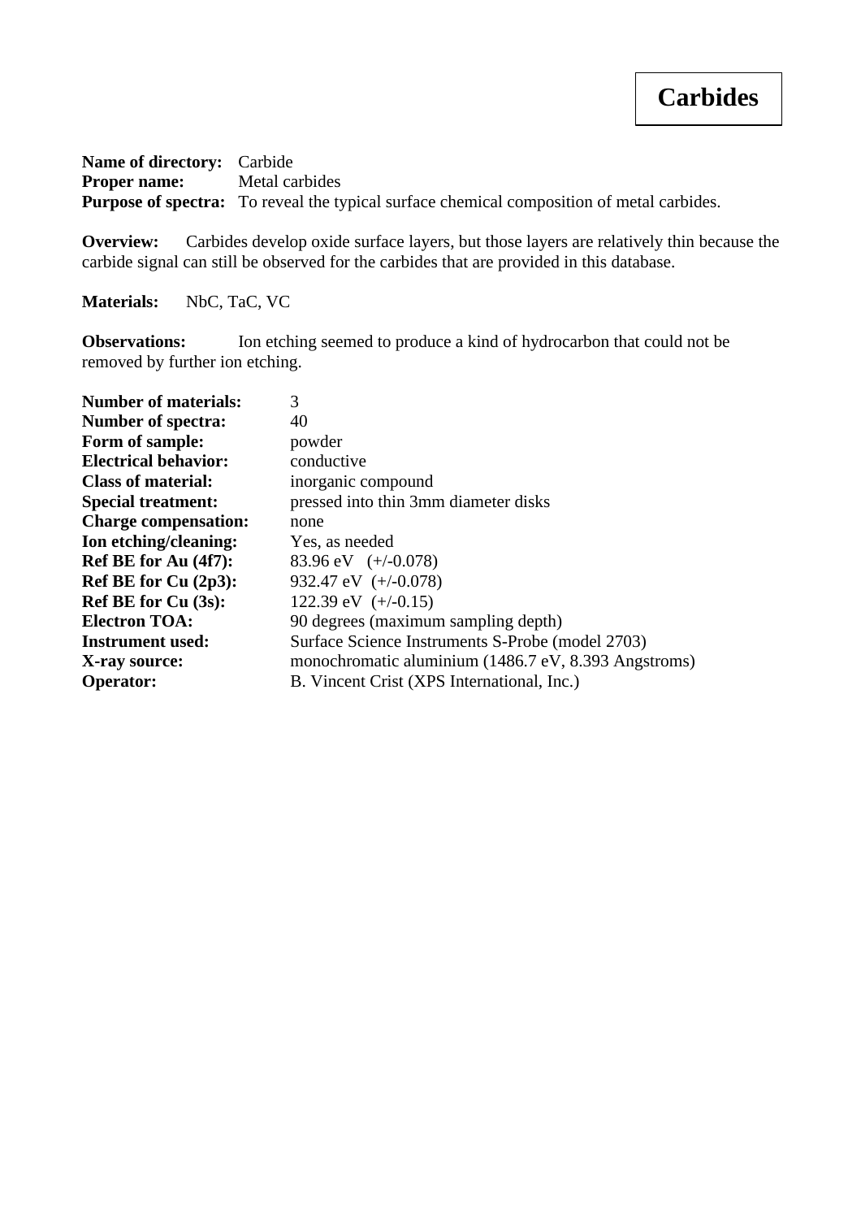# Carbides

**Name of directory:** Carbide
**Proper name:** Metal carbides
**Purpose of spectra:** To reveal the typical surface chemical composition of metal carbides.

**Overview:** Carbides develop oxide surface layers, but those layers are relatively thin because the carbide signal can still be observed for the carbides that are provided in this database.

**Materials:** NbC, TaC, VC

**Observations:** Ion etching seemed to produce a kind of hydrocarbon that could not be removed by further ion etching.

**Number of materials:** 3
**Number of spectra:** 40
**Form of sample:** powder
**Electrical behavior:** conductive
**Class of material:** inorganic compound
**Special treatment:** pressed into thin 3mm diameter disks
**Charge compensation:** none
**Ion etching/cleaning:** Yes, as needed
**Ref BE for Au (4f7):** 83.96 eV (+/-0.078)
**Ref BE for Cu (2p3):** 932.47 eV (+/-0.078)
**Ref BE for Cu (3s):** 122.39 eV (+/-0.15)
**Electron TOA:** 90 degrees (maximum sampling depth)
**Instrument used:** Surface Science Instruments S-Probe (model 2703)
**X-ray source:** monochromatic aluminium (1486.7 eV, 8.393 Angstroms)
**Operator:** B. Vincent Crist (XPS International, Inc.)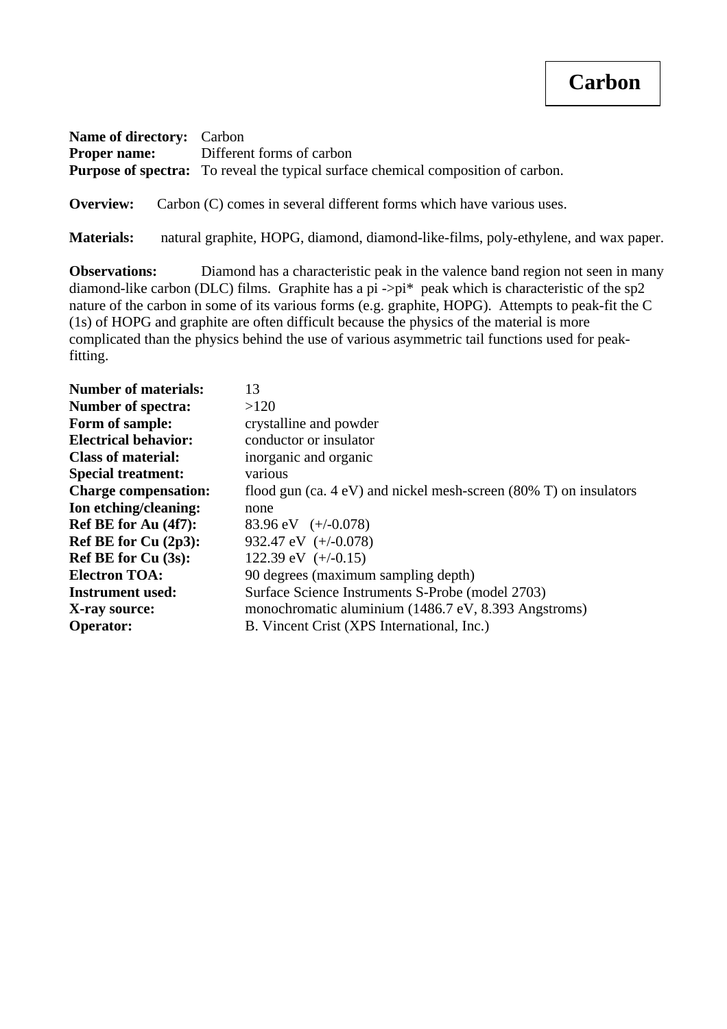# Carbon

**Name of directory:** Carbon
**Proper name:** Different forms of carbon
**Purpose of spectra:** To reveal the typical surface chemical composition of carbon.

**Overview:** Carbon (C) comes in several different forms which have various uses.

**Materials:** natural graphite, HOPG, diamond, diamond-like-films, poly-ethylene, and wax paper.

**Observations:** Diamond has a characteristic peak in the valence band region not seen in many diamond-like carbon (DLC) films. Graphite has a pi ->pi* peak which is characteristic of the sp2 nature of the carbon in some of its various forms (e.g. graphite, HOPG). Attempts to peak-fit the C (1s) of HOPG and graphite are often difficult because the physics of the material is more complicated than the physics behind the use of various asymmetric tail functions used for peak-fitting.

**Number of materials:** 13
**Number of spectra:** >120
**Form of sample:** crystalline and powder
**Electrical behavior:** conductor or insulator
**Class of material:** inorganic and organic
**Special treatment:** various
**Charge compensation:** flood gun (ca. 4 eV) and nickel mesh-screen (80% T) on insulators
**Ion etching/cleaning:** none
**Ref BE for Au (4f7):** 83.96 eV (+/-0.078)
**Ref BE for Cu (2p3):** 932.47 eV (+/-0.078)
**Ref BE for Cu (3s):** 122.39 eV (+/-0.15)
**Electron TOA:** 90 degrees (maximum sampling depth)
**Instrument used:** Surface Science Instruments S-Probe (model 2703)
**X-ray source:** monochromatic aluminium (1486.7 eV, 8.393 Angstroms)
**Operator:** B. Vincent Crist (XPS International, Inc.)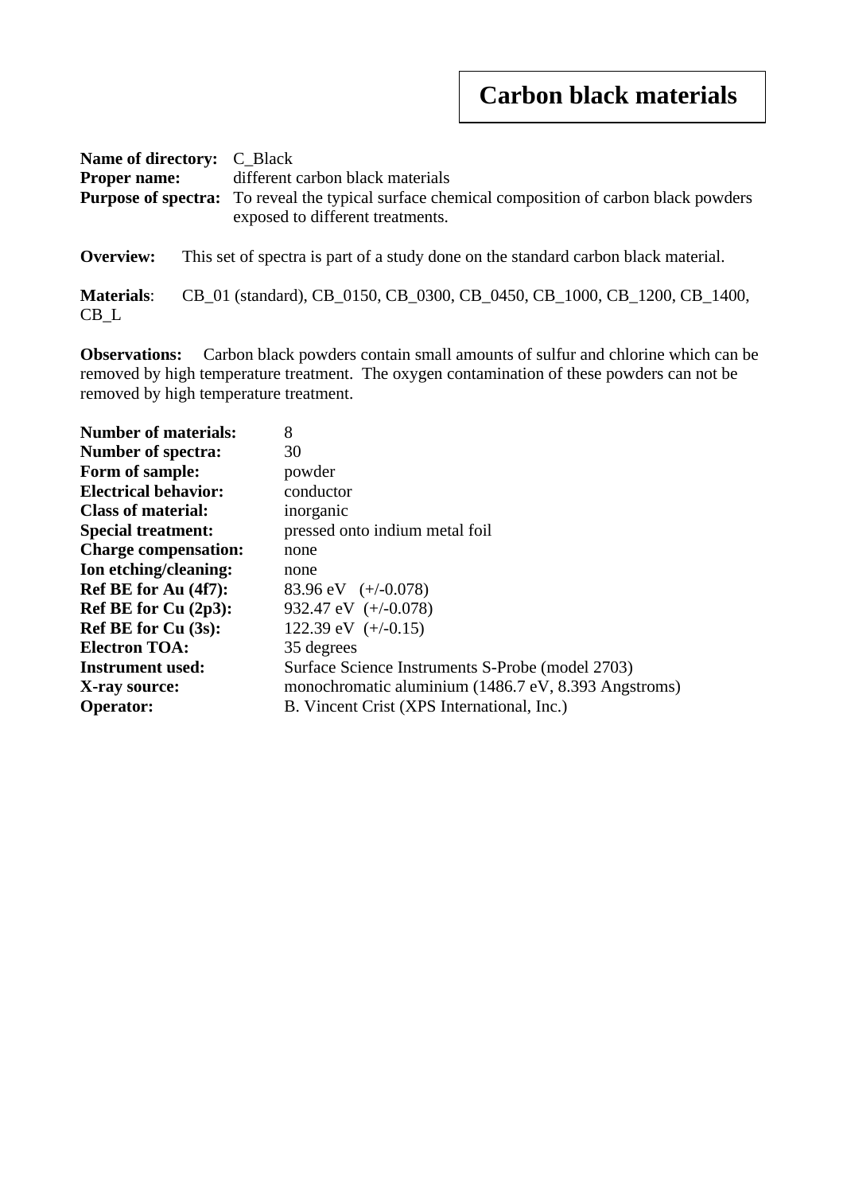# Carbon black materials

**Name of directory:** C_Black
**Proper name:** different carbon black materials
**Purpose of spectra:** To reveal the typical surface chemical composition of carbon black powders exposed to different treatments.

**Overview:** This set of spectra is part of a study done on the standard carbon black material.

**Materials**: CB_01 (standard), CB_0150, CB_0300, CB_0450, CB_1000, CB_1200, CB_1400, CB_L

**Observations:** Carbon black powders contain small amounts of sulfur and chlorine which can be removed by high temperature treatment. The oxygen contamination of these powders can not be removed by high temperature treatment.

**Number of materials:** 8
**Number of spectra:** 30
**Form of sample:** powder
**Electrical behavior:** conductor
**Class of material:** inorganic
**Special treatment:** pressed onto indium metal foil
**Charge compensation:** none
**Ion etching/cleaning:** none
**Ref BE for Au (4f7):** 83.96 eV (+/-0.078)
**Ref BE for Cu (2p3):** 932.47 eV (+/-0.078)
**Ref BE for Cu (3s):** 122.39 eV (+/-0.15)
**Electron TOA:** 35 degrees
**Instrument used:** Surface Science Instruments S-Probe (model 2703)
**X-ray source:** monochromatic aluminium (1486.7 eV, 8.393 Angstroms)
**Operator:** B. Vincent Crist (XPS International, Inc.)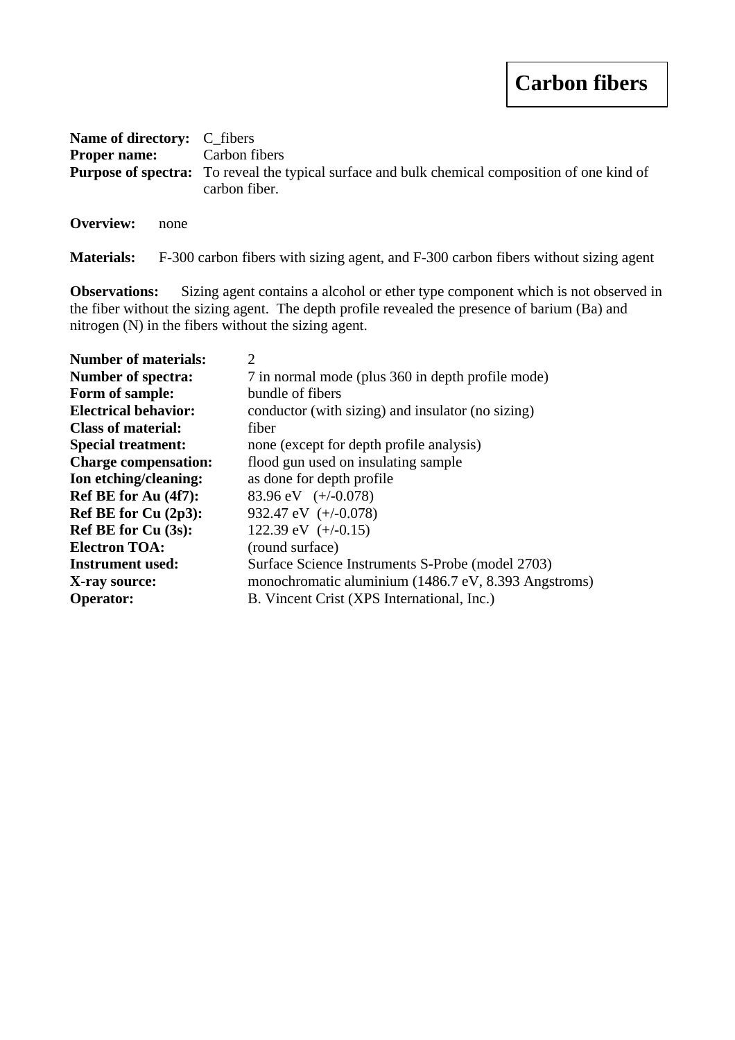# Carbon fibers

**Name of directory:** C_fibers
**Proper name:** Carbon fibers
**Purpose of spectra:** To reveal the typical surface and bulk chemical composition of one kind of carbon fiber.

**Overview:** none

**Materials:** F-300 carbon fibers with sizing agent, and F-300 carbon fibers without sizing agent

**Observations:** Sizing agent contains a alcohol or ether type component which is not observed in the fiber without the sizing agent. The depth profile revealed the presence of barium (Ba) and nitrogen (N) in the fibers without the sizing agent.

**Number of materials:** 2
**Number of spectra:** 7 in normal mode (plus 360 in depth profile mode)
**Form of sample:** bundle of fibers
**Electrical behavior:** conductor (with sizing) and insulator (no sizing)
**Class of material:** fiber
**Special treatment:** none (except for depth profile analysis)
**Charge compensation:** flood gun used on insulating sample
**Ion etching/cleaning:** as done for depth profile
**Ref BE for Au (4f7):** 83.96 eV (+/-0.078)
**Ref BE for Cu (2p3):** 932.47 eV (+/-0.078)
**Ref BE for Cu (3s):** 122.39 eV (+/-0.15)
**Electron TOA:** (round surface)
**Instrument used:** Surface Science Instruments S-Probe (model 2703)
**X-ray source:** monochromatic aluminium (1486.7 eV, 8.393 Angstroms)
**Operator:** B. Vincent Crist (XPS International, Inc.)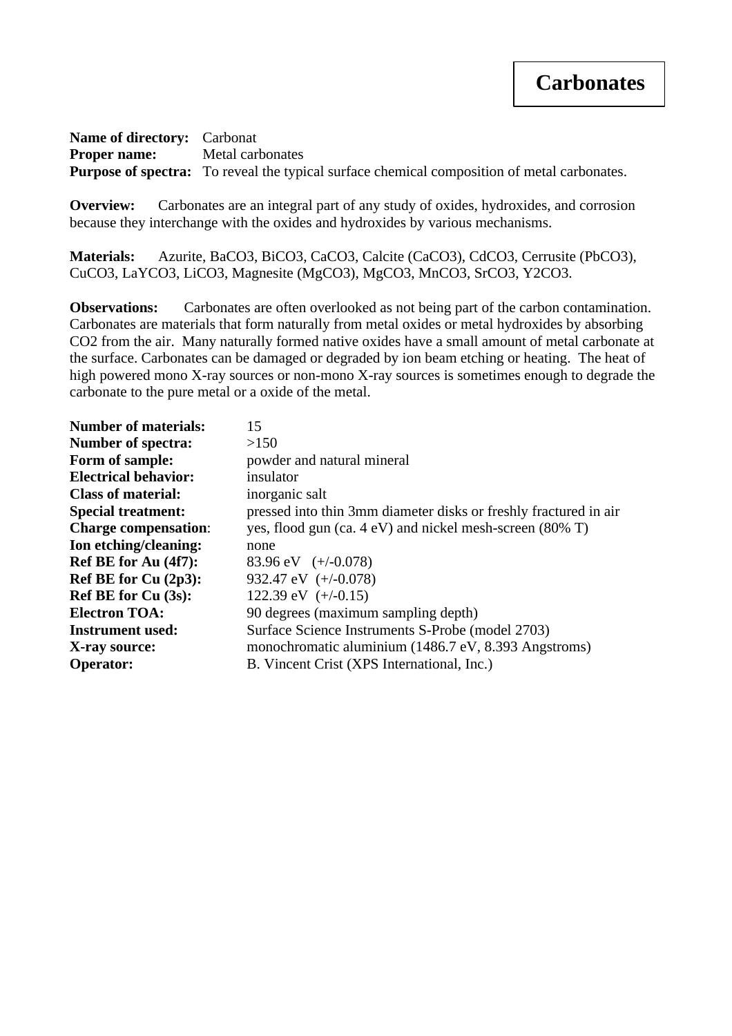# Carbonates

**Name of directory:** Carbonat
**Proper name:** Metal carbonates
**Purpose of spectra:** To reveal the typical surface chemical composition of metal carbonates.

**Overview:** Carbonates are an integral part of any study of oxides, hydroxides, and corrosion because they interchange with the oxides and hydroxides by various mechanisms.

**Materials:** Azurite, BaCO3, BiCO3, CaCO3, Calcite (CaCO3), CdCO3, Cerrusite (PbCO3), CuCO3, LaYCO3, LiCO3, Magnesite (MgCO3), MgCO3, MnCO3, SrCO3, Y2CO3.

**Observations:** Carbonates are often overlooked as not being part of the carbon contamination. Carbonates are materials that form naturally from metal oxides or metal hydroxides by absorbing CO2 from the air. Many naturally formed native oxides have a small amount of metal carbonate at the surface. Carbonates can be damaged or degraded by ion beam etching or heating. The heat of high powered mono X-ray sources or non-mono X-ray sources is sometimes enough to degrade the carbonate to the pure metal or a oxide of the metal.

**Number of materials:** 15
**Number of spectra:** >150
**Form of sample:** powder and natural mineral
**Electrical behavior:** insulator
**Class of material:** inorganic salt
**Special treatment:** pressed into thin 3mm diameter disks or freshly fractured in air
**Charge compensation:** yes, flood gun (ca. 4 eV) and nickel mesh-screen (80% T)
**Ion etching/cleaning:** none
**Ref BE for Au (4f7):** 83.96 eV (+/-0.078)
**Ref BE for Cu (2p3):** 932.47 eV (+/-0.078)
**Ref BE for Cu (3s):** 122.39 eV (+/-0.15)
**Electron TOA:** 90 degrees (maximum sampling depth)
**Instrument used:** Surface Science Instruments S-Probe (model 2703)
**X-ray source:** monochromatic aluminium (1486.7 eV, 8.393 Angstroms)
**Operator:** B. Vincent Crist (XPS International, Inc.)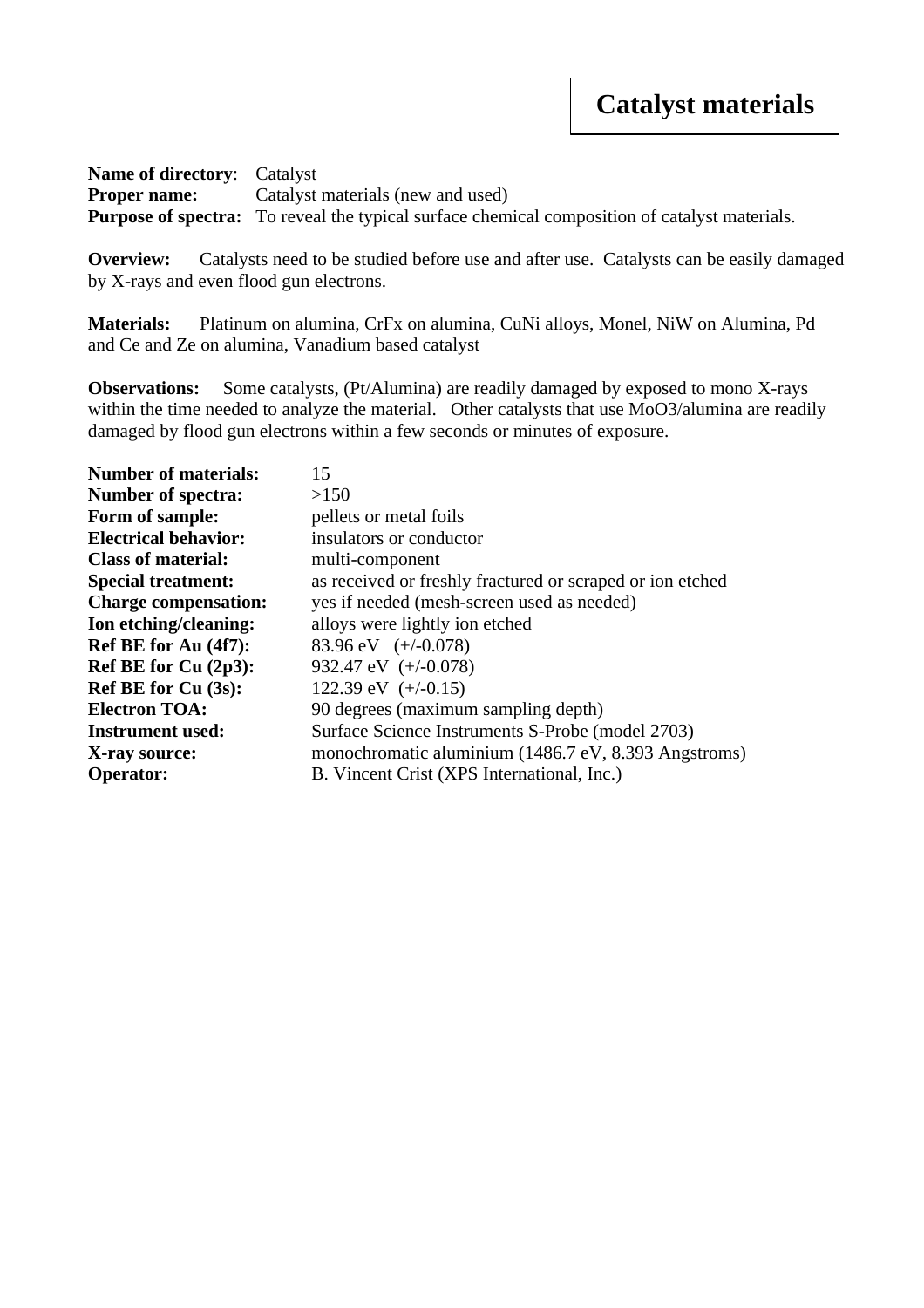# Catalyst materials

**Name of directory**: Catalyst
**Proper name:** Catalyst materials (new and used)
**Purpose of spectra:** To reveal the typical surface chemical composition of catalyst materials.

**Overview:** Catalysts need to be studied before use and after use. Catalysts can be easily damaged by X-rays and even flood gun electrons.

**Materials:** Platinum on alumina, CrFx on alumina, CuNi alloys, Monel, NiW on Alumina, Pd and Ce and Ze on alumina, Vanadium based catalyst

**Observations:** Some catalysts, (Pt/Alumina) are readily damaged by exposed to mono X-rays within the time needed to analyze the material. Other catalysts that use $MoO_3$/alumina are readily damaged by flood gun electrons within a few seconds or minutes of exposure.

**Number of materials:** 15
**Number of spectra:** >150
**Form of sample:** pellets or metal foils
**Electrical behavior:** insulators or conductor
**Class of material:** multi-component
**Special treatment:** as received or freshly fractured or scraped or ion etched
**Charge compensation:** yes if needed (mesh-screen used as needed)
**Ion etching/cleaning:** alloys were lightly ion etched
**Ref BE for Au (4f7):** 83.96 eV (+/-0.078)
**Ref BE for Cu (2p3):** 932.47 eV (+/-0.078)
**Ref BE for Cu (3s):** 122.39 eV (+/-0.15)
**Electron TOA:** 90 degrees (maximum sampling depth)
**Instrument used:** Surface Science Instruments S-Probe (model 2703)
**X-ray source:** monochromatic aluminium (1486.7 eV, 8.393 Angstroms)
**Operator:** B. Vincent Crist (XPS International, Inc.)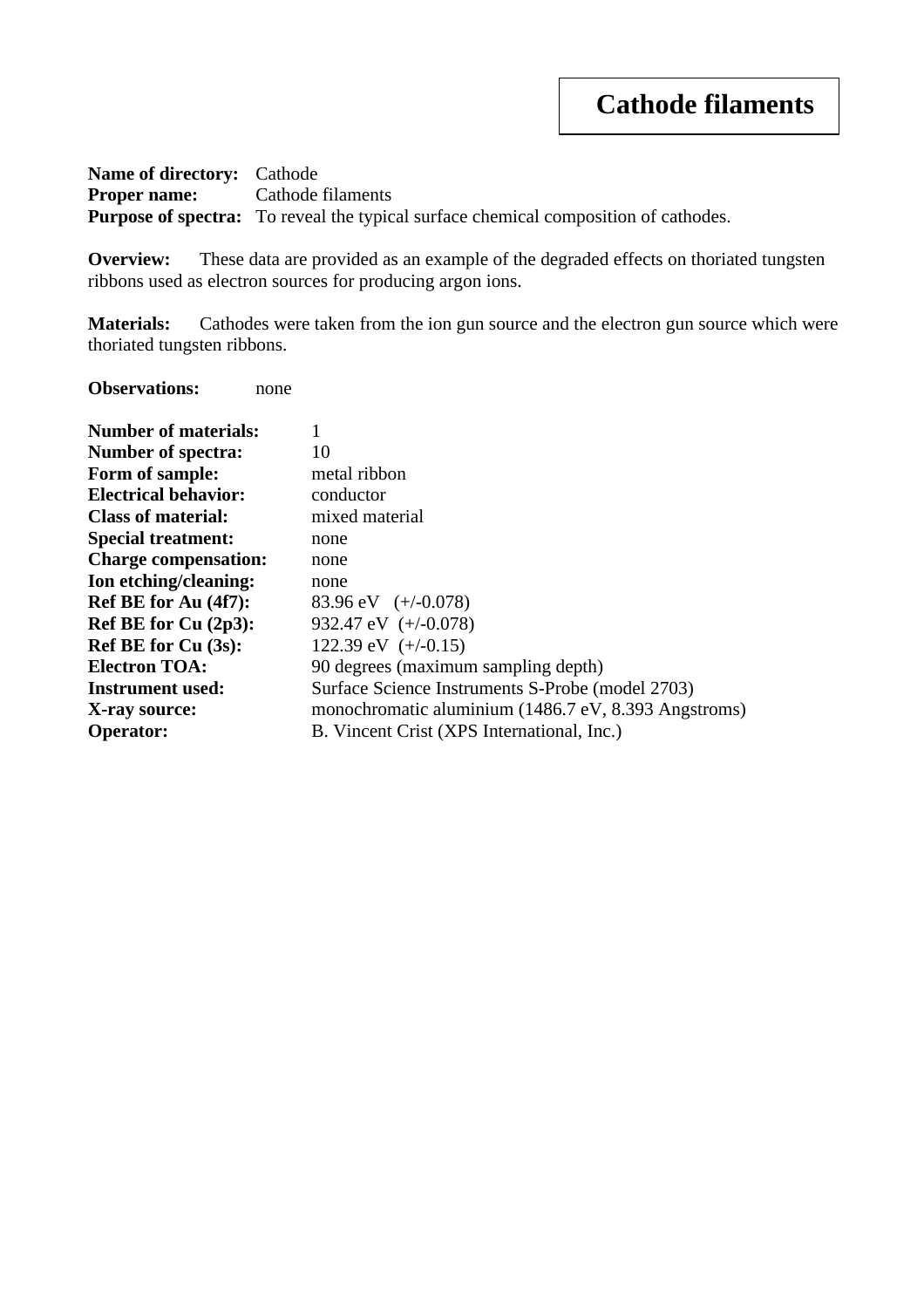# Cathode filaments

**Name of directory:** Cathode
**Proper name:** Cathode filaments
**Purpose of spectra:** To reveal the typical surface chemical composition of cathodes.

**Overview:** These data are provided as an example of the degraded effects on thoriated tungsten ribbons used as electron sources for producing argon ions.

**Materials:** Cathodes were taken from the ion gun source and the electron gun source which were thoriated tungsten ribbons.

**Observations:** none

**Number of materials:** 1
**Number of spectra:** 10
**Form of sample:** metal ribbon
**Electrical behavior:** conductor
**Class of material:** mixed material
**Special treatment:** none
**Charge compensation:** none
**Ion etching/cleaning:** none
**Ref BE for Au (4f7):** 83.96 eV (+/-0.078)
**Ref BE for Cu (2p3):** 932.47 eV (+/-0.078)
**Ref BE for Cu (3s):** 122.39 eV (+/-0.15)
**Electron TOA:** 90 degrees (maximum sampling depth)
**Instrument used:** Surface Science Instruments S-Probe (model 2703)
**X-ray source:** monochromatic aluminium (1486.7 eV, 8.393 Angstroms)
**Operator:** B. Vincent Crist (XPS International, Inc.)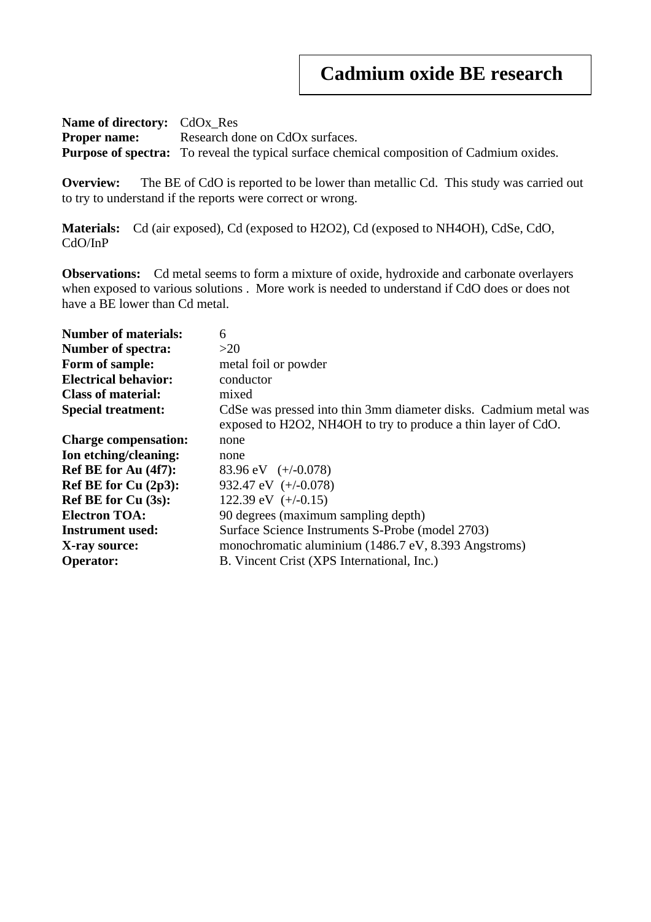# Cadmium oxide BE research

**Name of directory:** CdOx_Res
**Proper name:** Research done on CdOx surfaces.
**Purpose of spectra:** To reveal the typical surface chemical composition of Cadmium oxides.

**Overview:** The BE of CdO is reported to be lower than metallic Cd. This study was carried out to try to understand if the reports were correct or wrong.

**Materials:** Cd (air exposed), Cd (exposed to $H_2O_2$), Cd (exposed to $NH_4OH$), CdSe, CdO, CdO/InP

**Observations:** Cd metal seems to form a mixture of oxide, hydroxide and carbonate overlayers when exposed to various solutions . More work is needed to understand if CdO does or does not have a BE lower than Cd metal.

| | |
|---|---|
| **Number of materials:** | 6 |
| **Number of spectra:** | >20 |
| **Form of sample:** | metal foil or powder |
| **Electrical behavior:** | conductor |
| **Class of material:** | mixed |
| **Special treatment:** | CdSe was pressed into thin 3mm diameter disks. Cadmium metal was exposed to $H_2O_2$, $NH_4OH$ to try to produce a thin layer of CdO. |
| **Charge compensation:** | none |
| **Ion etching/cleaning:** | none |
| **Ref BE for Au (4f7):** | 83.96 eV (+/-0.078) |
| **Ref BE for Cu (2p3):** | 932.47 eV (+/-0.078) |
| **Ref BE for Cu (3s):** | 122.39 eV (+/-0.15) |
| **Electron TOA:** | 90 degrees (maximum sampling depth) |
| **Instrument used:** | Surface Science Instruments S-Probe (model 2703) |
| **X-ray source:** | monochromatic aluminium (1486.7 eV, 8.393 Angstroms) |
| **Operator:** | B. Vincent Crist (XPS International, Inc.) |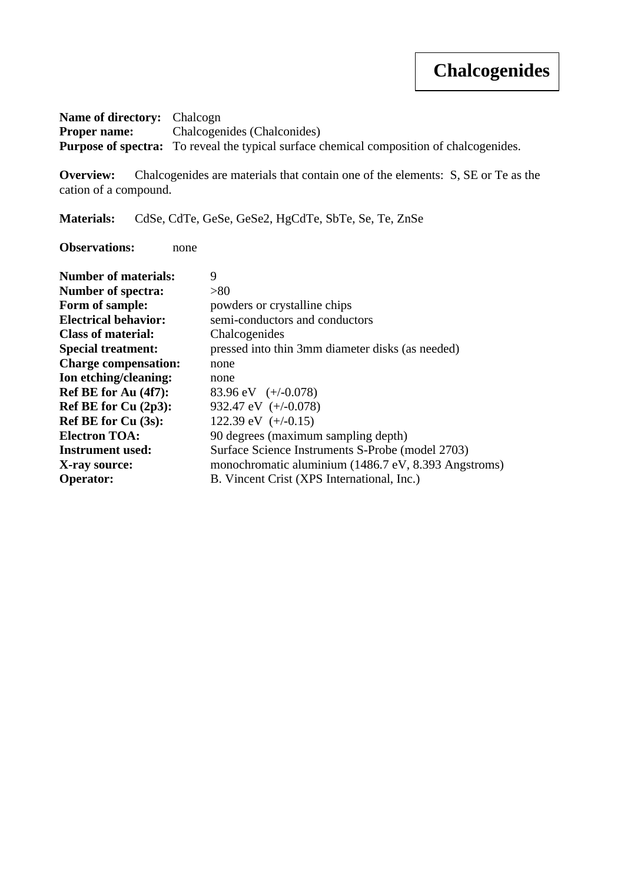# Chalcogenides

**Name of directory:** Chalcogn
**Proper name:** Chalcogenides (Chalconides)
**Purpose of spectra:** To reveal the typical surface chemical composition of chalcogenides.

**Overview:** Chalcogenides are materials that contain one of the elements: S, SE or Te as the cation of a compound.

**Materials:** CdSe, CdTe, GeSe, GeSe2, HgCdTe, SbTe, Se, Te, ZnSe

**Observations:** none

**Number of materials:** 9
**Number of spectra:** >80
**Form of sample:** powders or crystalline chips
**Electrical behavior:** semi-conductors and conductors
**Class of material:** Chalcogenides
**Special treatment:** pressed into thin 3mm diameter disks (as needed)
**Charge compensation:** none
**Ion etching/cleaning:** none
**Ref BE for Au (4f7):** 83.96 eV (+/-0.078)
**Ref BE for Cu (2p3):** 932.47 eV (+/-0.078)
**Ref BE for Cu (3s):** 122.39 eV (+/-0.15)
**Electron TOA:** 90 degrees (maximum sampling depth)
**Instrument used:** Surface Science Instruments S-Probe (model 2703)
**X-ray source:** monochromatic aluminium (1486.7 eV, 8.393 Angstroms)
**Operator:** B. Vincent Crist (XPS International, Inc.)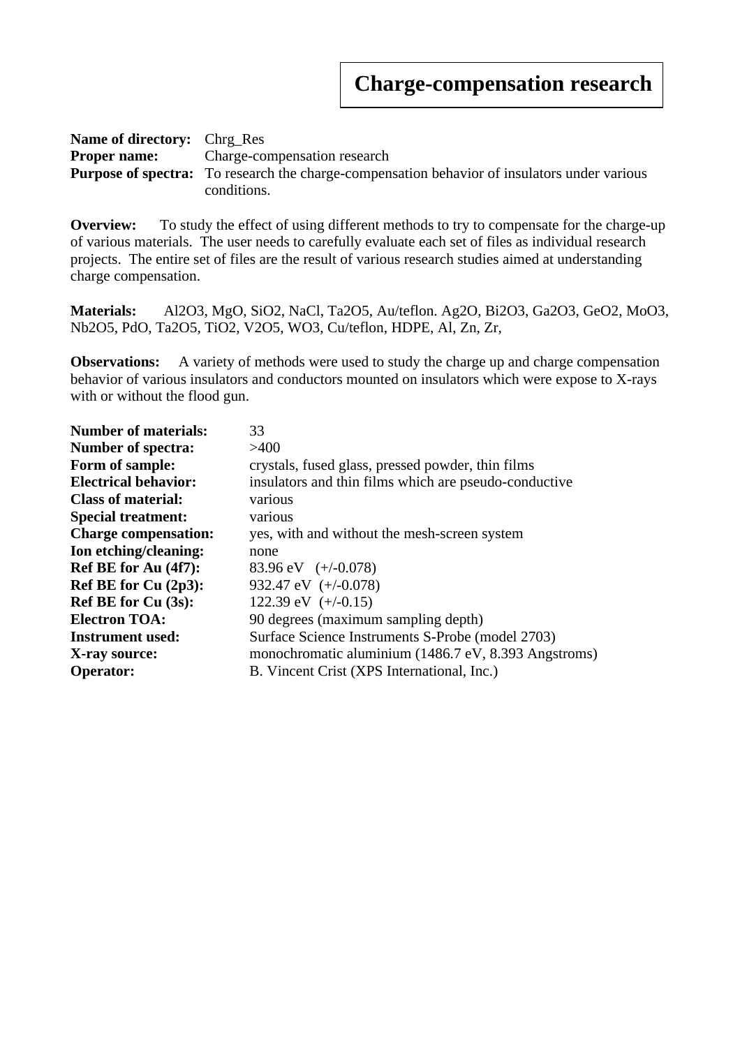# Charge-compensation research

**Name of directory:** Chrg_Res
**Proper name:** Charge-compensation research
**Purpose of spectra:** To research the charge-compensation behavior of insulators under various conditions.

**Overview:** To study the effect of using different methods to try to compensate for the charge-up of various materials. The user needs to carefully evaluate each set of files as individual research projects. The entire set of files are the result of various research studies aimed at understanding charge compensation.

**Materials:** $Al_2O_3$, MgO, $SiO_2$, NaCl, $Ta_2O_5$, Au/teflon. $Ag_2O$, $Bi_2O_3$, $Ga_2O_3$, $GeO_2$, $MoO_3$, $Nb_2O_5$, PdO, $Ta_2O_5$, $TiO_2$, $V_2O_5$, $WO_3$, Cu/teflon, HDPE, Al, Zn, Zr,

**Observations:** A variety of methods were used to study the charge up and charge compensation behavior of various insulators and conductors mounted on insulators which were expose to X-rays with or without the flood gun.

| | |
|---|---|
| **Number of materials:** | 33 |
| **Number of spectra:** | >400 |
| **Form of sample:** | crystals, fused glass, pressed powder, thin films |
| **Electrical behavior:** | insulators and thin films which are pseudo-conductive |
| **Class of material:** | various |
| **Special treatment:** | various |
| **Charge compensation:** | yes, with and without the mesh-screen system |
| **Ion etching/cleaning:** | none |
| **Ref BE for Au (4f7):** | 83.96 eV (+/-0.078) |
| **Ref BE for Cu (2p3):** | 932.47 eV (+/-0.078) |
| **Ref BE for Cu (3s):** | 122.39 eV (+/-0.15) |
| **Electron TOA:** | 90 degrees (maximum sampling depth) |
| **Instrument used:** | Surface Science Instruments S-Probe (model 2703) |
| **X-ray source:** | monochromatic aluminium (1486.7 eV, 8.393 Angstroms) |
| **Operator:** | B. Vincent Crist (XPS International, Inc.) |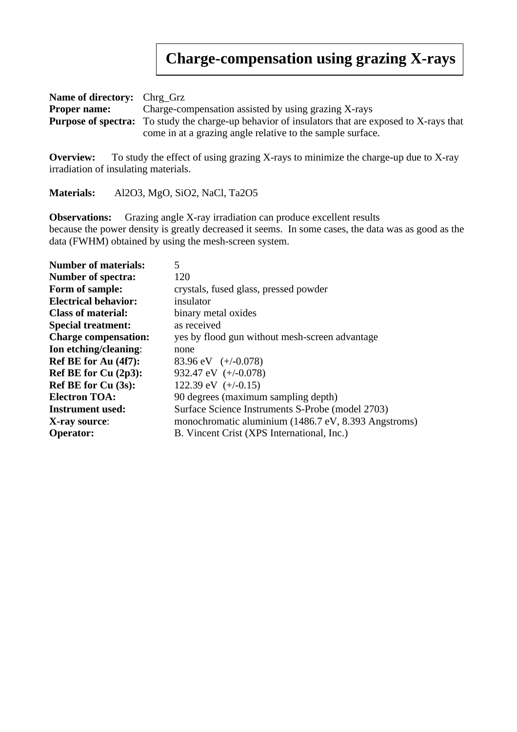# Charge-compensation using grazing X-rays

**Name of directory:** Chrg_Grz
**Proper name:** Charge-compensation assisted by using grazing X-rays
**Purpose of spectra:** To study the charge-up behavior of insulators that are exposed to X-rays that come in at a grazing angle relative to the sample surface.

**Overview:** To study the effect of using grazing X-rays to minimize the charge-up due to X-ray irradiation of insulating materials.

**Materials:** $Al_2O_3$, $MgO$, $SiO_2$, $NaCl$, $Ta_2O_5$

**Observations:** Grazing angle X-ray irradiation can produce excellent results because the power density is greatly decreased it seems. In some cases, the data was as good as the data (FWHM) obtained by using the mesh-screen system.

**Number of materials:** 5
**Number of spectra:** 120
**Form of sample:** crystals, fused glass, pressed powder
**Electrical behavior:** insulator
**Class of material:** binary metal oxides
**Special treatment:** as received
**Charge compensation:** yes by flood gun without mesh-screen advantage
**Ion etching/cleaning**: none
**Ref BE for Au (4f7):** 83.96 eV (+/-0.078)
**Ref BE for Cu (2p3):** 932.47 eV (+/-0.078)
**Ref BE for Cu (3s):** 122.39 eV (+/-0.15)
**Electron TOA:** 90 degrees (maximum sampling depth)
**Instrument used:** Surface Science Instruments S-Probe (model 2703)
**X-ray source**: monochromatic aluminium (1486.7 eV, 8.393 Angstroms)
**Operator:** B. Vincent Crist (XPS International, Inc.)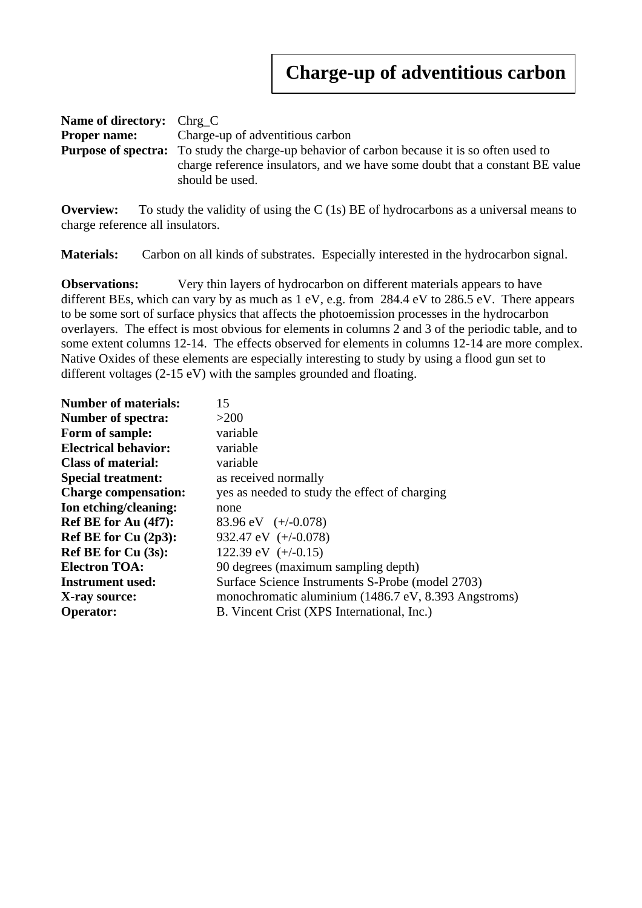# Charge-up of adventitious carbon

**Name of directory:** Chrg_C
**Proper name:** Charge-up of adventitious carbon
**Purpose of spectra:** To study the charge-up behavior of carbon because it is so often used to charge reference insulators, and we have some doubt that a constant BE value should be used.

**Overview:** To study the validity of using the C (1s) BE of hydrocarbons as a universal means to charge reference all insulators.

**Materials:** Carbon on all kinds of substrates. Especially interested in the hydrocarbon signal.

**Observations:** Very thin layers of hydrocarbon on different materials appears to have different BEs, which can vary by as much as 1 eV, e.g. from 284.4 eV to 286.5 eV. There appears to be some sort of surface physics that affects the photoemission processes in the hydrocarbon overlayers. The effect is most obvious for elements in columns 2 and 3 of the periodic table, and to some extent columns 12-14. The effects observed for elements in columns 12-14 are more complex. Native Oxides of these elements are especially interesting to study by using a flood gun set to different voltages (2-15 eV) with the samples grounded and floating.

**Number of materials:** 15
**Number of spectra:** >200
**Form of sample:** variable
**Electrical behavior:** variable
**Class of material:** variable
**Special treatment:** as received normally
**Charge compensation:** yes as needed to study the effect of charging
**Ion etching/cleaning:** none
**Ref BE for Au (4f7):** 83.96 eV (+/-0.078)
**Ref BE for Cu (2p3):** 932.47 eV (+/-0.078)
**Ref BE for Cu (3s):** 122.39 eV (+/-0.15)
**Electron TOA:** 90 degrees (maximum sampling depth)
**Instrument used:** Surface Science Instruments S-Probe (model 2703)
**X-ray source:** monochromatic aluminium (1486.7 eV, 8.393 Angstroms)
**Operator:** B. Vincent Crist (XPS International, Inc.)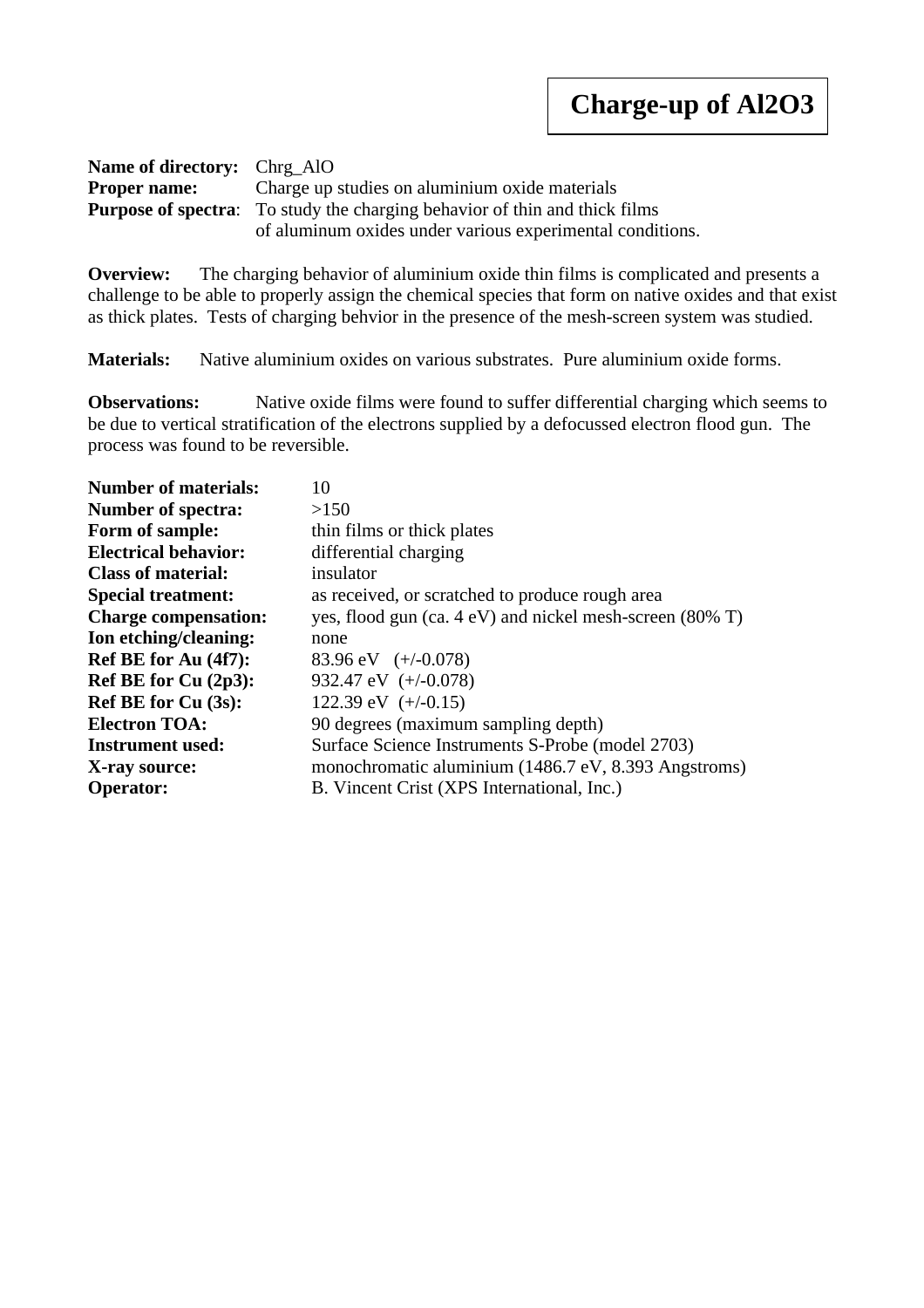# Charge-up of $Al_2O_3$

**Name of directory:** Chrg_AlO
**Proper name:** Charge up studies on aluminium oxide materials
**Purpose of spectra**: To study the charging behavior of thin and thick films of aluminum oxides under various experimental conditions.

**Overview:** The charging behavior of aluminium oxide thin films is complicated and presents a challenge to be able to properly assign the chemical species that form on native oxides and that exist as thick plates. Tests of charging behvior in the presence of the mesh-screen system was studied.

**Materials:** Native aluminium oxides on various substrates. Pure aluminium oxide forms.

**Observations:** Native oxide films were found to suffer differential charging which seems to be due to vertical stratification of the electrons supplied by a defocussed electron flood gun. The process was found to be reversible.

**Number of materials:** 10
**Number of spectra:** >150
**Form of sample:** thin films or thick plates
**Electrical behavior:** differential charging
**Class of material:** insulator
**Special treatment:** as received, or scratched to produce rough area
**Charge compensation:** yes, flood gun (ca. 4 eV) and nickel mesh-screen (80% T)
**Ion etching/cleaning:** none
**Ref BE for Au (4f7):** 83.96 eV (+/-0.078)
**Ref BE for Cu (2p3):** 932.47 eV (+/-0.078)
**Ref BE for Cu (3s):** 122.39 eV (+/-0.15)
**Electron TOA:** 90 degrees (maximum sampling depth)
**Instrument used:** Surface Science Instruments S-Probe (model 2703)
**X-ray source:** monochromatic aluminium (1486.7 eV, 8.393 Angstroms)
**Operator:** B. Vincent Crist (XPS International, Inc.)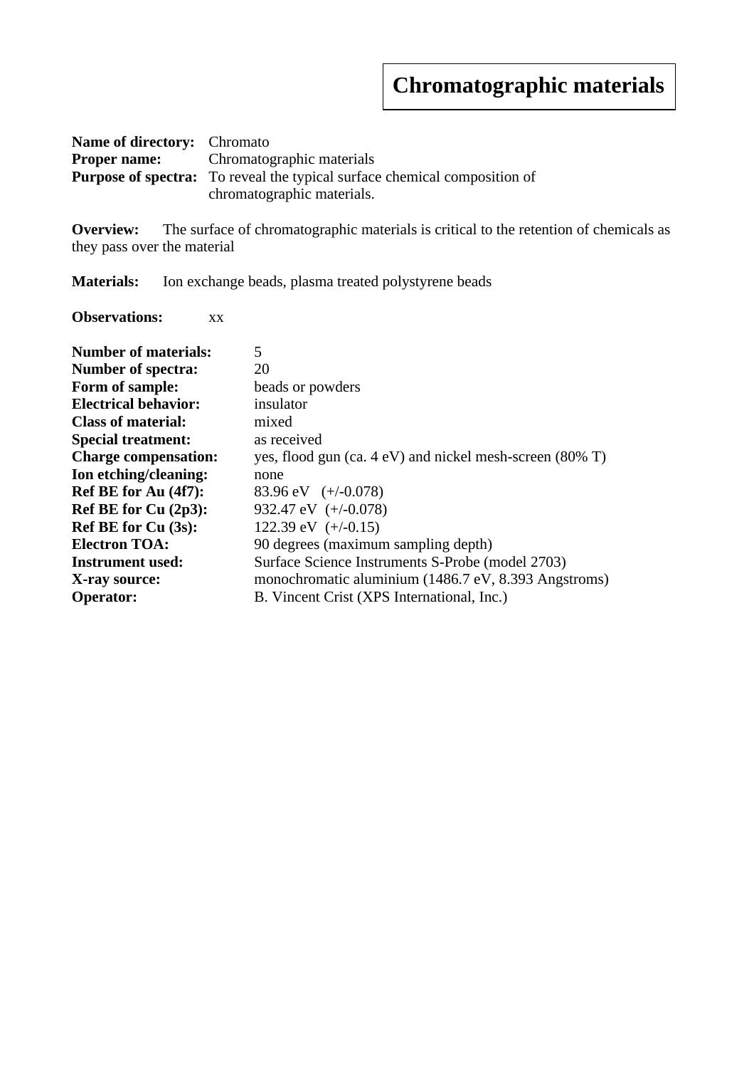# Chromatographic materials

**Name of directory:** Chromato
**Proper name:** Chromatographic materials
**Purpose of spectra:** To reveal the typical surface chemical composition of chromatographic materials.

**Overview:** The surface of chromatographic materials is critical to the retention of chemicals as they pass over the material

**Materials:** Ion exchange beads, plasma treated polystyrene beads

**Observations:** xx

**Number of materials:** 5
**Number of spectra:** 20
**Form of sample:** beads or powders
**Electrical behavior:** insulator
**Class of material:** mixed
**Special treatment:** as received
**Charge compensation:** yes, flood gun (ca. 4 eV) and nickel mesh-screen (80% T)
**Ion etching/cleaning:** none
**Ref BE for Au (4f7):** 83.96 eV (+/-0.078)
**Ref BE for Cu (2p3):** 932.47 eV (+/-0.078)
**Ref BE for Cu (3s):** 122.39 eV (+/-0.15)
**Electron TOA:** 90 degrees (maximum sampling depth)
**Instrument used:** Surface Science Instruments S-Probe (model 2703)
**X-ray source:** monochromatic aluminium (1486.7 eV, 8.393 Angstroms)
**Operator:** B. Vincent Crist (XPS International, Inc.)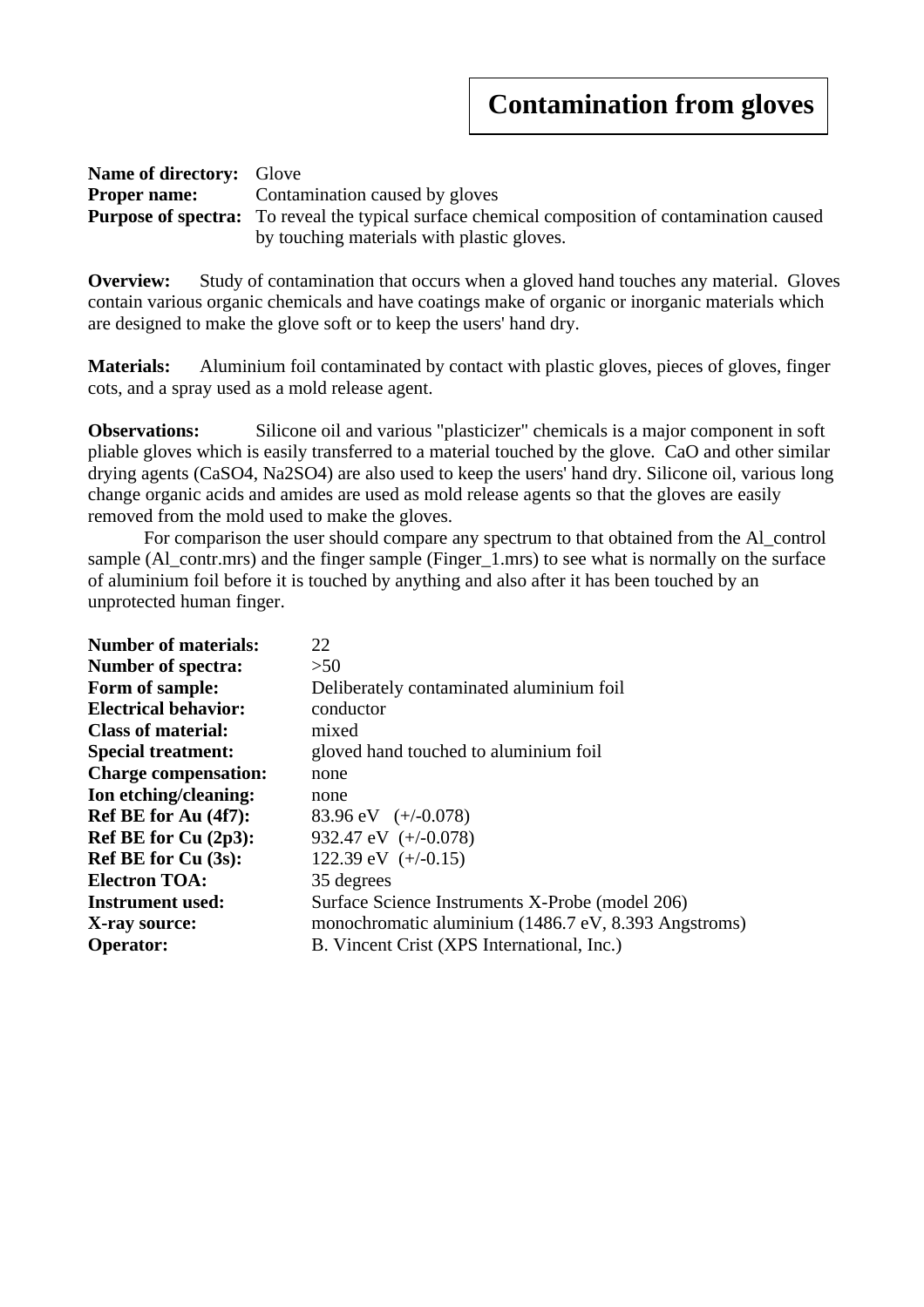# Contamination from gloves

**Name of directory:** Glove
**Proper name:** Contamination caused by gloves
**Purpose of spectra:** To reveal the typical surface chemical composition of contamination caused by touching materials with plastic gloves.

**Overview:** Study of contamination that occurs when a gloved hand touches any material. Gloves contain various organic chemicals and have coatings make of organic or inorganic materials which are designed to make the glove soft or to keep the users' hand dry.

**Materials:** Aluminium foil contaminated by contact with plastic gloves, pieces of gloves, finger cots, and a spray used as a mold release agent.

**Observations:** Silicone oil and various "plasticizer" chemicals is a major component in soft pliable gloves which is easily transferred to a material touched by the glove. CaO and other similar drying agents ($CaSO_4$, $Na_2SO_4$) are also used to keep the users' hand dry. Silicone oil, various long change organic acids and amides are used as mold release agents so that the gloves are easily removed from the mold used to make the gloves.

For comparison the user should compare any spectrum to that obtained from the Al_control sample (Al_contr.mrs) and the finger sample (Finger_1.mrs) to see what is normally on the surface of aluminium foil before it is touched by anything and also after it has been touched by an unprotected human finger.

**Number of materials:** 22
**Number of spectra:** >50
**Form of sample:** Deliberately contaminated aluminium foil
**Electrical behavior:** conductor
**Class of material:** mixed
**Special treatment:** gloved hand touched to aluminium foil
**Charge compensation:** none
**Ion etching/cleaning:** none
**Ref BE for Au (4f7):** 83.96 eV (+/-0.078)
**Ref BE for Cu (2p3):** 932.47 eV (+/-0.078)
**Ref BE for Cu (3s):** 122.39 eV (+/-0.15)
**Electron TOA:** 35 degrees
**Instrument used:** Surface Science Instruments X-Probe (model 206)
**X-ray source:** monochromatic aluminium (1486.7 eV, 8.393 Angstroms)
**Operator:** B. Vincent Crist (XPS International, Inc.)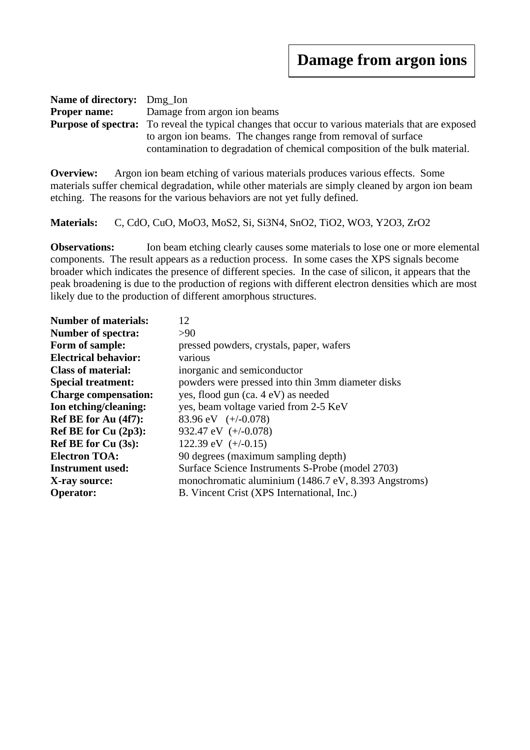# Damage from argon ions

**Name of directory:** Dmg_Ion
**Proper name:** Damage from argon ion beams
**Purpose of spectra:** To reveal the typical changes that occur to various materials that are exposed to argon ion beams. The changes range from removal of surface contamination to degradation of chemical composition of the bulk material.

**Overview:** Argon ion beam etching of various materials produces various effects. Some materials suffer chemical degradation, while other materials are simply cleaned by argon ion beam etching. The reasons for the various behaviors are not yet fully defined.

**Materials:** C, CdO, CuO, $MoO_3$, $MoS_2$, Si, $Si_3N_4$, $SnO_2$, $TiO_2$, $WO_3$, $Y_2O_3$, $ZrO_2$

**Observations:** Ion beam etching clearly causes some materials to lose one or more elemental components. The result appears as a reduction process. In some cases the XPS signals become broader which indicates the presence of different species. In the case of silicon, it appears that the peak broadening is due to the production of regions with different electron densities which are most likely due to the production of different amorphous structures.

| | |
|---|---|
| **Number of materials:** | 12 |
| **Number of spectra:** | >90 |
| **Form of sample:** | pressed powders, crystals, paper, wafers |
| **Electrical behavior:** | various |
| **Class of material:** | inorganic and semiconductor |
| **Special treatment:** | powders were pressed into thin 3mm diameter disks |
| **Charge compensation:** | yes, flood gun (ca. 4 eV) as needed |
| **Ion etching/cleaning:** | yes, beam voltage varied from 2-5 KeV |
| **Ref BE for Au (4f7):** | 83.96 eV (+/-0.078) |
| **Ref BE for Cu (2p3):** | 932.47 eV (+/-0.078) |
| **Ref BE for Cu (3s):** | 122.39 eV (+/-0.15) |
| **Electron TOA:** | 90 degrees (maximum sampling depth) |
| **Instrument used:** | Surface Science Instruments S-Probe (model 2703) |
| **X-ray source:** | monochromatic aluminium (1486.7 eV, 8.393 Angstroms) |
| **Operator:** | B. Vincent Crist (XPS International, Inc.) |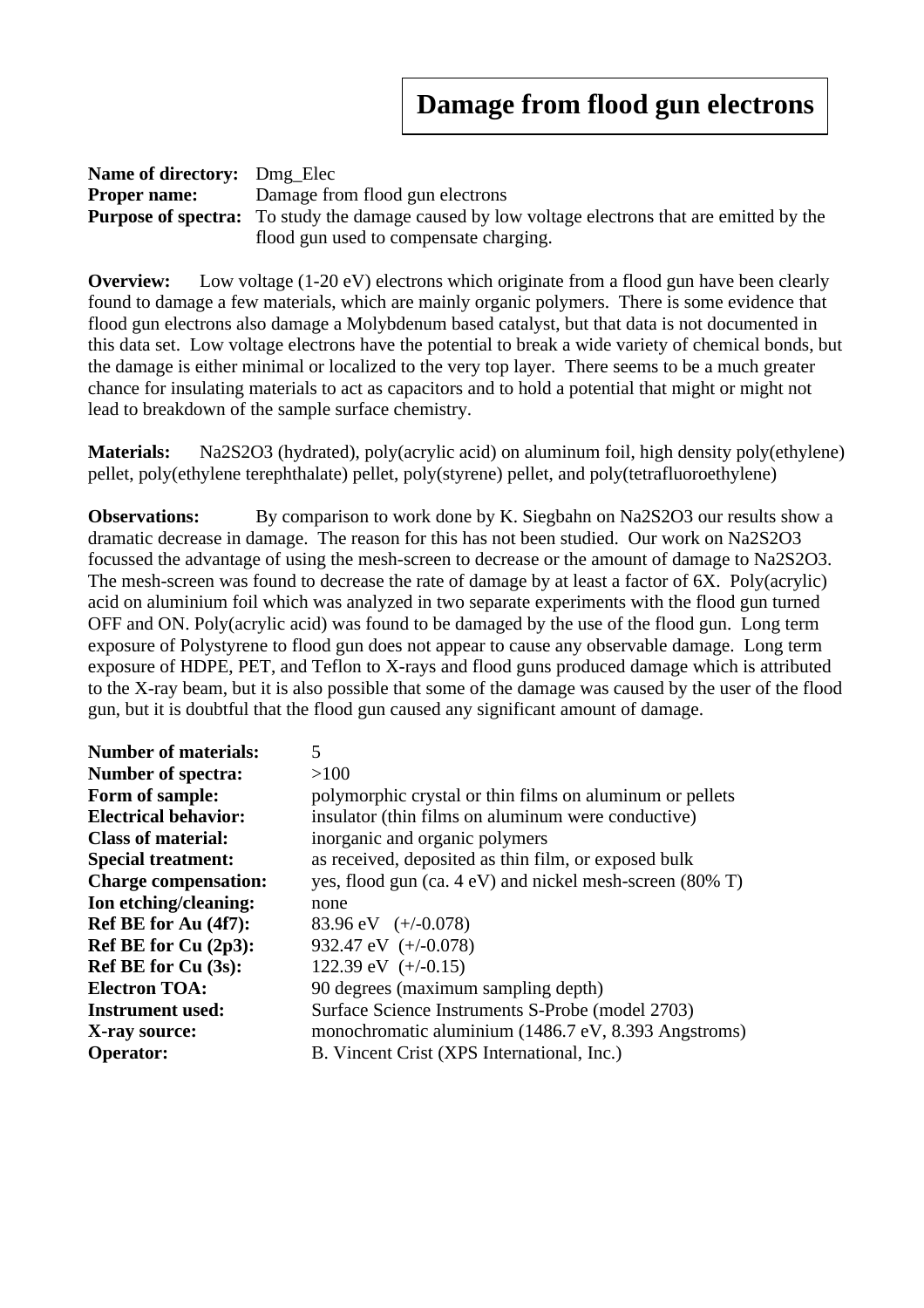# Damage from flood gun electrons

**Name of directory:** Dmg_Elec
**Proper name:** Damage from flood gun electrons
**Purpose of spectra:** To study the damage caused by low voltage electrons that are emitted by the flood gun used to compensate charging.

**Overview:** Low voltage (1-20 eV) electrons which originate from a flood gun have been clearly found to damage a few materials, which are mainly organic polymers. There is some evidence that flood gun electrons also damage a Molybdenum based catalyst, but that data is not documented in this data set. Low voltage electrons have the potential to break a wide variety of chemical bonds, but the damage is either minimal or localized to the very top layer. There seems to be a much greater chance for insulating materials to act as capacitors and to hold a potential that might or might not lead to breakdown of the sample surface chemistry.

**Materials:** $Na_2S_2O_3$ (hydrated), poly(acrylic acid) on aluminum foil, high density poly(ethylene) pellet, poly(ethylene terephthalate) pellet, poly(styrene) pellet, and poly(tetrafluoroethylene)

**Observations:** By comparison to work done by K. Siegbahn on $Na_2S_2O_3$ our results show a dramatic decrease in damage. The reason for this has not been studied. Our work on $Na_2S_2O_3$ focussed the advantage of using the mesh-screen to decrease or the amount of damage to $Na_2S_2O_3$. The mesh-screen was found to decrease the rate of damage by at least a factor of 6X. Poly(acrylic) acid on aluminium foil which was analyzed in two separate experiments with the flood gun turned OFF and ON. Poly(acrylic acid) was found to be damaged by the use of the flood gun. Long term exposure of Polystyrene to flood gun does not appear to cause any observable damage. Long term exposure of HDPE, PET, and Teflon to X-rays and flood guns produced damage which is attributed to the X-ray beam, but it is also possible that some of the damage was caused by the user of the flood gun, but it is doubtful that the flood gun caused any significant amount of damage.

**Number of materials:** 5
**Number of spectra:** >100
**Form of sample:** polymorphic crystal or thin films on aluminum or pellets
**Electrical behavior:** insulator (thin films on aluminum were conductive)
**Class of material:** inorganic and organic polymers
**Special treatment:** as received, deposited as thin film, or exposed bulk
**Charge compensation:** yes, flood gun (ca. 4 eV) and nickel mesh-screen (80% T)
**Ion etching/cleaning:** none
**Ref BE for Au (4f7):** 83.96 eV (+/-0.078)
**Ref BE for Cu (2p3):** 932.47 eV (+/-0.078)
**Ref BE for Cu (3s):** 122.39 eV (+/-0.15)
**Electron TOA:** 90 degrees (maximum sampling depth)
**Instrument used:** Surface Science Instruments S-Probe (model 2703)
**X-ray source:** monochromatic aluminium (1486.7 eV, 8.393 Angstroms)
**Operator:** B. Vincent Crist (XPS International, Inc.)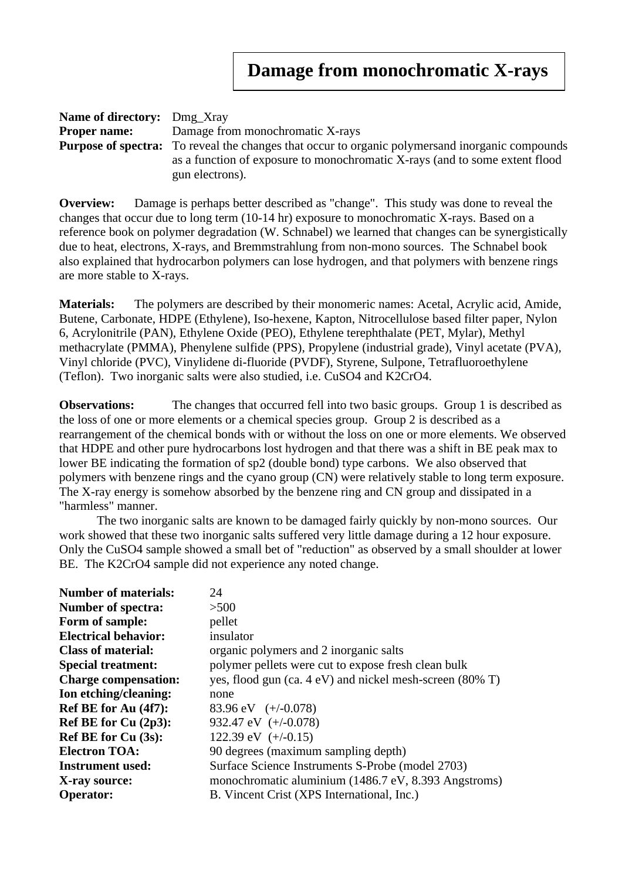# Damage from monochromatic X-rays

**Name of directory:** Dmg_Xray
**Proper name:** Damage from monochromatic X-rays
**Purpose of spectra:** To reveal the changes that occur to organic polymersand inorganic compounds as a function of exposure to monochromatic X-rays (and to some extent flood gun electrons).

**Overview:** Damage is perhaps better described as "change". This study was done to reveal the changes that occur due to long term (10-14 hr) exposure to monochromatic X-rays. Based on a reference book on polymer degradation (W. Schnabel) we learned that changes can be synergistically due to heat, electrons, X-rays, and Bremmstrahlung from non-mono sources. The Schnabel book also explained that hydrocarbon polymers can lose hydrogen, and that polymers with benzene rings are more stable to X-rays.

**Materials:** The polymers are described by their monomeric names: Acetal, Acrylic acid, Amide, Butene, Carbonate, HDPE (Ethylene), Iso-hexene, Kapton, Nitrocellulose based filter paper, Nylon 6, Acrylonitrile (PAN), Ethylene Oxide (PEO), Ethylene terephthalate (PET, Mylar), Methyl methacrylate (PMMA), Phenylene sulfide (PPS), Propylene (industrial grade), Vinyl acetate (PVA), Vinyl chloride (PVC), Vinylidene di-fluoride (PVDF), Styrene, Sulpone, Tetrafluoroethylene (Teflon). Two inorganic salts were also studied, i.e. $CuSO_4$ and $K_2CrO_4$.

**Observations:** The changes that occurred fell into two basic groups. Group 1 is described as the loss of one or more elements or a chemical species group. Group 2 is described as a rearrangement of the chemical bonds with or without the loss on one or more elements. We observed that HDPE and other pure hydrocarbons lost hydrogen and that there was a shift in BE peak max to lower BE indicating the formation of sp2 (double bond) type carbons. We also observed that polymers with benzene rings and the cyano group (CN) were relatively stable to long term exposure. The X-ray energy is somehow absorbed by the benzene ring and CN group and dissipated in a "harmless" manner.

The two inorganic salts are known to be damaged fairly quickly by non-mono sources. Our work showed that these two inorganic salts suffered very little damage during a 12 hour exposure. Only the $CuSO_4$ sample showed a small bet of "reduction" as observed by a small shoulder at lower BE. The $K_2CrO_4$ sample did not experience any noted change.

**Number of materials:** 24
**Number of spectra:** >500
**Form of sample:** pellet
**Electrical behavior:** insulator
**Class of material:** organic polymers and 2 inorganic salts
**Special treatment:** polymer pellets were cut to expose fresh clean bulk
**Charge compensation:** yes, flood gun (ca. 4 eV) and nickel mesh-screen (80% T)
**Ion etching/cleaning:** none
**Ref BE for Au (4f7):** 83.96 eV (+/-0.078)
**Ref BE for Cu (2p3):** 932.47 eV (+/-0.078)
**Ref BE for Cu (3s):** 122.39 eV (+/-0.15)
**Electron TOA:** 90 degrees (maximum sampling depth)
**Instrument used:** Surface Science Instruments S-Probe (model 2703)
**X-ray source:** monochromatic aluminium (1486.7 eV, 8.393 Angstroms)
**Operator:** B. Vincent Crist (XPS International, Inc.)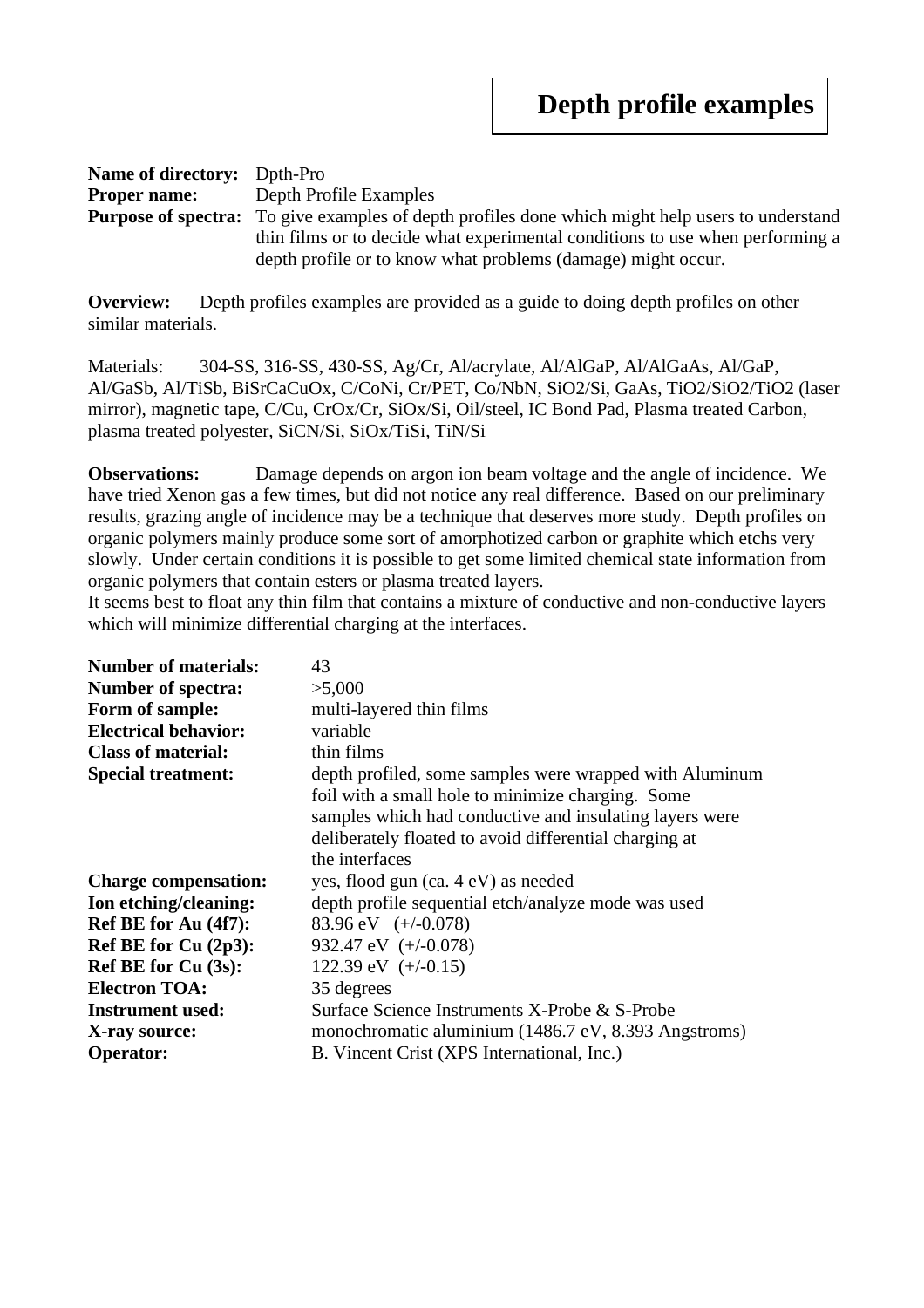# Depth profile examples

**Name of directory:** Dpth-Pro
**Proper name:** Depth Profile Examples
**Purpose of spectra:** To give examples of depth profiles done which might help users to understand thin films or to decide what experimental conditions to use when performing a depth profile or to know what problems (damage) might occur.

**Overview:** Depth profiles examples are provided as a guide to doing depth profiles on other similar materials.

Materials: 304-SS, 316-SS, 430-SS, Ag/Cr, Al/acrylate, Al/AlGaP, Al/AlGaAs, Al/GaP, Al/GaSb, Al/TiSb, BiSrCaCuOx, C/CoNi, Cr/PET, Co/NbN, SiO2/Si, GaAs, TiO2/SiO2/TiO2 (laser mirror), magnetic tape, C/Cu, CrOx/Cr, SiOx/Si, Oil/steel, IC Bond Pad, Plasma treated Carbon, plasma treated polyester, SiCN/Si, SiOx/TiSi, TiN/Si

**Observations:** Damage depends on argon ion beam voltage and the angle of incidence. We have tried Xenon gas a few times, but did not notice any real difference. Based on our preliminary results, grazing angle of incidence may be a technique that deserves more study. Depth profiles on organic polymers mainly produce some sort of amorphotized carbon or graphite which etchs very slowly. Under certain conditions it is possible to get some limited chemical state information from organic polymers that contain esters or plasma treated layers.
It seems best to float any thin film that contains a mixture of conductive and non-conductive layers which will minimize differential charging at the interfaces.

**Number of materials:** 43
**Number of spectra:** >5,000
**Form of sample:** multi-layered thin films
**Electrical behavior:** variable
**Class of material:** thin films
**Special treatment:** depth profiled, some samples were wrapped with Aluminum foil with a small hole to minimize charging. Some samples which had conductive and insulating layers were deliberately floated to avoid differential charging at the interfaces
**Charge compensation:** yes, flood gun (ca. 4 eV) as needed
**Ion etching/cleaning:** depth profile sequential etch/analyze mode was used
**Ref BE for Au (4f7):** 83.96 eV (+/-0.078)
**Ref BE for Cu (2p3):** 932.47 eV (+/-0.078)
**Ref BE for Cu (3s):** 122.39 eV (+/-0.15)
**Electron TOA:** 35 degrees
**Instrument used:** Surface Science Instruments X-Probe & S-Probe
**X-ray source:** monochromatic aluminium (1486.7 eV, 8.393 Angstroms)
**Operator:** B. Vincent Crist (XPS International, Inc.)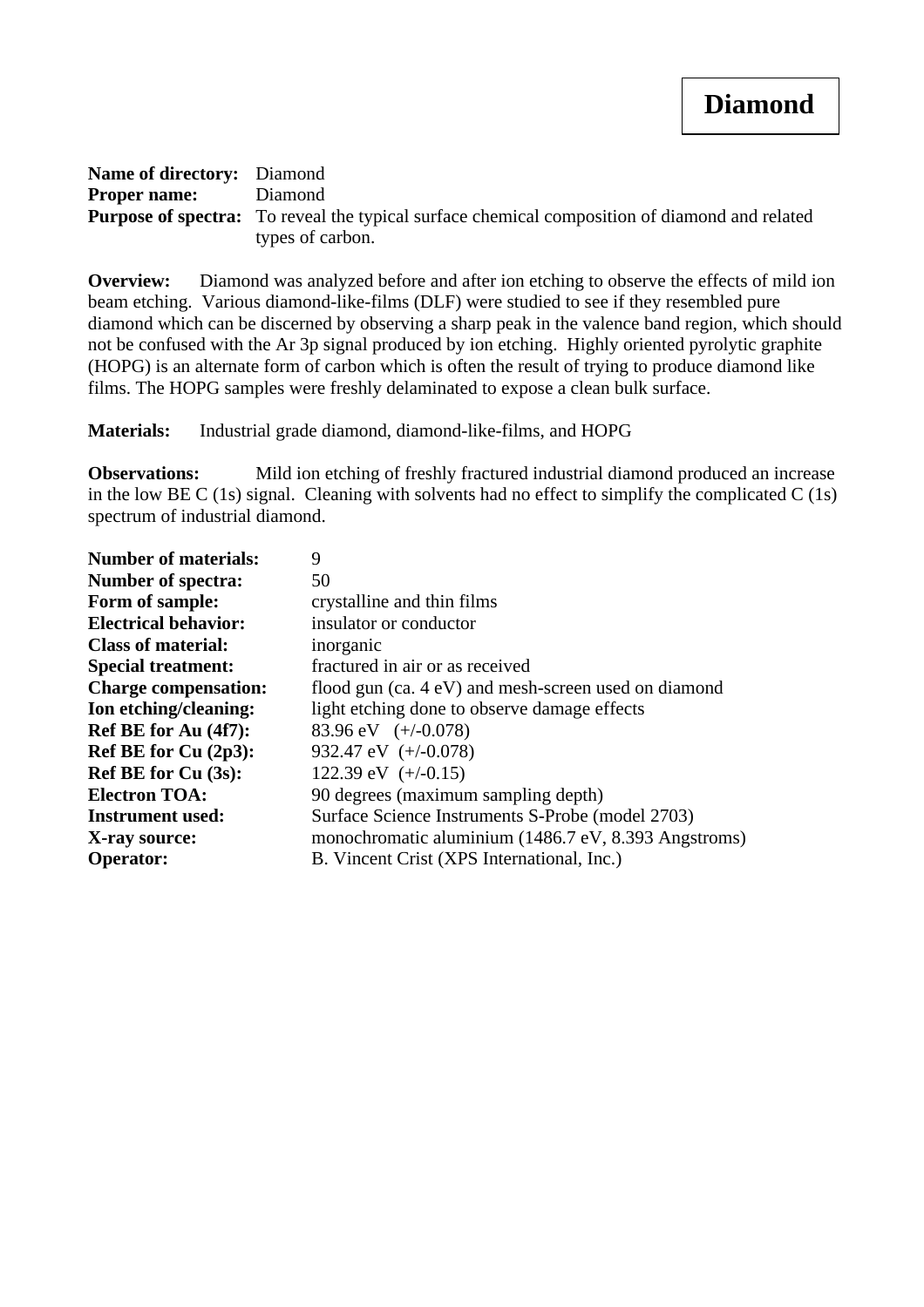# Diamond

**Name of directory:** Diamond
**Proper name:** Diamond
**Purpose of spectra:** To reveal the typical surface chemical composition of diamond and related types of carbon.

**Overview:** Diamond was analyzed before and after ion etching to observe the effects of mild ion beam etching. Various diamond-like-films (DLF) were studied to see if they resembled pure diamond which can be discerned by observing a sharp peak in the valence band region, which should not be confused with the Ar 3p signal produced by ion etching. Highly oriented pyrolytic graphite (HOPG) is an alternate form of carbon which is often the result of trying to produce diamond like films. The HOPG samples were freshly delaminated to expose a clean bulk surface.

**Materials:** Industrial grade diamond, diamond-like-films, and HOPG

**Observations:** Mild ion etching of freshly fractured industrial diamond produced an increase in the low BE C (1s) signal. Cleaning with solvents had no effect to simplify the complicated C (1s) spectrum of industrial diamond.

**Number of materials:** 9
**Number of spectra:** 50
**Form of sample:** crystalline and thin films
**Electrical behavior:** insulator or conductor
**Class of material:** inorganic
**Special treatment:** fractured in air or as received
**Charge compensation:** flood gun (ca. 4 eV) and mesh-screen used on diamond
**Ion etching/cleaning:** light etching done to observe damage effects
**Ref BE for Au (4f7):** 83.96 eV (+/-0.078)
**Ref BE for Cu (2p3):** 932.47 eV (+/-0.078)
**Ref BE for Cu (3s):** 122.39 eV (+/-0.15)
**Electron TOA:** 90 degrees (maximum sampling depth)
**Instrument used:** Surface Science Instruments S-Probe (model 2703)
**X-ray source:** monochromatic aluminium (1486.7 eV, 8.393 Angstroms)
**Operator:** B. Vincent Crist (XPS International, Inc.)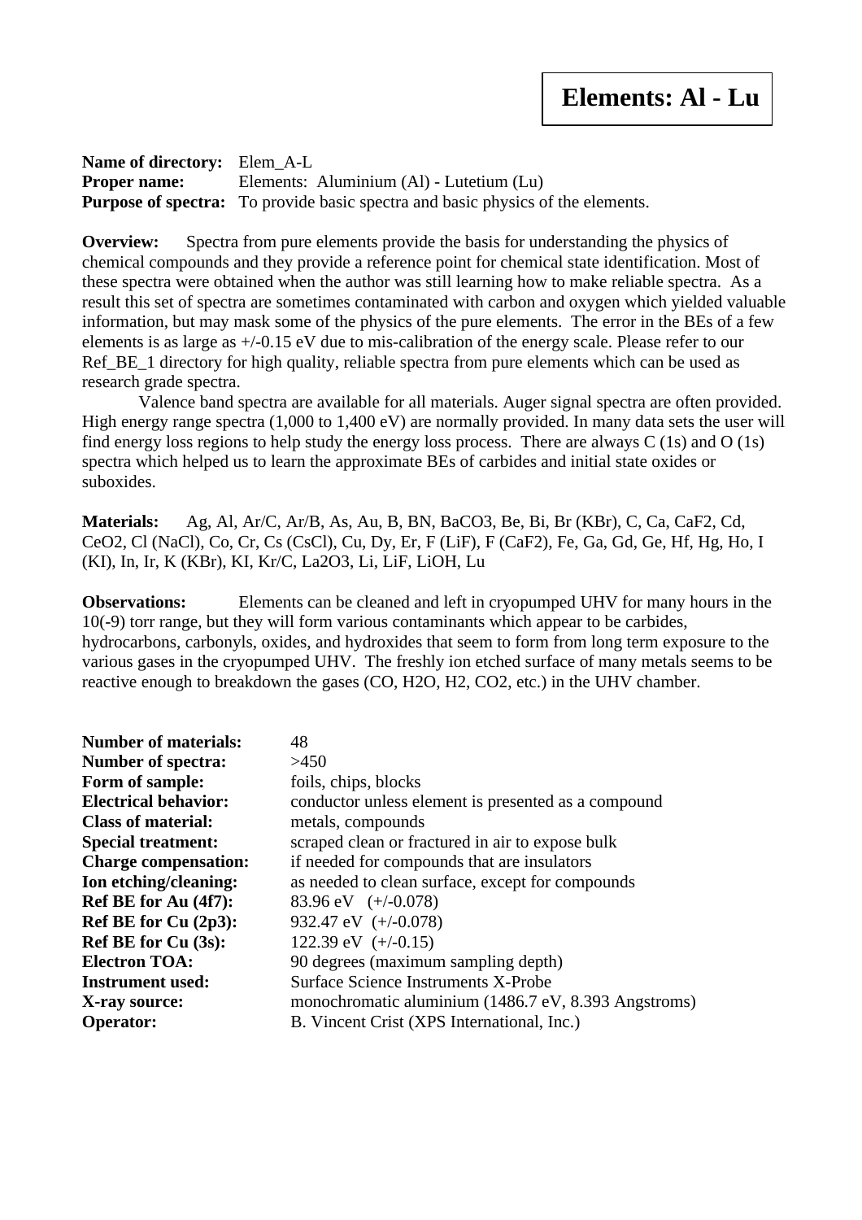# Elements: Al - Lu

**Name of directory:** Elem_A-L
**Proper name:** Elements: Aluminium (Al) - Lutetium (Lu)
**Purpose of spectra:** To provide basic spectra and basic physics of the elements.

**Overview:** Spectra from pure elements provide the basis for understanding the physics of chemical compounds and they provide a reference point for chemical state identification. Most of these spectra were obtained when the author was still learning how to make reliable spectra. As a result this set of spectra are sometimes contaminated with carbon and oxygen which yielded valuable information, but may mask some of the physics of the pure elements. The error in the BEs of a few elements is as large as +/-0.15 eV due to mis-calibration of the energy scale. Please refer to our Ref_BE_1 directory for high quality, reliable spectra from pure elements which can be used as research grade spectra.

Valence band spectra are available for all materials. Auger signal spectra are often provided. High energy range spectra (1,000 to 1,400 eV) are normally provided. In many data sets the user will find energy loss regions to help study the energy loss process. There are always C (1s) and O (1s) spectra which helped us to learn the approximate BEs of carbides and initial state oxides or suboxides.

**Materials:** Ag, Al, Ar/C, Ar/B, As, Au, B, BN, $BaCO_3$, Be, Bi, Br (KBr), C, Ca, $CaF_2$, Cd, $CeO_2$, Cl (NaCl), Co, Cr, Cs (CsCl), Cu, Dy, Er, F (LiF), F ($CaF_2$), Fe, Ga, Gd, Ge, Hf, Hg, Ho, I (KI), In, Ir, K (KBr), KI, Kr/C, $La_2O_3$, Li, LiF, LiOH, Lu

**Observations:** Elements can be cleaned and left in cryopumped UHV for many hours in the 10(-9) torr range, but they will form various contaminants which appear to be carbides, hydrocarbons, carbonyls, oxides, and hydroxides that seem to form from long term exposure to the various gases in the cryopumped UHV. The freshly ion etched surface of many metals seems to be reactive enough to breakdown the gases (CO, $H_2O$, $H_2$, $CO_2$, etc.) in the UHV chamber.

**Number of materials:** 48
**Number of spectra:** >450
**Form of sample:** foils, chips, blocks
**Electrical behavior:** conductor unless element is presented as a compound
**Class of material:** metals, compounds
**Special treatment:** scraped clean or fractured in air to expose bulk
**Charge compensation:** if needed for compounds that are insulators
**Ion etching/cleaning:** as needed to clean surface, except for compounds
**Ref BE for Au (4f7):** 83.96 eV (+/-0.078)
**Ref BE for Cu (2p3):** 932.47 eV (+/-0.078)
**Ref BE for Cu (3s):** 122.39 eV (+/-0.15)
**Electron TOA:** 90 degrees (maximum sampling depth)
**Instrument used:** Surface Science Instruments X-Probe
**X-ray source:** monochromatic aluminium (1486.7 eV, 8.393 Angstroms)
**Operator:** B. Vincent Crist (XPS International, Inc.)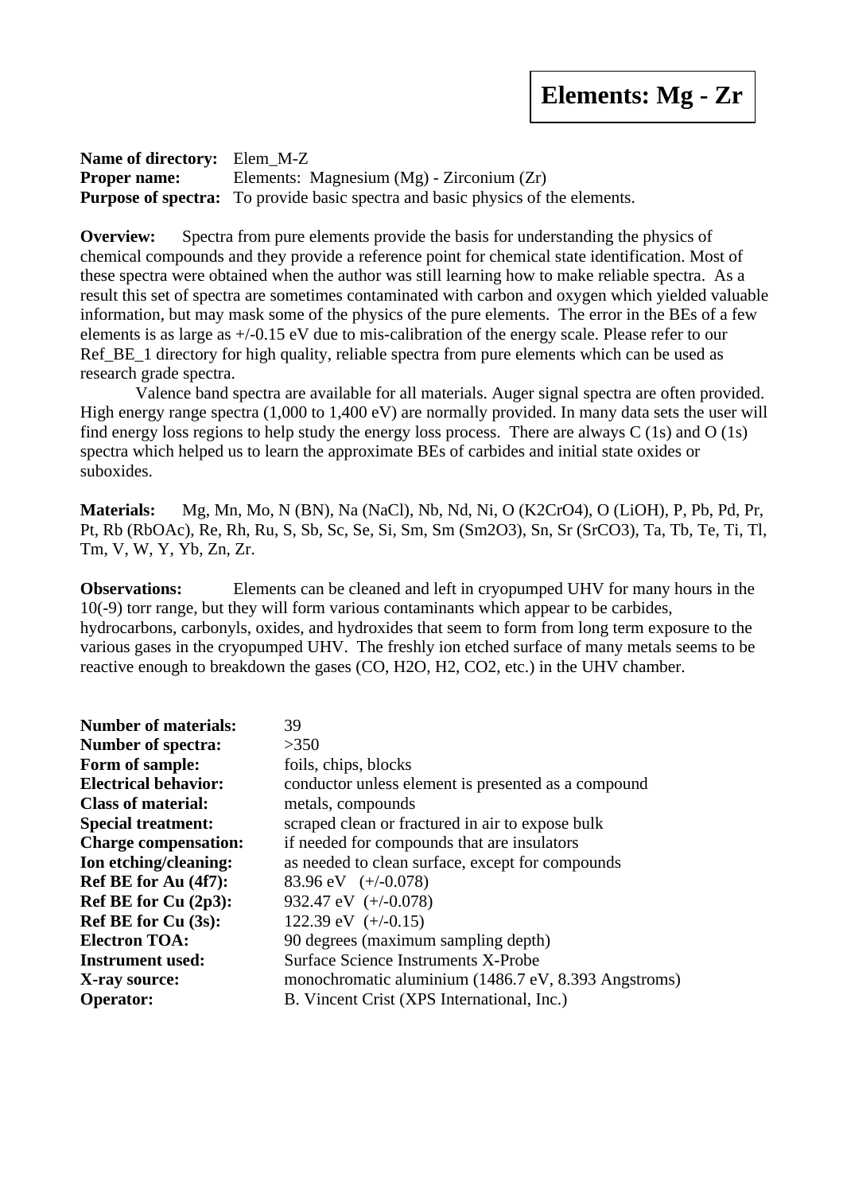# Elements: Mg - Zr

**Name of directory:** Elem_M-Z
**Proper name:** Elements: Magnesium (Mg) - Zirconium (Zr)
**Purpose of spectra:** To provide basic spectra and basic physics of the elements.

**Overview:** Spectra from pure elements provide the basis for understanding the physics of chemical compounds and they provide a reference point for chemical state identification. Most of these spectra were obtained when the author was still learning how to make reliable spectra. As a result this set of spectra are sometimes contaminated with carbon and oxygen which yielded valuable information, but may mask some of the physics of the pure elements. The error in the BEs of a few elements is as large as +/-0.15 eV due to mis-calibration of the energy scale. Please refer to our Ref_BE_1 directory for high quality, reliable spectra from pure elements which can be used as research grade spectra.

Valence band spectra are available for all materials. Auger signal spectra are often provided. High energy range spectra (1,000 to 1,400 eV) are normally provided. In many data sets the user will find energy loss regions to help study the energy loss process. There are always C (1s) and O (1s) spectra which helped us to learn the approximate BEs of carbides and initial state oxides or suboxides.

**Materials:** Mg, Mn, Mo, N (BN), Na (NaCl), Nb, Nd, Ni, O ($K_2CrO_4$), O (LiOH), P, Pb, Pd, Pr, Pt, Rb (RbOAc), Re, Rh, Ru, S, Sb, Sc, Se, Si, Sm, Sm ($Sm_2O_3$), Sn, Sr ($SrCO_3$), Ta, Tb, Te, Ti, Tl, Tm, V, W, Y, Yb, Zn, Zr.

**Observations:** Elements can be cleaned and left in cryopumped UHV for many hours in the 10(-9) torr range, but they will form various contaminants which appear to be carbides, hydrocarbons, carbonyls, oxides, and hydroxides that seem to form from long term exposure to the various gases in the cryopumped UHV. The freshly ion etched surface of many metals seems to be reactive enough to breakdown the gases (CO, $H_2O$, $H_2$, $CO_2$, etc.) in the UHV chamber.

**Number of materials:** 39
**Number of spectra:** >350
**Form of sample:** foils, chips, blocks
**Electrical behavior:** conductor unless element is presented as a compound
**Class of material:** metals, compounds
**Special treatment:** scraped clean or fractured in air to expose bulk
**Charge compensation:** if needed for compounds that are insulators
**Ion etching/cleaning:** as needed to clean surface, except for compounds
**Ref BE for Au (4f7):** 83.96 eV (+/-0.078)
**Ref BE for Cu (2p3):** 932.47 eV (+/-0.078)
**Ref BE for Cu (3s):** 122.39 eV (+/-0.15)
**Electron TOA:** 90 degrees (maximum sampling depth)
**Instrument used:** Surface Science Instruments X-Probe
**X-ray source:** monochromatic aluminium (1486.7 eV, 8.393 Angstroms)
**Operator:** B. Vincent Crist (XPS International, Inc.)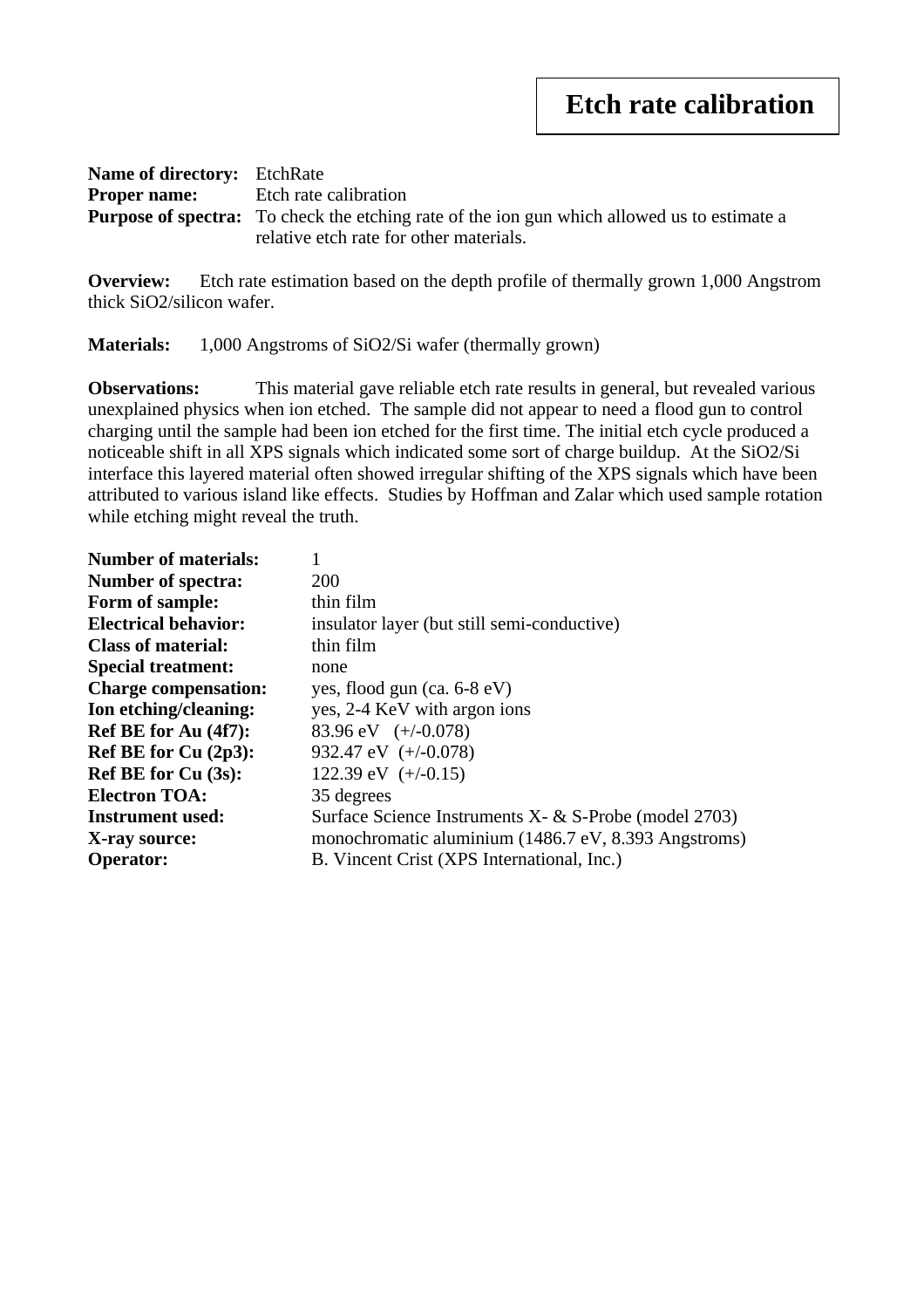# Etch rate calibration

**Name of directory:** EtchRate
**Proper name:** Etch rate calibration
**Purpose of spectra:** To check the etching rate of the ion gun which allowed us to estimate a relative etch rate for other materials.

**Overview:** Etch rate estimation based on the depth profile of thermally grown 1,000 Angstrom thick $SiO_2$/silicon wafer.

**Materials:** 1,000 Angstroms of $SiO_2$/Si wafer (thermally grown)

**Observations:** This material gave reliable etch rate results in general, but revealed various unexplained physics when ion etched. The sample did not appear to need a flood gun to control charging until the sample had been ion etched for the first time. The initial etch cycle produced a noticeable shift in all XPS signals which indicated some sort of charge buildup. At the $SiO_2$/Si interface this layered material often showed irregular shifting of the XPS signals which have been attributed to various island like effects. Studies by Hoffman and Zalar which used sample rotation while etching might reveal the truth.

**Number of materials:** 1
**Number of spectra:** 200
**Form of sample:** thin film
**Electrical behavior:** insulator layer (but still semi-conductive)
**Class of material:** thin film
**Special treatment:** none
**Charge compensation:** yes, flood gun (ca. 6-8 eV)
**Ion etching/cleaning:** yes, 2-4 KeV with argon ions
**Ref BE for Au (4f7):** 83.96 eV (+/-0.078)
**Ref BE for Cu (2p3):** 932.47 eV (+/-0.078)
**Ref BE for Cu (3s):** 122.39 eV (+/-0.15)
**Electron TOA:** 35 degrees
**Instrument used:** Surface Science Instruments X- & S-Probe (model 2703)
**X-ray source:** monochromatic aluminium (1486.7 eV, 8.393 Angstroms)
**Operator:** B. Vincent Crist (XPS International, Inc.)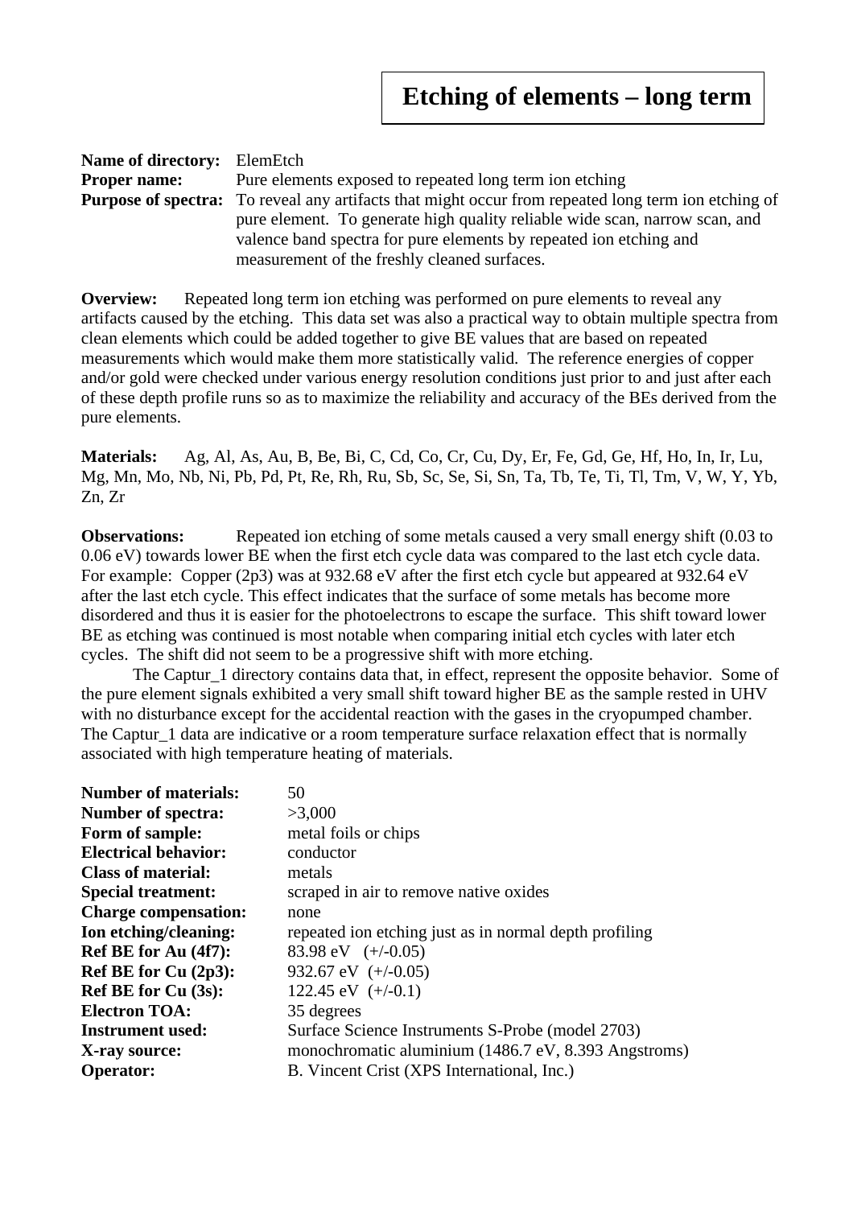# Etching of elements – long term

**Name of directory:** ElemEtch
**Proper name:** Pure elements exposed to repeated long term ion etching
**Purpose of spectra:** To reveal any artifacts that might occur from repeated long term ion etching of pure element. To generate high quality reliable wide scan, narrow scan, and valence band spectra for pure elements by repeated ion etching and measurement of the freshly cleaned surfaces.

**Overview:** Repeated long term ion etching was performed on pure elements to reveal any artifacts caused by the etching. This data set was also a practical way to obtain multiple spectra from clean elements which could be added together to give BE values that are based on repeated measurements which would make them more statistically valid. The reference energies of copper and/or gold were checked under various energy resolution conditions just prior to and just after each of these depth profile runs so as to maximize the reliability and accuracy of the BEs derived from the pure elements.

**Materials:** Ag, Al, As, Au, B, Be, Bi, C, Cd, Co, Cr, Cu, Dy, Er, Fe, Gd, Ge, Hf, Ho, In, Ir, Lu, Mg, Mn, Mo, Nb, Ni, Pb, Pd, Pt, Re, Rh, Ru, Sb, Sc, Se, Si, Sn, Ta, Tb, Te, Ti, Tl, Tm, V, W, Y, Yb, Zn, Zr

**Observations:** Repeated ion etching of some metals caused a very small energy shift (0.03 to 0.06 eV) towards lower BE when the first etch cycle data was compared to the last etch cycle data. For example: Copper (2p3) was at 932.68 eV after the first etch cycle but appeared at 932.64 eV after the last etch cycle. This effect indicates that the surface of some metals has become more disordered and thus it is easier for the photoelectrons to escape the surface. This shift toward lower BE as etching was continued is most notable when comparing initial etch cycles with later etch cycles. The shift did not seem to be a progressive shift with more etching.

The Captur_1 directory contains data that, in effect, represent the opposite behavior. Some of the pure element signals exhibited a very small shift toward higher BE as the sample rested in UHV with no disturbance except for the accidental reaction with the gases in the cryopumped chamber. The Captur_1 data are indicative or a room temperature surface relaxation effect that is normally associated with high temperature heating of materials.

**Number of materials:** 50
**Number of spectra:** >3,000
**Form of sample:** metal foils or chips
**Electrical behavior:** conductor
**Class of material:** metals
**Special treatment:** scraped in air to remove native oxides
**Charge compensation:** none
**Ion etching/cleaning:** repeated ion etching just as in normal depth profiling
**Ref BE for Au (4f7):** 83.98 eV (+/-0.05)
**Ref BE for Cu (2p3):** 932.67 eV (+/-0.05)
**Ref BE for Cu (3s):** 122.45 eV (+/-0.1)
**Electron TOA:** 35 degrees
**Instrument used:** Surface Science Instruments S-Probe (model 2703)
**X-ray source:** monochromatic aluminium (1486.7 eV, 8.393 Angstroms)
**Operator:** B. Vincent Crist (XPS International, Inc.)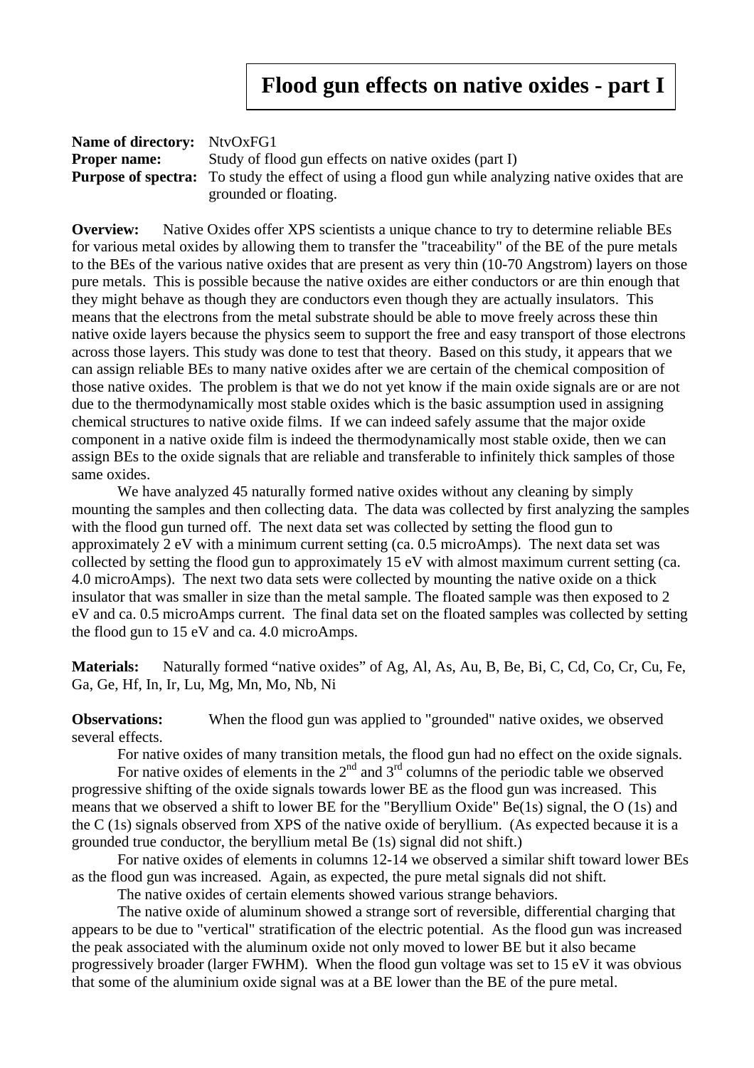# Flood gun effects on native oxides - part I

**Name of directory:** NtvOxFG1
**Proper name:** Study of flood gun effects on native oxides (part I)
**Purpose of spectra:** To study the effect of using a flood gun while analyzing native oxides that are grounded or floating.

**Overview:** Native Oxides offer XPS scientists a unique chance to try to determine reliable BEs for various metal oxides by allowing them to transfer the "traceability" of the BE of the pure metals to the BEs of the various native oxides that are present as very thin (10-70 Angstrom) layers on those pure metals. This is possible because the native oxides are either conductors or are thin enough that they might behave as though they are conductors even though they are actually insulators. This means that the electrons from the metal substrate should be able to move freely across these thin native oxide layers because the physics seem to support the free and easy transport of those electrons across those layers. This study was done to test that theory. Based on this study, it appears that we can assign reliable BEs to many native oxides after we are certain of the chemical composition of those native oxides. The problem is that we do not yet know if the main oxide signals are or are not due to the thermodynamically most stable oxides which is the basic assumption used in assigning chemical structures to native oxide films. If we can indeed safely assume that the major oxide component in a native oxide film is indeed the thermodynamically most stable oxide, then we can assign BEs to the oxide signals that are reliable and transferable to infinitely thick samples of those same oxides.

We have analyzed 45 naturally formed native oxides without any cleaning by simply mounting the samples and then collecting data. The data was collected by first analyzing the samples with the flood gun turned off. The next data set was collected by setting the flood gun to approximately 2 eV with a minimum current setting (ca. 0.5 microAmps). The next data set was collected by setting the flood gun to approximately 15 eV with almost maximum current setting (ca. 4.0 microAmps). The next two data sets were collected by mounting the native oxide on a thick insulator that was smaller in size than the metal sample. The floated sample was then exposed to 2 eV and ca. 0.5 microAmps current. The final data set on the floated samples was collected by setting the flood gun to 15 eV and ca. 4.0 microAmps.

**Materials:** Naturally formed "native oxides" of Ag, Al, As, Au, B, Be, Bi, C, Cd, Co, Cr, Cu, Fe, Ga, Ge, Hf, In, Ir, Lu, Mg, Mn, Mo, Nb, Ni

**Observations:** When the flood gun was applied to "grounded" native oxides, we observed several effects.

For native oxides of many transition metals, the flood gun had no effect on the oxide signals.

For native oxides of elements in the 2nd and 3rd columns of the periodic table we observed progressive shifting of the oxide signals towards lower BE as the flood gun was increased. This means that we observed a shift to lower BE for the "Beryllium Oxide" Be(1s) signal, the O (1s) and the C (1s) signals observed from XPS of the native oxide of beryllium. (As expected because it is a grounded true conductor, the beryllium metal Be (1s) signal did not shift.)

For native oxides of elements in columns 12-14 we observed a similar shift toward lower BEs as the flood gun was increased. Again, as expected, the pure metal signals did not shift.

The native oxides of certain elements showed various strange behaviors.

The native oxide of aluminum showed a strange sort of reversible, differential charging that appears to be due to "vertical" stratification of the electric potential. As the flood gun was increased the peak associated with the aluminum oxide not only moved to lower BE but it also became progressively broader (larger FWHM). When the flood gun voltage was set to 15 eV it was obvious that some of the aluminium oxide signal was at a BE lower than the BE of the pure metal.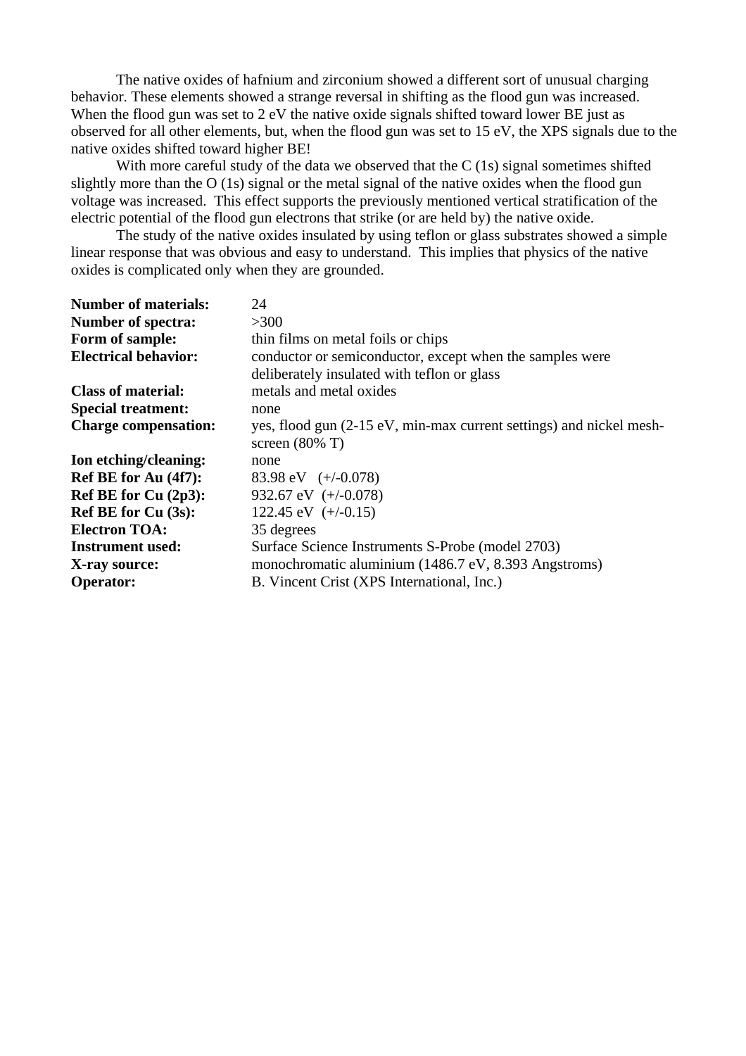The native oxides of hafnium and zirconium showed a different sort of unusual charging behavior. These elements showed a strange reversal in shifting as the flood gun was increased. When the flood gun was set to 2 eV the native oxide signals shifted toward lower BE just as observed for all other elements, but, when the flood gun was set to 15 eV, the XPS signals due to the native oxides shifted toward higher BE!

With more careful study of the data we observed that the C (1s) signal sometimes shifted slightly more than the O (1s) signal or the metal signal of the native oxides when the flood gun voltage was increased. This effect supports the previously mentioned vertical stratification of the electric potential of the flood gun electrons that strike (or are held by) the native oxide.

The study of the native oxides insulated by using teflon or glass substrates showed a simple linear response that was obvious and easy to understand. This implies that physics of the native oxides is complicated only when they are grounded.

| | |
|---|---|
| **Number of materials:** | 24 |
| **Number of spectra:** | >300 |
| **Form of sample:** | thin films on metal foils or chips |
| **Electrical behavior:** | conductor or semiconductor, except when the samples were deliberately insulated with teflon or glass |
| **Class of material:** | metals and metal oxides |
| **Special treatment:** | none |
| **Charge compensation:** | yes, flood gun (2-15 eV, min-max current settings) and nickel mesh-screen (80% T) |
| **Ion etching/cleaning:** | none |
| **Ref BE for Au (4f7):** | 83.98 eV (+/-0.078) |
| **Ref BE for Cu (2p3):** | 932.67 eV (+/-0.078) |
| **Ref BE for Cu (3s):** | 122.45 eV (+/-0.15) |
| **Electron TOA:** | 35 degrees |
| **Instrument used:** | Surface Science Instruments S-Probe (model 2703) |
| **X-ray source:** | monochromatic aluminium (1486.7 eV, 8.393 Angstroms) |
| **Operator:** | B. Vincent Crist (XPS International, Inc.) |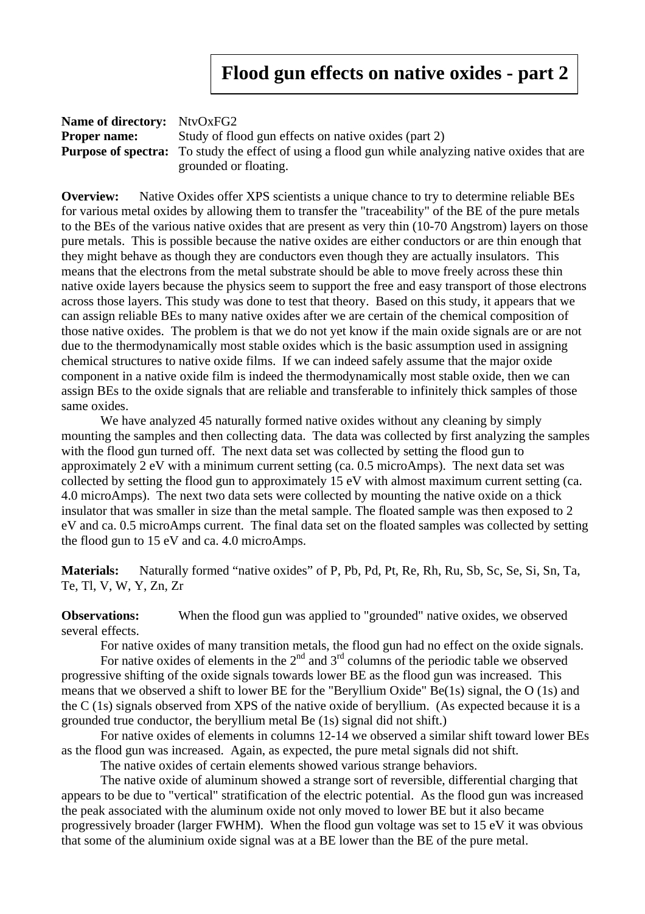# Flood gun effects on native oxides - part 2

**Name of directory:** NtvOxFG2
**Proper name:** Study of flood gun effects on native oxides (part 2)
**Purpose of spectra:** To study the effect of using a flood gun while analyzing native oxides that are grounded or floating.

**Overview:** Native Oxides offer XPS scientists a unique chance to try to determine reliable BEs for various metal oxides by allowing them to transfer the "traceability" of the BE of the pure metals to the BEs of the various native oxides that are present as very thin (10-70 Angstrom) layers on those pure metals. This is possible because the native oxides are either conductors or are thin enough that they might behave as though they are conductors even though they are actually insulators. This means that the electrons from the metal substrate should be able to move freely across these thin native oxide layers because the physics seem to support the free and easy transport of those electrons across those layers. This study was done to test that theory. Based on this study, it appears that we can assign reliable BEs to many native oxides after we are certain of the chemical composition of those native oxides. The problem is that we do not yet know if the main oxide signals are or are not due to the thermodynamically most stable oxides which is the basic assumption used in assigning chemical structures to native oxide films. If we can indeed safely assume that the major oxide component in a native oxide film is indeed the thermodynamically most stable oxide, then we can assign BEs to the oxide signals that are reliable and transferable to infinitely thick samples of those same oxides.

We have analyzed 45 naturally formed native oxides without any cleaning by simply mounting the samples and then collecting data. The data was collected by first analyzing the samples with the flood gun turned off. The next data set was collected by setting the flood gun to approximately 2 eV with a minimum current setting (ca. 0.5 microAmps). The next data set was collected by setting the flood gun to approximately 15 eV with almost maximum current setting (ca. 4.0 microAmps). The next two data sets were collected by mounting the native oxide on a thick insulator that was smaller in size than the metal sample. The floated sample was then exposed to 2 eV and ca. 0.5 microAmps current. The final data set on the floated samples was collected by setting the flood gun to 15 eV and ca. 4.0 microAmps.

**Materials:** Naturally formed "native oxides" of P, Pb, Pd, Pt, Re, Rh, Ru, Sb, Sc, Se, Si, Sn, Ta, Te, Tl, V, W, Y, Zn, Zr

**Observations:** When the flood gun was applied to "grounded" native oxides, we observed several effects.

For native oxides of many transition metals, the flood gun had no effect on the oxide signals.

For native oxides of elements in the 2nd and 3rd columns of the periodic table we observed progressive shifting of the oxide signals towards lower BE as the flood gun was increased. This means that we observed a shift to lower BE for the "Beryllium Oxide" Be(1s) signal, the O (1s) and the C (1s) signals observed from XPS of the native oxide of beryllium. (As expected because it is a grounded true conductor, the beryllium metal Be (1s) signal did not shift.)

For native oxides of elements in columns 12-14 we observed a similar shift toward lower BEs as the flood gun was increased. Again, as expected, the pure metal signals did not shift.

The native oxides of certain elements showed various strange behaviors.

The native oxide of aluminum showed a strange sort of reversible, differential charging that appears to be due to "vertical" stratification of the electric potential. As the flood gun was increased the peak associated with the aluminum oxide not only moved to lower BE but it also became progressively broader (larger FWHM). When the flood gun voltage was set to 15 eV it was obvious that some of the aluminium oxide signal was at a BE lower than the BE of the pure metal.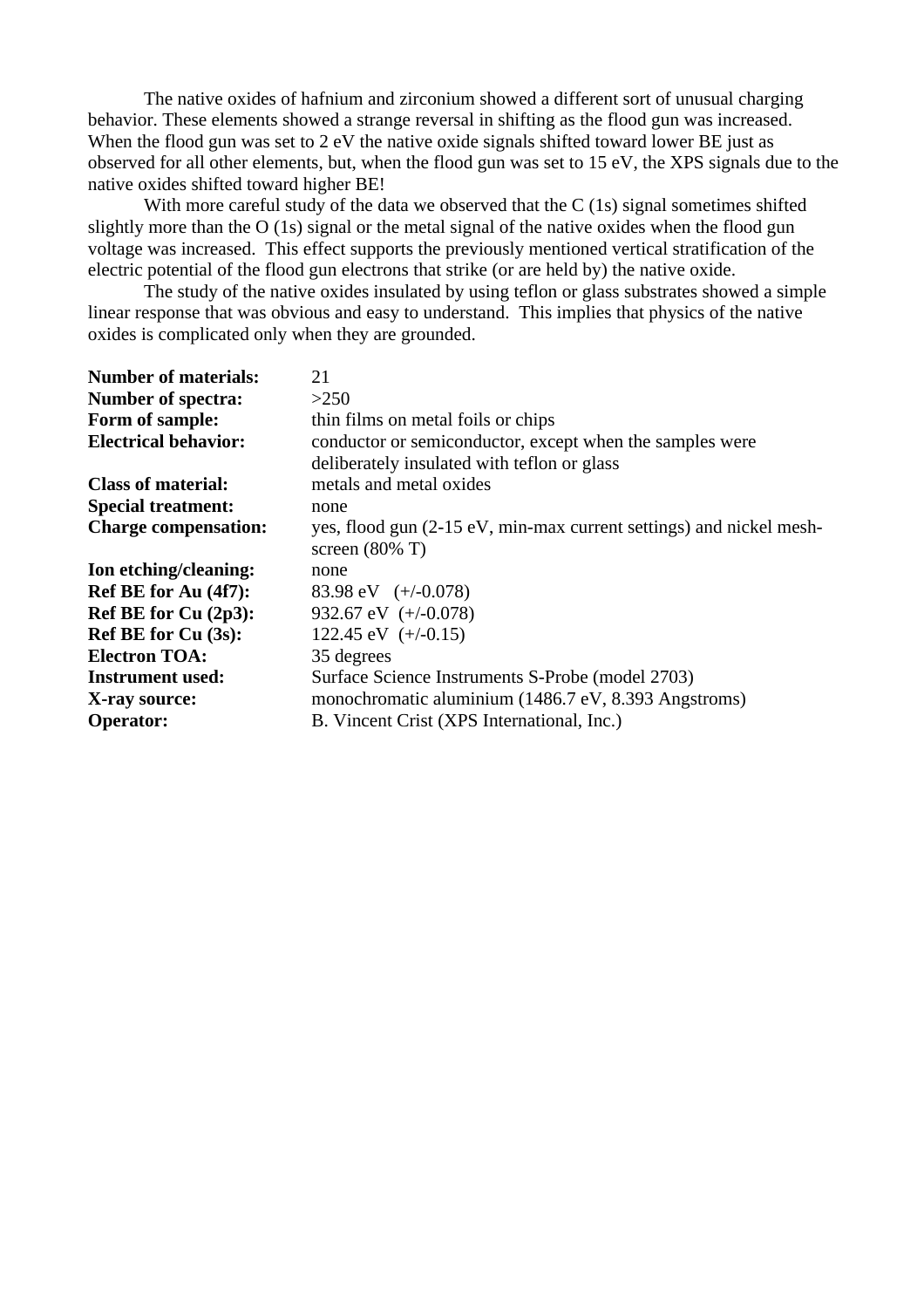The native oxides of hafnium and zirconium showed a different sort of unusual charging behavior. These elements showed a strange reversal in shifting as the flood gun was increased. When the flood gun was set to 2 eV the native oxide signals shifted toward lower BE just as observed for all other elements, but, when the flood gun was set to 15 eV, the XPS signals due to the native oxides shifted toward higher BE!

With more careful study of the data we observed that the C (1s) signal sometimes shifted slightly more than the O (1s) signal or the metal signal of the native oxides when the flood gun voltage was increased. This effect supports the previously mentioned vertical stratification of the electric potential of the flood gun electrons that strike (or are held by) the native oxide.

The study of the native oxides insulated by using teflon or glass substrates showed a simple linear response that was obvious and easy to understand. This implies that physics of the native oxides is complicated only when they are grounded.

| | |
|---|---|
| **Number of materials:** | 21 |
| **Number of spectra:** | >250 |
| **Form of sample:** | thin films on metal foils or chips |
| **Electrical behavior:** | conductor or semiconductor, except when the samples were deliberately insulated with teflon or glass |
| **Class of material:** | metals and metal oxides |
| **Special treatment:** | none |
| **Charge compensation:** | yes, flood gun (2-15 eV, min-max current settings) and nickel mesh-screen (80% T) |
| **Ion etching/cleaning:** | none |
| **Ref BE for Au (4f7):** | 83.98 eV (+/-0.078) |
| **Ref BE for Cu (2p3):** | 932.67 eV (+/-0.078) |
| **Ref BE for Cu (3s):** | 122.45 eV (+/-0.15) |
| **Electron TOA:** | 35 degrees |
| **Instrument used:** | Surface Science Instruments S-Probe (model 2703) |
| **X-ray source:** | monochromatic aluminium (1486.7 eV, 8.393 Angstroms) |
| **Operator:** | B. Vincent Crist (XPS International, Inc.) |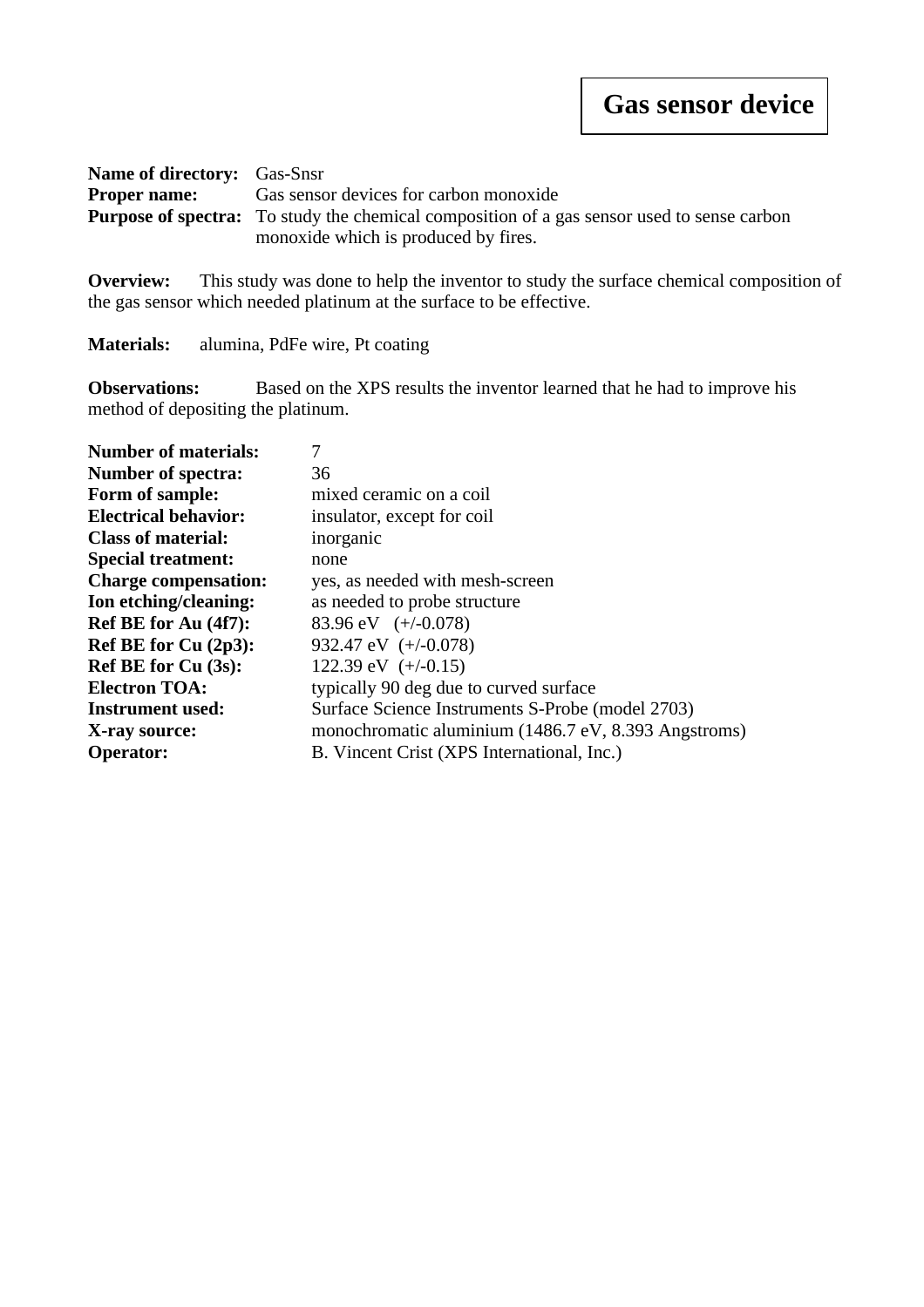# Gas sensor device

**Name of directory:** Gas-Snsr
**Proper name:** Gas sensor devices for carbon monoxide
**Purpose of spectra:** To study the chemical composition of a gas sensor used to sense carbon monoxide which is produced by fires.

**Overview:** This study was done to help the inventor to study the surface chemical composition of the gas sensor which needed platinum at the surface to be effective.

**Materials:** alumina, PdFe wire, Pt coating

**Observations:** Based on the XPS results the inventor learned that he had to improve his method of depositing the platinum.

**Number of materials:** 7
**Number of spectra:** 36
**Form of sample:** mixed ceramic on a coil
**Electrical behavior:** insulator, except for coil
**Class of material:** inorganic
**Special treatment:** none
**Charge compensation:** yes, as needed with mesh-screen
**Ion etching/cleaning:** as needed to probe structure
**Ref BE for Au (4f7):** 83.96 eV (+/-0.078)
**Ref BE for Cu (2p3):** 932.47 eV (+/-0.078)
**Ref BE for Cu (3s):** 122.39 eV (+/-0.15)
**Electron TOA:** typically 90 deg due to curved surface
**Instrument used:** Surface Science Instruments S-Probe (model 2703)
**X-ray source:** monochromatic aluminium (1486.7 eV, 8.393 Angstroms)
**Operator:** B. Vincent Crist (XPS International, Inc.)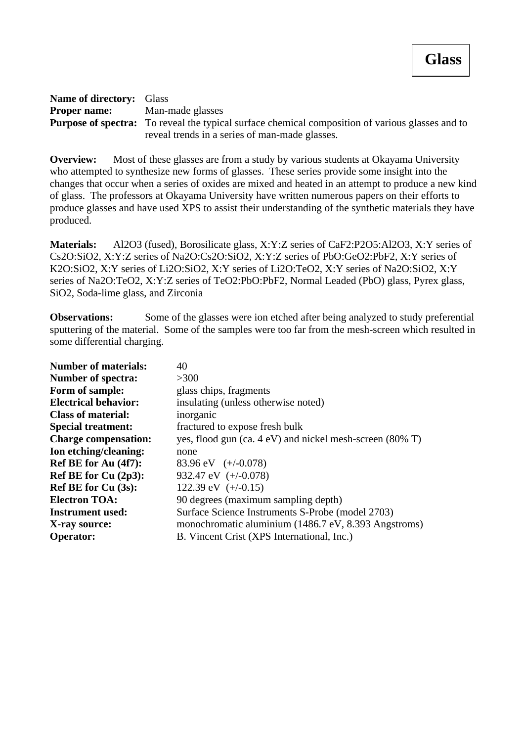# Glass

**Name of directory:** Glass
**Proper name:** Man-made glasses
**Purpose of spectra:** To reveal the typical surface chemical composition of various glasses and to reveal trends in a series of man-made glasses.

**Overview:** Most of these glasses are from a study by various students at Okayama University who attempted to synthesize new forms of glasses. These series provide some insight into the changes that occur when a series of oxides are mixed and heated in an attempt to produce a new kind of glass. The professors at Okayama University have written numerous papers on their efforts to produce glasses and have used XPS to assist their understanding of the synthetic materials they have produced.

**Materials:** $Al_2O_3$ (fused), Borosilicate glass, X:Y:Z series of $CaF_2$:$P_2O_5$:$Al_2O_3$, X:Y series of $Cs_2O$:$SiO_2$, X:Y:Z series of $Na_2O$:$Cs_2O$:$SiO_2$, X:Y:Z series of PbO:$GeO_2$:$PbF_2$, X:Y series of $K_2O$:$SiO_2$, X:Y series of $Li_2O$:$SiO_2$, X:Y series of $Li_2O$:$TeO_2$, X:Y series of $Na_2O$:$SiO_2$, X:Y series of $Na_2O$:$TeO_2$, X:Y:Z series of $TeO_2$:PbO:$PbF_2$, Normal Leaded (PbO) glass, Pyrex glass, $SiO_2$, Soda-lime glass, and Zirconia

**Observations:** Some of the glasses were ion etched after being analyzed to study preferential sputtering of the material. Some of the samples were too far from the mesh-screen which resulted in some differential charging.

**Number of materials:** 40
**Number of spectra:** >300
**Form of sample:** glass chips, fragments
**Electrical behavior:** insulating (unless otherwise noted)
**Class of material:** inorganic
**Special treatment:** fractured to expose fresh bulk
**Charge compensation:** yes, flood gun (ca. 4 eV) and nickel mesh-screen (80% T)
**Ion etching/cleaning:** none
**Ref BE for Au (4f7):** 83.96 eV (+/-0.078)
**Ref BE for Cu (2p3):** 932.47 eV (+/-0.078)
**Ref BE for Cu (3s):** 122.39 eV (+/-0.15)
**Electron TOA:** 90 degrees (maximum sampling depth)
**Instrument used:** Surface Science Instruments S-Probe (model 2703)
**X-ray source:** monochromatic aluminium (1486.7 eV, 8.393 Angstroms)
**Operator:** B. Vincent Crist (XPS International, Inc.)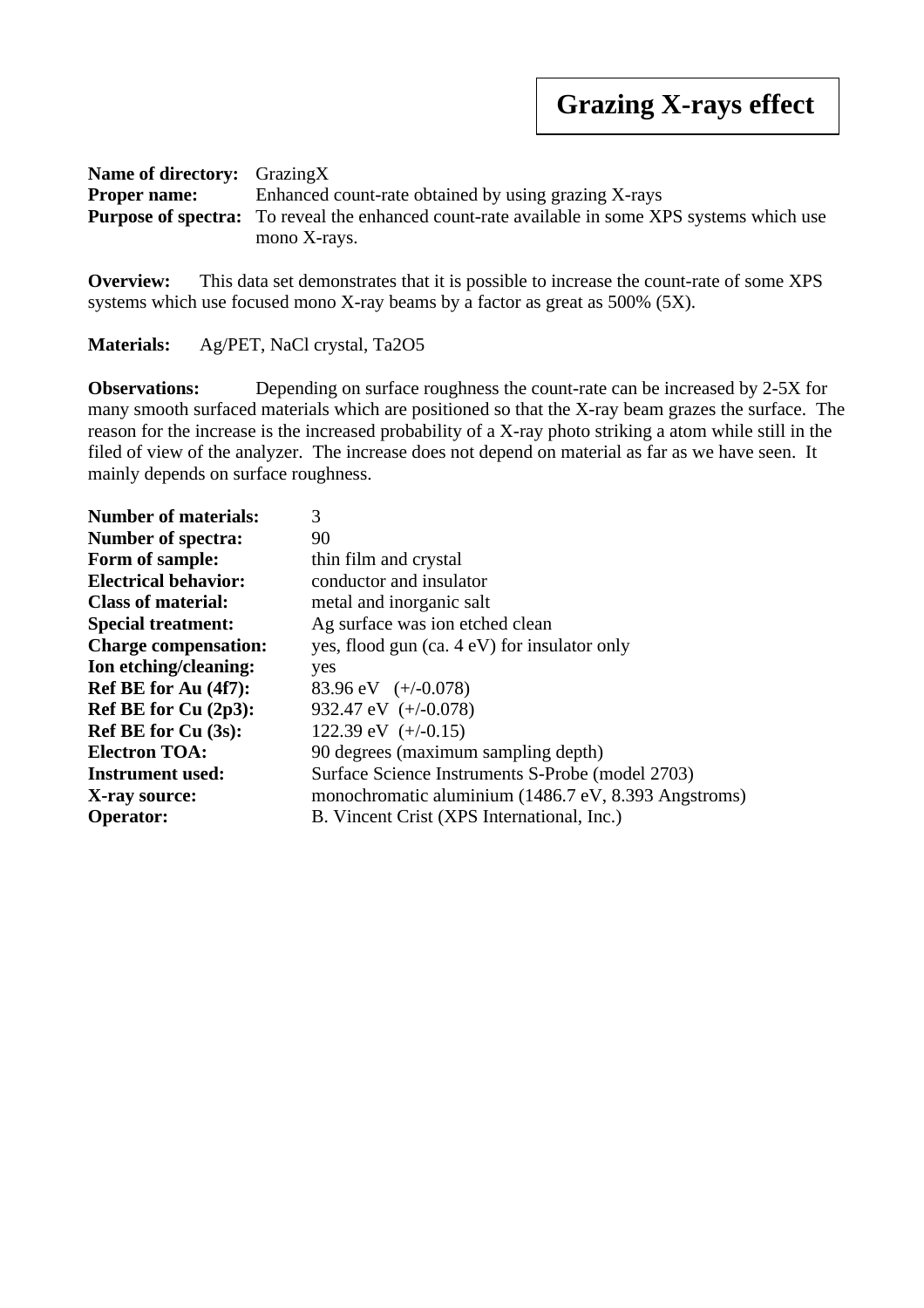# Grazing X-rays effect

**Name of directory:** GrazingX
**Proper name:** Enhanced count-rate obtained by using grazing X-rays
**Purpose of spectra:** To reveal the enhanced count-rate available in some XPS systems which use mono X-rays.

**Overview:** This data set demonstrates that it is possible to increase the count-rate of some XPS systems which use focused mono X-ray beams by a factor as great as 500% (5X).

**Materials:** Ag/PET, NaCl crystal, Ta2O5

**Observations:** Depending on surface roughness the count-rate can be increased by 2-5X for many smooth surfaced materials which are positioned so that the X-ray beam grazes the surface. The reason for the increase is the increased probability of a X-ray photo striking a atom while still in the filed of view of the analyzer. The increase does not depend on material as far as we have seen. It mainly depends on surface roughness.

**Number of materials:** 3
**Number of spectra:** 90
**Form of sample:** thin film and crystal
**Electrical behavior:** conductor and insulator
**Class of material:** metal and inorganic salt
**Special treatment:** Ag surface was ion etched clean
**Charge compensation:** yes, flood gun (ca. 4 eV) for insulator only
**Ion etching/cleaning:** yes
**Ref BE for Au (4f7):** 83.96 eV (+/-0.078)
**Ref BE for Cu (2p3):** 932.47 eV (+/-0.078)
**Ref BE for Cu (3s):** 122.39 eV (+/-0.15)
**Electron TOA:** 90 degrees (maximum sampling depth)
**Instrument used:** Surface Science Instruments S-Probe (model 2703)
**X-ray source:** monochromatic aluminium (1486.7 eV, 8.393 Angstroms)
**Operator:** B. Vincent Crist (XPS International, Inc.)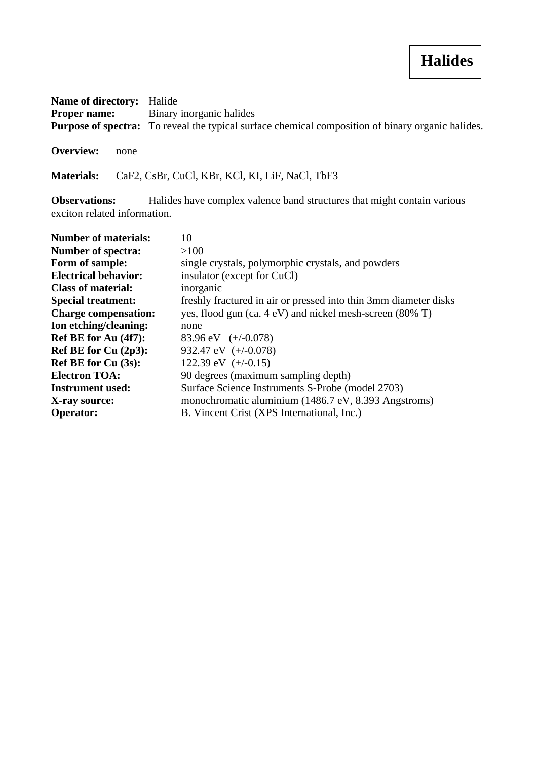# Halides

**Name of directory:** Halide
**Proper name:** Binary inorganic halides
**Purpose of spectra:** To reveal the typical surface chemical composition of binary organic halides.

**Overview:** none

**Materials:** $CaF_2$, CsBr, CuCl, KBr, KCl, KI, LiF, NaCl, $TbF_3$

**Observations:** Halides have complex valence band structures that might contain various exciton related information.

**Number of materials:** 10
**Number of spectra:** >100
**Form of sample:** single crystals, polymorphic crystals, and powders
**Electrical behavior:** insulator (except for CuCl)
**Class of material:** inorganic
**Special treatment:** freshly fractured in air or pressed into thin 3mm diameter disks
**Charge compensation:** yes, flood gun (ca. 4 eV) and nickel mesh-screen (80% T)
**Ion etching/cleaning:** none
**Ref BE for Au (4f7):** 83.96 eV (+/-0.078)
**Ref BE for Cu (2p3):** 932.47 eV (+/-0.078)
**Ref BE for Cu (3s):** 122.39 eV (+/-0.15)
**Electron TOA:** 90 degrees (maximum sampling depth)
**Instrument used:** Surface Science Instruments S-Probe (model 2703)
**X-ray source:** monochromatic aluminium (1486.7 eV, 8.393 Angstroms)
**Operator:** B. Vincent Crist (XPS International, Inc.)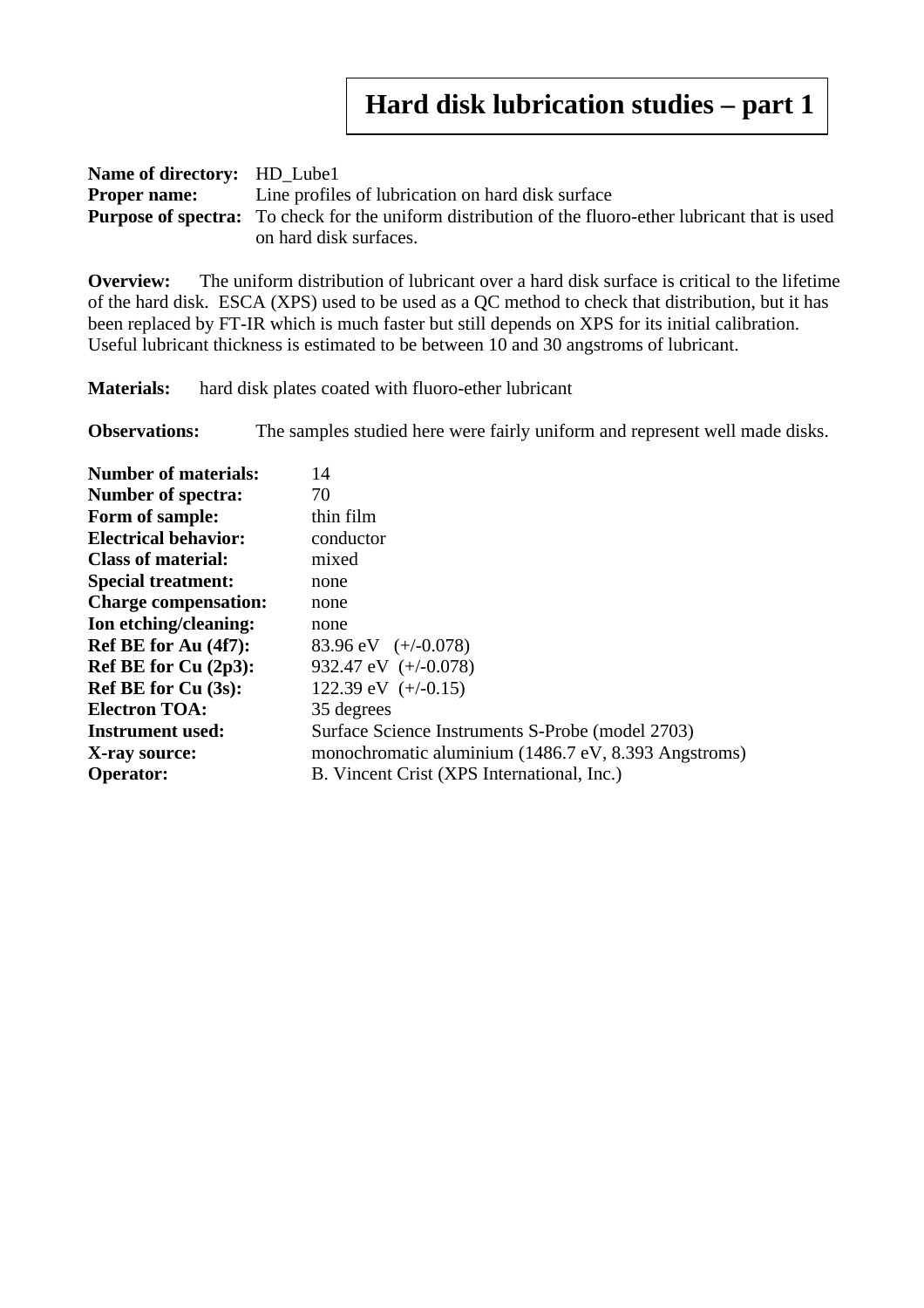# Hard disk lubrication studies – part 1

**Name of directory:** HD_Lube1
**Proper name:** Line profiles of lubrication on hard disk surface
**Purpose of spectra:** To check for the uniform distribution of the fluoro-ether lubricant that is used on hard disk surfaces.

**Overview:** The uniform distribution of lubricant over a hard disk surface is critical to the lifetime of the hard disk. ESCA (XPS) used to be used as a QC method to check that distribution, but it has been replaced by FT-IR which is much faster but still depends on XPS for its initial calibration. Useful lubricant thickness is estimated to be between 10 and 30 angstroms of lubricant.

**Materials:** hard disk plates coated with fluoro-ether lubricant

**Observations:** The samples studied here were fairly uniform and represent well made disks.

**Number of materials:** 14
**Number of spectra:** 70
**Form of sample:** thin film
**Electrical behavior:** conductor
**Class of material:** mixed
**Special treatment:** none
**Charge compensation:** none
**Ion etching/cleaning:** none
**Ref BE for Au (4f7):** 83.96 eV (+/-0.078)
**Ref BE for Cu (2p3):** 932.47 eV (+/-0.078)
**Ref BE for Cu (3s):** 122.39 eV (+/-0.15)
**Electron TOA:** 35 degrees
**Instrument used:** Surface Science Instruments S-Probe (model 2703)
**X-ray source:** monochromatic aluminium (1486.7 eV, 8.393 Angstroms)
**Operator:** B. Vincent Crist (XPS International, Inc.)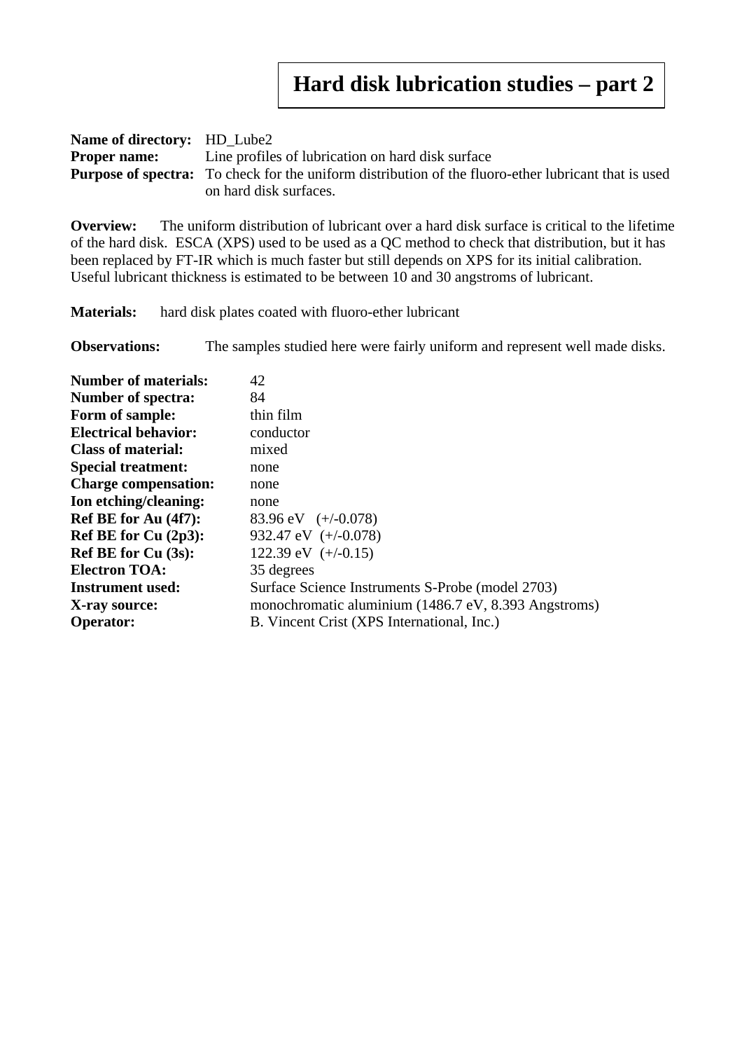# Hard disk lubrication studies – part 2

**Name of directory:** HD_Lube2
**Proper name:** Line profiles of lubrication on hard disk surface
**Purpose of spectra:** To check for the uniform distribution of the fluoro-ether lubricant that is used on hard disk surfaces.

**Overview:** The uniform distribution of lubricant over a hard disk surface is critical to the lifetime of the hard disk. ESCA (XPS) used to be used as a QC method to check that distribution, but it has been replaced by FT-IR which is much faster but still depends on XPS for its initial calibration. Useful lubricant thickness is estimated to be between 10 and 30 angstroms of lubricant.

**Materials:** hard disk plates coated with fluoro-ether lubricant

**Observations:** The samples studied here were fairly uniform and represent well made disks.

| | |
|---|---|
| **Number of materials:** | 42 |
| **Number of spectra:** | 84 |
| **Form of sample:** | thin film |
| **Electrical behavior:** | conductor |
| **Class of material:** | mixed |
| **Special treatment:** | none |
| **Charge compensation:** | none |
| **Ion etching/cleaning:** | none |
| **Ref BE for Au (4f7):** | 83.96 eV (+/-0.078) |
| **Ref BE for Cu (2p3):** | 932.47 eV (+/-0.078) |
| **Ref BE for Cu (3s):** | 122.39 eV (+/-0.15) |
| **Electron TOA:** | 35 degrees |
| **Instrument used:** | Surface Science Instruments S-Probe (model 2703) |
| **X-ray source:** | monochromatic aluminium (1486.7 eV, 8.393 Angstroms) |
| **Operator:** | B. Vincent Crist (XPS International, Inc.) |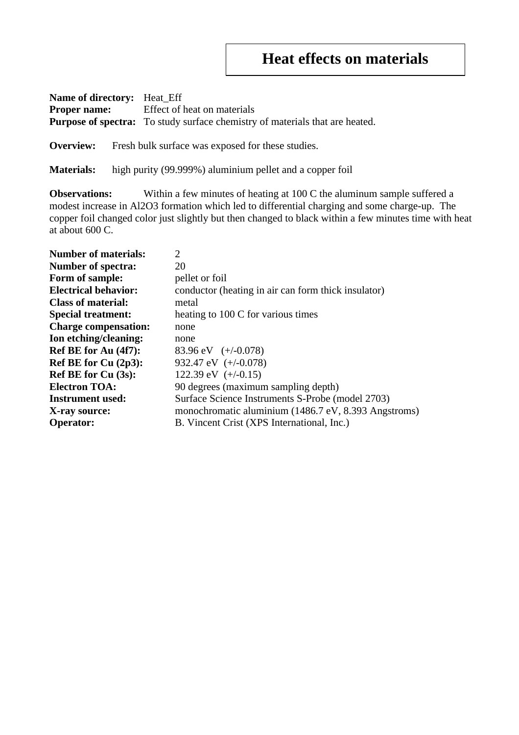# Heat effects on materials

**Name of directory:** Heat_Eff
**Proper name:** Effect of heat on materials
**Purpose of spectra:** To study surface chemistry of materials that are heated.

**Overview:** Fresh bulk surface was exposed for these studies.

**Materials:** high purity (99.999%) aluminium pellet and a copper foil

**Observations:** Within a few minutes of heating at 100 C the aluminum sample suffered a modest increase in $Al_2O_3$ formation which led to differential charging and some charge-up. The copper foil changed color just slightly but then changed to black within a few minutes time with heat at about 600 C.

**Number of materials:** 2
**Number of spectra:** 20
**Form of sample:** pellet or foil
**Electrical behavior:** conductor (heating in air can form thick insulator)
**Class of material:** metal
**Special treatment:** heating to 100 C for various times
**Charge compensation:** none
**Ion etching/cleaning:** none
**Ref BE for Au (4f7):** 83.96 eV (+/-0.078)
**Ref BE for Cu (2p3):** 932.47 eV (+/-0.078)
**Ref BE for Cu (3s):** 122.39 eV (+/-0.15)
**Electron TOA:** 90 degrees (maximum sampling depth)
**Instrument used:** Surface Science Instruments S-Probe (model 2703)
**X-ray source:** monochromatic aluminium (1486.7 eV, 8.393 Angstroms)
**Operator:** B. Vincent Crist (XPS International, Inc.)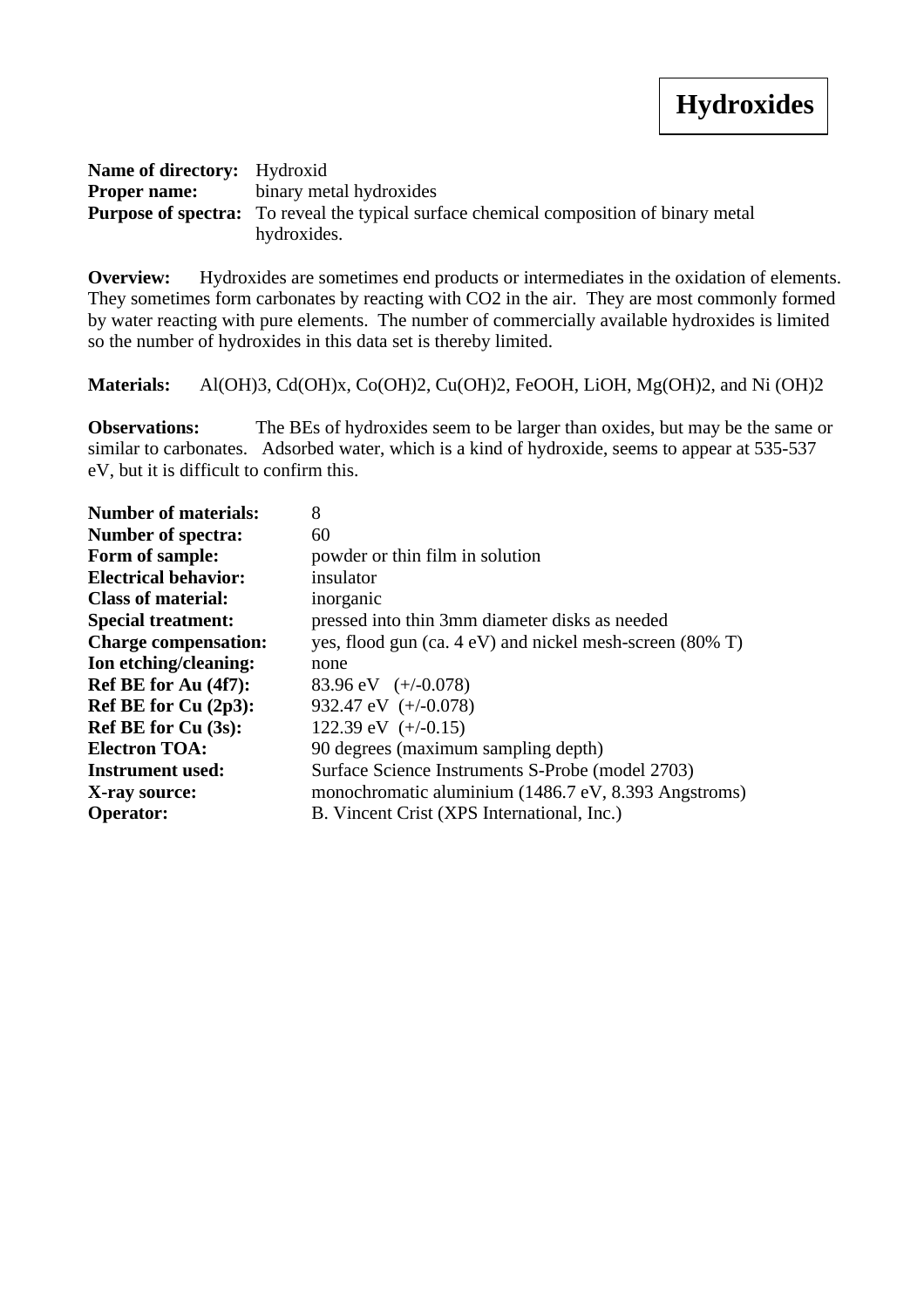# Hydroxides

**Name of directory:** Hydroxid
**Proper name:** binary metal hydroxides
**Purpose of spectra:** To reveal the typical surface chemical composition of binary metal hydroxides.

**Overview:** Hydroxides are sometimes end products or intermediates in the oxidation of elements. They sometimes form carbonates by reacting with $CO_2$ in the air. They are most commonly formed by water reacting with pure elements. The number of commercially available hydroxides is limited so the number of hydroxides in this data set is thereby limited.

**Materials:** $Al(OH)_3$, $Cd(OH)_x$, $Co(OH)_2$, $Cu(OH)_2$, FeOOH, LiOH, $Mg(OH)_2$, and Ni $(OH)_2$

**Observations:** The BEs of hydroxides seem to be larger than oxides, but may be the same or similar to carbonates. Adsorbed water, which is a kind of hydroxide, seems to appear at 535-537 eV, but it is difficult to confirm this.

**Number of materials:** 8
**Number of spectra:** 60
**Form of sample:** powder or thin film in solution
**Electrical behavior:** insulator
**Class of material:** inorganic
**Special treatment:** pressed into thin 3mm diameter disks as needed
**Charge compensation:** yes, flood gun (ca. 4 eV) and nickel mesh-screen (80% T)
**Ion etching/cleaning:** none
**Ref BE for Au (4f7):** 83.96 eV (+/-0.078)
**Ref BE for Cu (2p3):** 932.47 eV (+/-0.078)
**Ref BE for Cu (3s):** 122.39 eV (+/-0.15)
**Electron TOA:** 90 degrees (maximum sampling depth)
**Instrument used:** Surface Science Instruments S-Probe (model 2703)
**X-ray source:** monochromatic aluminium (1486.7 eV, 8.393 Angstroms)
**Operator:** B. Vincent Crist (XPS International, Inc.)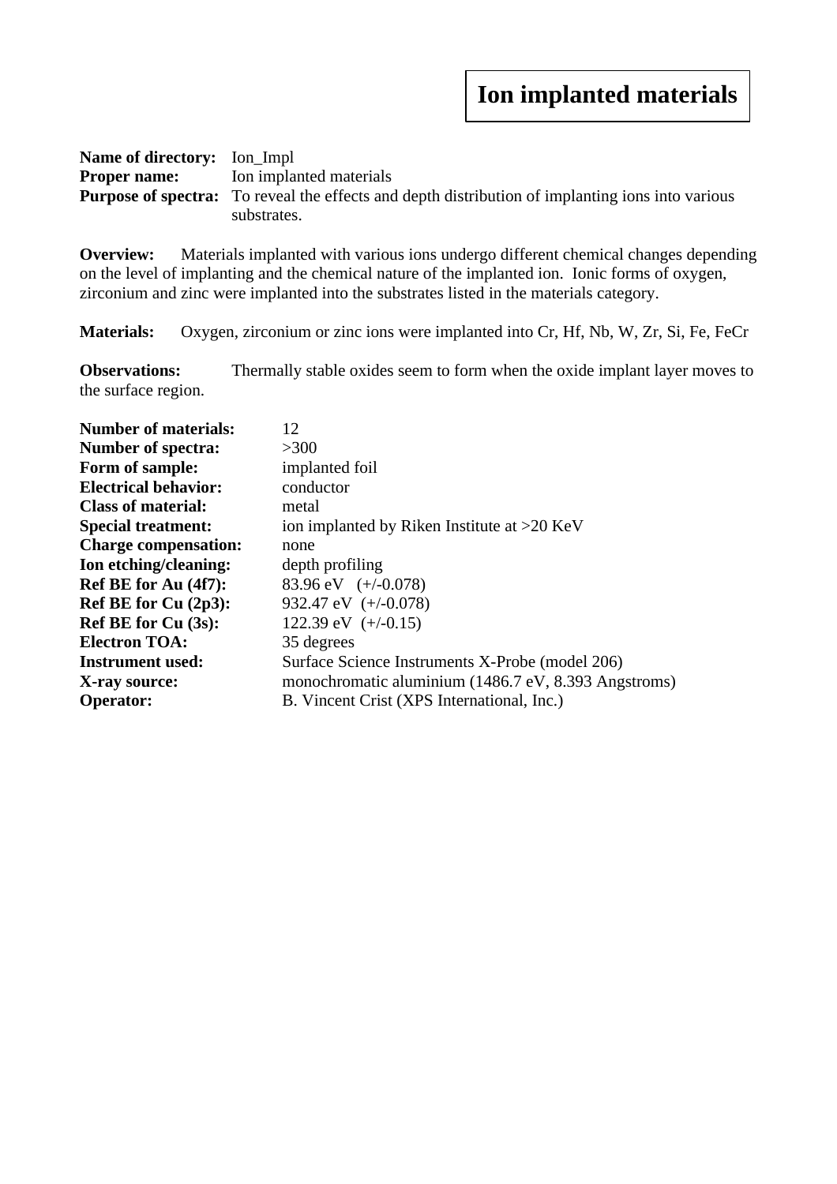# Ion implanted materials

**Name of directory:** Ion_Impl
**Proper name:** Ion implanted materials
**Purpose of spectra:** To reveal the effects and depth distribution of implanting ions into various substrates.

**Overview:** Materials implanted with various ions undergo different chemical changes depending on the level of implanting and the chemical nature of the implanted ion. Ionic forms of oxygen, zirconium and zinc were implanted into the substrates listed in the materials category.

**Materials:** Oxygen, zirconium or zinc ions were implanted into Cr, Hf, Nb, W, Zr, Si, Fe, FeCr

**Observations:** Thermally stable oxides seem to form when the oxide implant layer moves to the surface region.

**Number of materials:** 12
**Number of spectra:** >300
**Form of sample:** implanted foil
**Electrical behavior:** conductor
**Class of material:** metal
**Special treatment:** ion implanted by Riken Institute at >20 KeV
**Charge compensation:** none
**Ion etching/cleaning:** depth profiling
**Ref BE for Au (4f7):** 83.96 eV (+/-0.078)
**Ref BE for Cu (2p3):** 932.47 eV (+/-0.078)
**Ref BE for Cu (3s):** 122.39 eV (+/-0.15)
**Electron TOA:** 35 degrees
**Instrument used:** Surface Science Instruments X-Probe (model 206)
**X-ray source:** monochromatic aluminium (1486.7 eV, 8.393 Angstroms)
**Operator:** B. Vincent Crist (XPS International, Inc.)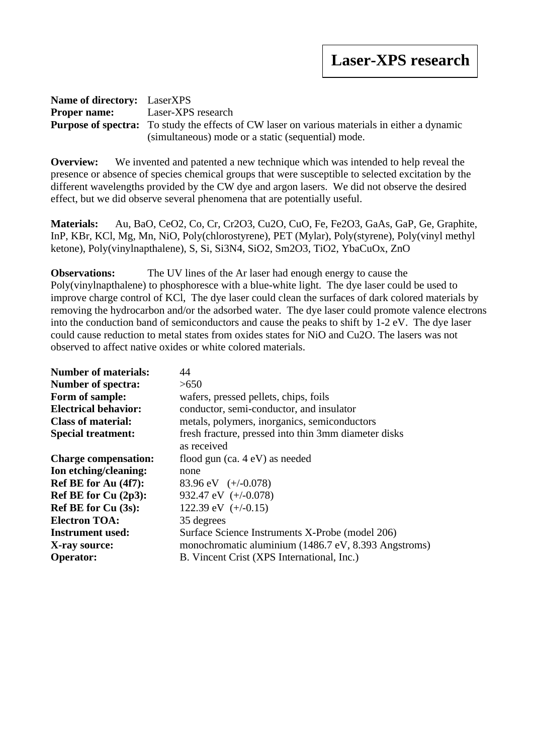# Laser-XPS research

**Name of directory:** LaserXPS
**Proper name:** Laser-XPS research
**Purpose of spectra:** To study the effects of CW laser on various materials in either a dynamic (simultaneous) mode or a static (sequential) mode.

**Overview:** We invented and patented a new technique which was intended to help reveal the presence or absence of species chemical groups that were susceptible to selected excitation by the different wavelengths provided by the CW dye and argon lasers. We did not observe the desired effect, but we did observe several phenomena that are potentially useful.

**Materials:** Au, BaO, CeO2, Co, Cr, Cr2O3, Cu2O, CuO, Fe, Fe2O3, GaAs, GaP, Ge, Graphite, InP, KBr, KCl, Mg, Mn, NiO, Poly(chlorostyrene), PET (Mylar), Poly(styrene), Poly(vinyl methyl ketone), Poly(vinylnapthalene), S, Si, Si3N4, SiO2, Sm2O3, TiO2, YbaCuOx, ZnO

**Observations:** The UV lines of the Ar laser had enough energy to cause the Poly(vinylnapthalene) to phosphoresce with a blue-white light. The dye laser could be used to improve charge control of KCl, The dye laser could clean the surfaces of dark colored materials by removing the hydrocarbon and/or the adsorbed water. The dye laser could promote valence electrons into the conduction band of semiconductors and cause the peaks to shift by 1-2 eV. The dye laser could cause reduction to metal states from oxides states for NiO and Cu2O. The lasers was not observed to affect native oxides or white colored materials.

**Number of materials:** 44
**Number of spectra:** >650
**Form of sample:** wafers, pressed pellets, chips, foils
**Electrical behavior:** conductor, semi-conductor, and insulator
**Class of material:** metals, polymers, inorganics, semiconductors
**Special treatment:** fresh fracture, pressed into thin 3mm diameter disks
as received
**Charge compensation:** flood gun (ca. 4 eV) as needed
**Ion etching/cleaning:** none
**Ref BE for Au (4f7):** 83.96 eV (+/-0.078)
**Ref BE for Cu (2p3):** 932.47 eV (+/-0.078)
**Ref BE for Cu (3s):** 122.39 eV (+/-0.15)
**Electron TOA:** 35 degrees
**Instrument used:** Surface Science Instruments X-Probe (model 206)
**X-ray source:** monochromatic aluminium (1486.7 eV, 8.393 Angstroms)
**Operator:** B. Vincent Crist (XPS International, Inc.)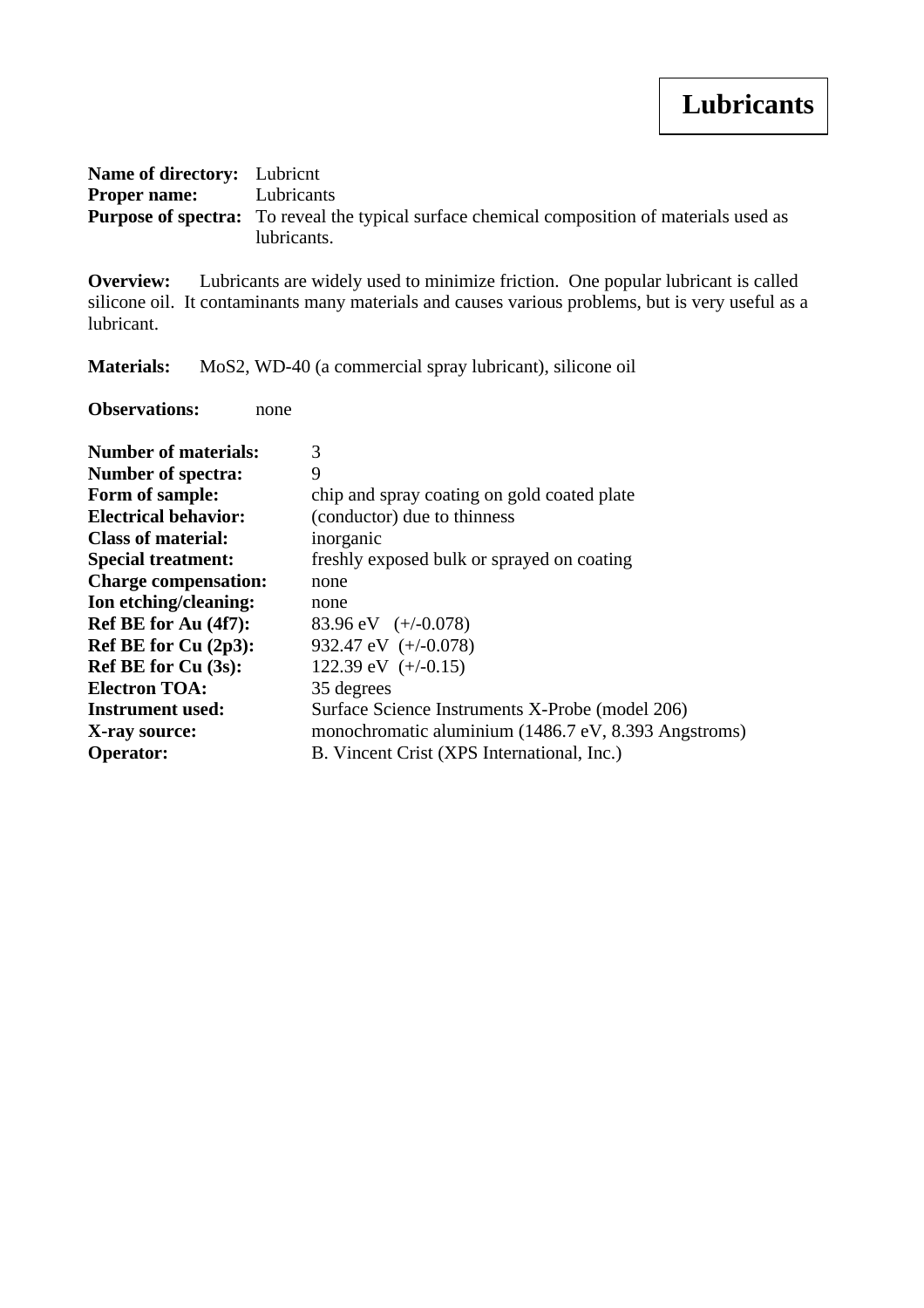# Lubricants

**Name of directory:** Lubricnt
**Proper name:** Lubricants
**Purpose of spectra:** To reveal the typical surface chemical composition of materials used as lubricants.

**Overview:** Lubricants are widely used to minimize friction. One popular lubricant is called silicone oil. It contaminants many materials and causes various problems, but is very useful as a lubricant.

**Materials:** $MoS_2$, WD-40 (a commercial spray lubricant), silicone oil

**Observations:** none

**Number of materials:** 3
**Number of spectra:** 9
**Form of sample:** chip and spray coating on gold coated plate
**Electrical behavior:** (conductor) due to thinness
**Class of material:** inorganic
**Special treatment:** freshly exposed bulk or sprayed on coating
**Charge compensation:** none
**Ion etching/cleaning:** none
**Ref BE for Au (4f7):** 83.96 eV (+/-0.078)
**Ref BE for Cu (2p3):** 932.47 eV (+/-0.078)
**Ref BE for Cu (3s):** 122.39 eV (+/-0.15)
**Electron TOA:** 35 degrees
**Instrument used:** Surface Science Instruments X-Probe (model 206)
**X-ray source:** monochromatic aluminium (1486.7 eV, 8.393 Angstroms)
**Operator:** B. Vincent Crist (XPS International, Inc.)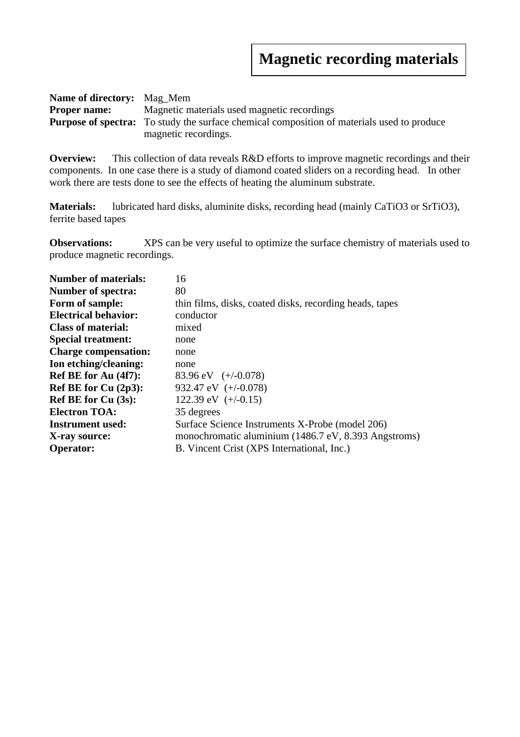# Magnetic recording materials

**Name of directory:** Mag_Mem
**Proper name:** Magnetic materials used magnetic recordings
**Purpose of spectra:** To study the surface chemical composition of materials used to produce magnetic recordings.

**Overview:** This collection of data reveals R&D efforts to improve magnetic recordings and their components. In one case there is a study of diamond coated sliders on a recording head. In other work there are tests done to see the effects of heating the aluminum substrate.

**Materials:** lubricated hard disks, aluminite disks, recording head (mainly $CaTiO_3$ or $SrTiO_3$), ferrite based tapes

**Observations:** XPS can be very useful to optimize the surface chemistry of materials used to produce magnetic recordings.

| | |
|---|---|
| **Number of materials:** | 16 |
| **Number of spectra:** | 80 |
| **Form of sample:** | thin films, disks, coated disks, recording heads, tapes |
| **Electrical behavior:** | conductor |
| **Class of material:** | mixed |
| **Special treatment:** | none |
| **Charge compensation:** | none |
| **Ion etching/cleaning:** | none |
| **Ref BE for Au (4f7):** | 83.96 eV (+/-0.078) |
| **Ref BE for Cu (2p3):** | 932.47 eV (+/-0.078) |
| **Ref BE for Cu (3s):** | 122.39 eV (+/-0.15) |
| **Electron TOA:** | 35 degrees |
| **Instrument used:** | Surface Science Instruments X-Probe (model 206) |
| **X-ray source:** | monochromatic aluminium (1486.7 eV, 8.393 Angstroms) |
| **Operator:** | B. Vincent Crist (XPS International, Inc.) |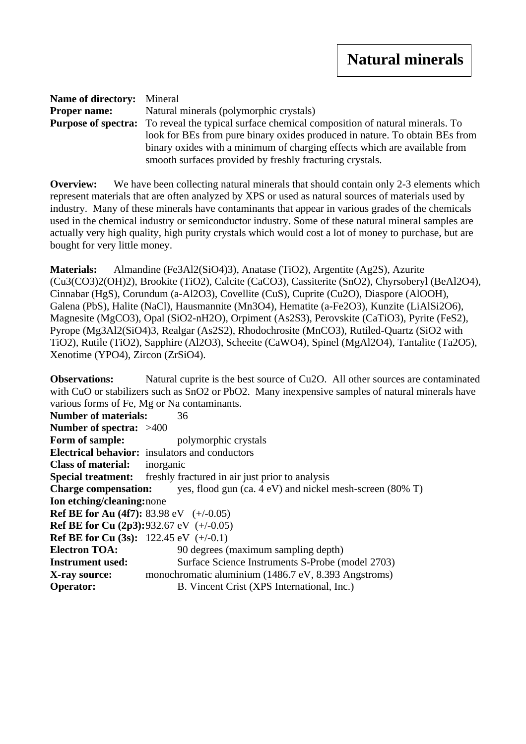# Natural minerals

**Name of directory:** Mineral
**Proper name:** Natural minerals (polymorphic crystals)
**Purpose of spectra:** To reveal the typical surface chemical composition of natural minerals. To look for BEs from pure binary oxides produced in nature. To obtain BEs from binary oxides with a minimum of charging effects which are available from smooth surfaces provided by freshly fracturing crystals.

**Overview:** We have been collecting natural minerals that should contain only 2-3 elements which represent materials that are often analyzed by XPS or used as natural sources of materials used by industry. Many of these minerals have contaminants that appear in various grades of the chemicals used in the chemical industry or semiconductor industry. Some of these natural mineral samples are actually very high quality, high purity crystals which would cost a lot of money to purchase, but are bought for very little money.

**Materials:** Almandine ($Fe_3Al_2(SiO_4)_3$), Anatase ($TiO_2$), Argentite ($Ag_2S$), Azurite ($Cu_3(CO_3)_2(OH)_2$), Brookite ($TiO_2$), Calcite ($CaCO_3$), Cassiterite ($SnO_2$), Chyrsoberyl ($BeAl_2O_4$), Cinnabar ($HgS$), Corundum (a-$Al_2O_3$), Covellite ($CuS$), Cuprite ($Cu_2O$), Diaspore ($AlOOH$), Galena ($PbS$), Halite ($NaCl$), Hausmannite ($Mn_3O_4$), Hematite (a-$Fe_2O_3$), Kunzite ($LiAlSi_2O_6$), Magnesite ($MgCO_3$), Opal ($SiO_2$-$nH_2O$), Orpiment ($As_2S_3$), Perovskite ($CaTiO_3$), Pyrite ($FeS_2$), Pyrope ($Mg_3Al_2(SiO_4)_3$, Realgar ($As_2S_2$), Rhodochrosite ($MnCO_3$), Rutiled-Quartz ($SiO_2$ with $TiO_2$), Rutile ($TiO_2$), Sapphire ($Al_2O_3$), Scheeite ($CaWO_4$), Spinel ($MgAl_2O_4$), Tantalite ($Ta_2O_5$), Xenotime ($YPO_4$), Zircon ($ZrSiO_4$).

**Observations:** Natural cuprite is the best source of $Cu_2O$. All other sources are contaminated with $CuO$ or stabilizers such as $SnO_2$ or $PbO_2$. Many inexpensive samples of natural minerals have various forms of Fe, Mg or Na contaminants.
**Number of materials:** 36
**Number of spectra:** >400
**Form of sample:** polymorphic crystals
**Electrical behavior:** insulators and conductors
**Class of material:** inorganic
**Special treatment:** freshly fractured in air just prior to analysis
**Charge compensation:** yes, flood gun (ca. 4 eV) and nickel mesh-screen (80% T)
**Ion etching/cleaning:** none
**Ref BE for Au (4f7):** 83.98 eV (+/-0.05)
**Ref BE for Cu (2p3):** 932.67 eV (+/-0.05)
**Ref BE for Cu (3s):** 122.45 eV (+/-0.1)
**Electron TOA:** 90 degrees (maximum sampling depth)
**Instrument used:** Surface Science Instruments S-Probe (model 2703)
**X-ray source:** monochromatic aluminium (1486.7 eV, 8.393 Angstroms)
**Operator:** B. Vincent Crist (XPS International, Inc.)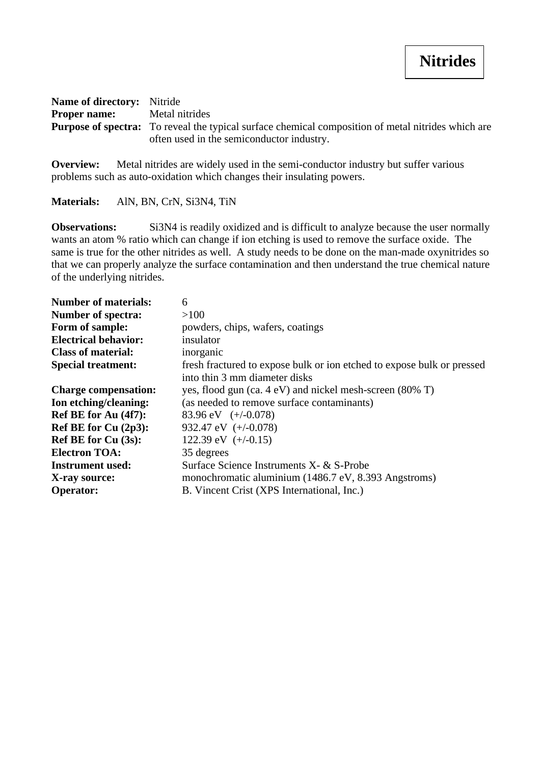# Nitrides

**Name of directory:** Nitride
**Proper name:** Metal nitrides
**Purpose of spectra:** To reveal the typical surface chemical composition of metal nitrides which are often used in the semiconductor industry.

**Overview:** Metal nitrides are widely used in the semi-conductor industry but suffer various problems such as auto-oxidation which changes their insulating powers.

**Materials:** AlN, BN, CrN, $Si_3N_4$, TiN

**Observations:** $Si_3N_4$ is readily oxidized and is difficult to analyze because the user normally wants an atom % ratio which can change if ion etching is used to remove the surface oxide. The same is true for the other nitrides as well. A study needs to be done on the man-made oxynitrides so that we can properly analyze the surface contamination and then understand the true chemical nature of the underlying nitrides.

**Number of materials:** 6
**Number of spectra:** >100
**Form of sample:** powders, chips, wafers, coatings
**Electrical behavior:** insulator
**Class of material:** inorganic
**Special treatment:** fresh fractured to expose bulk or ion etched to expose bulk or pressed into thin 3 mm diameter disks
**Charge compensation:** yes, flood gun (ca. 4 eV) and nickel mesh-screen (80% T)
**Ion etching/cleaning:** (as needed to remove surface contaminants)
**Ref BE for Au (4f7):** 83.96 eV (+/-0.078)
**Ref BE for Cu (2p3):** 932.47 eV (+/-0.078)
**Ref BE for Cu (3s):** 122.39 eV (+/-0.15)
**Electron TOA:** 35 degrees
**Instrument used:** Surface Science Instruments X- & S-Probe
**X-ray source:** monochromatic aluminium (1486.7 eV, 8.393 Angstroms)
**Operator:** B. Vincent Crist (XPS International, Inc.)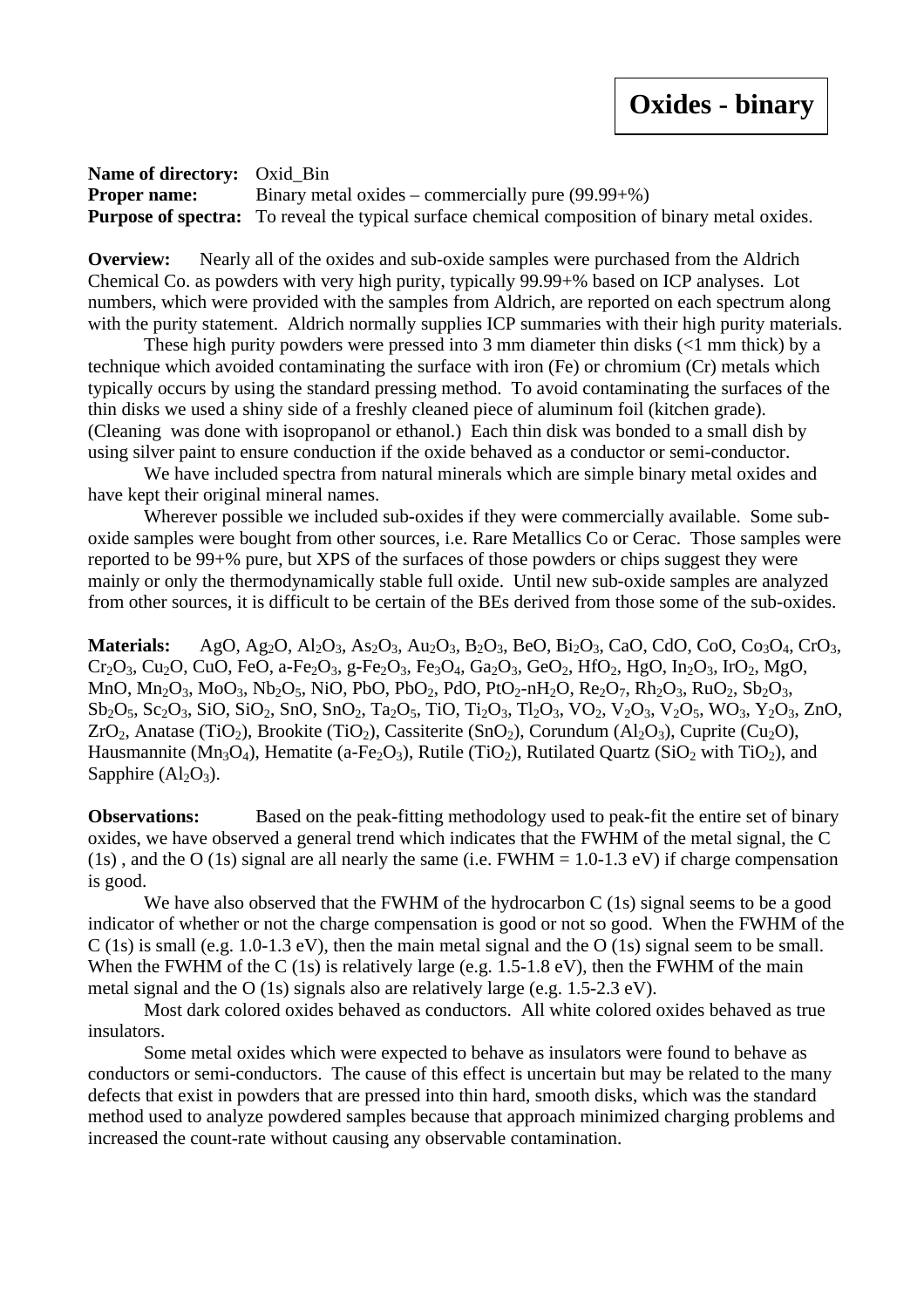# Oxides - binary

**Name of directory:** Oxid_Bin
**Proper name:** Binary metal oxides – commercially pure (99.99+%)
**Purpose of spectra:** To reveal the typical surface chemical composition of binary metal oxides.

**Overview:** Nearly all of the oxides and sub-oxide samples were purchased from the Aldrich Chemical Co. as powders with very high purity, typically 99.99+% based on ICP analyses. Lot numbers, which were provided with the samples from Aldrich, are reported on each spectrum along with the purity statement. Aldrich normally supplies ICP summaries with their high purity materials.

These high purity powders were pressed into 3 mm diameter thin disks (<1 mm thick) by a technique which avoided contaminating the surface with iron (Fe) or chromium (Cr) metals which typically occurs by using the standard pressing method. To avoid contaminating the surfaces of the thin disks we used a shiny side of a freshly cleaned piece of aluminum foil (kitchen grade). (Cleaning was done with isopropanol or ethanol.) Each thin disk was bonded to a small dish by using silver paint to ensure conduction if the oxide behaved as a conductor or semi-conductor.

We have included spectra from natural minerals which are simple binary metal oxides and have kept their original mineral names.

Wherever possible we included sub-oxides if they were commercially available. Some sub-oxide samples were bought from other sources, i.e. Rare Metallics Co or Cerac. Those samples were reported to be 99+% pure, but XPS of the surfaces of those powders or chips suggest they were mainly or only the thermodynamically stable full oxide. Until new sub-oxide samples are analyzed from other sources, it is difficult to be certain of the BEs derived from those some of the sub-oxides.

**Materials:** AgO, $Ag_2O$, $Al_2O_3$, $As_2O_3$, $Au_2O_3$, $B_2O_3$, BeO, $Bi_2O_3$, CaO, CdO, CoO, $Co_3O_4$, $CrO_3$, $Cr_2O_3$, $Cu_2O$, CuO, FeO, a-$Fe_2O_3$, g-$Fe_2O_3$, $Fe_3O_4$, $Ga_2O_3$, $GeO_2$, $HfO_2$, HgO, $In_2O_3$, $IrO_2$, MgO, MnO, $Mn_2O_3$, $MoO_3$, $Nb_2O_5$, NiO, PbO, $PbO_2$, PdO, $PtO_2$-n$H_2O$, $Re_2O_7$, $Rh_2O_3$, $RuO_2$, $Sb_2O_3$, $Sb_2O_5$, $Sc_2O_3$, SiO, $SiO_2$, SnO, $SnO_2$, $Ta_2O_5$, TiO, $Ti_2O_3$, $Tl_2O_3$, $VO_2$, $V_2O_3$, $V_2O_5$, $WO_3$, $Y_2O_3$, ZnO, $ZrO_2$, Anatase ($TiO_2$), Brookite ($TiO_2$), Cassiterite ($SnO_2$), Corundum ($Al_2O_3$), Cuprite ($Cu_2O$), Hausmannite ($Mn_3O_4$), Hematite (a-$Fe_2O_3$), Rutile ($TiO_2$), Rutilated Quartz ($SiO_2$ with $TiO_2$), and Sapphire ($Al_2O_3$).

**Observations:** Based on the peak-fitting methodology used to peak-fit the entire set of binary oxides, we have observed a general trend which indicates that the FWHM of the metal signal, the C (1s) , and the O (1s) signal are all nearly the same (i.e. FWHM = 1.0-1.3 eV) if charge compensation is good.

We have also observed that the FWHM of the hydrocarbon C (1s) signal seems to be a good indicator of whether or not the charge compensation is good or not so good. When the FWHM of the C (1s) is small (e.g. 1.0-1.3 eV), then the main metal signal and the O (1s) signal seem to be small. When the FWHM of the C (1s) is relatively large (e.g. 1.5-1.8 eV), then the FWHM of the main metal signal and the O (1s) signals also are relatively large (e.g. 1.5-2.3 eV).

Most dark colored oxides behaved as conductors. All white colored oxides behaved as true insulators.

Some metal oxides which were expected to behave as insulators were found to behave as conductors or semi-conductors. The cause of this effect is uncertain but may be related to the many defects that exist in powders that are pressed into thin hard, smooth disks, which was the standard method used to analyze powdered samples because that approach minimized charging problems and increased the count-rate without causing any observable contamination.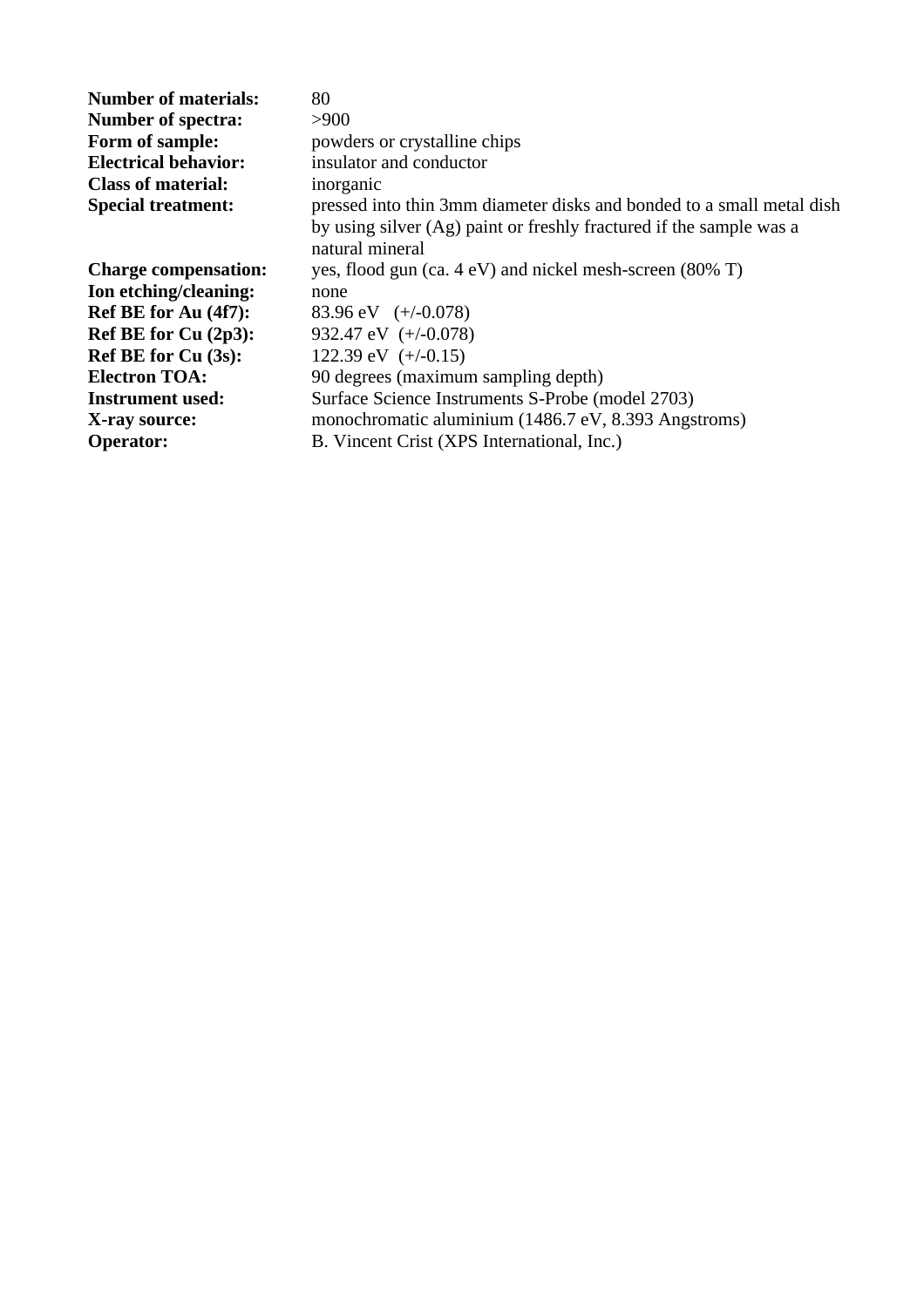| | |
|---|---|
| **Number of materials:** | 80 |
| **Number of spectra:** | >900 |
| **Form of sample:** | powders or crystalline chips |
| **Electrical behavior:** | insulator and conductor |
| **Class of material:** | inorganic |
| **Special treatment:** | pressed into thin 3mm diameter disks and bonded to a small metal dish by using silver (Ag) paint or freshly fractured if the sample was a natural mineral |
| **Charge compensation:** | yes, flood gun (ca. 4 eV) and nickel mesh-screen (80% T) |
| **Ion etching/cleaning:** | none |
| **Ref BE for Au (4f7):** | 83.96 eV (+/-0.078) |
| **Ref BE for Cu (2p3):** | 932.47 eV (+/-0.078) |
| **Ref BE for Cu (3s):** | 122.39 eV (+/-0.15) |
| **Electron TOA:** | 90 degrees (maximum sampling depth) |
| **Instrument used:** | Surface Science Instruments S-Probe (model 2703) |
| **X-ray source:** | monochromatic aluminium (1486.7 eV, 8.393 Angstroms) |
| **Operator:** | B. Vincent Crist (XPS International, Inc.) |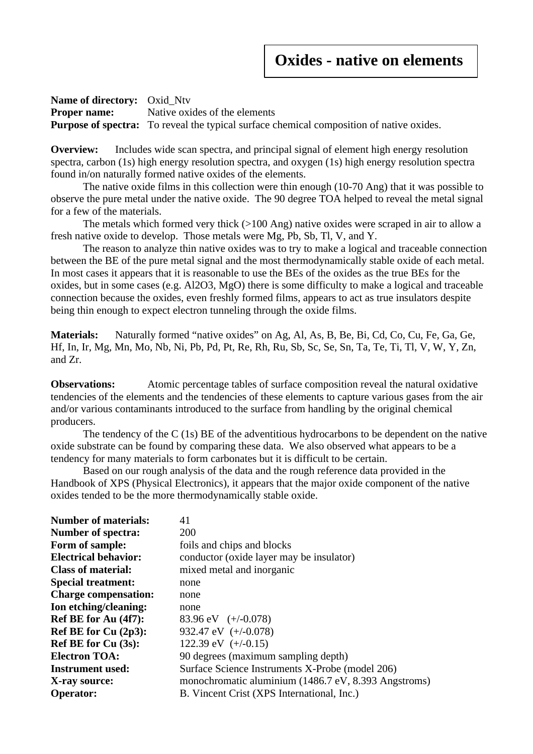# Oxides - native on elements

**Name of directory:** Oxid_Ntv
**Proper name:** Native oxides of the elements
**Purpose of spectra:** To reveal the typical surface chemical composition of native oxides.

**Overview:** Includes wide scan spectra, and principal signal of element high energy resolution spectra, carbon (1s) high energy resolution spectra, and oxygen (1s) high energy resolution spectra found in/on naturally formed native oxides of the elements.

The native oxide films in this collection were thin enough (10-70 Ang) that it was possible to observe the pure metal under the native oxide. The 90 degree TOA helped to reveal the metal signal for a few of the materials.

The metals which formed very thick (>100 Ang) native oxides were scraped in air to allow a fresh native oxide to develop. Those metals were Mg, Pb, Sb, Tl, V, and Y.

The reason to analyze thin native oxides was to try to make a logical and traceable connection between the BE of the pure metal signal and the most thermodynamically stable oxide of each metal. In most cases it appears that it is reasonable to use the BEs of the oxides as the true BEs for the oxides, but in some cases (e.g. $Al_2O_3$, MgO) there is some difficulty to make a logical and traceable connection because the oxides, even freshly formed films, appears to act as true insulators despite being thin enough to expect electron tunneling through the oxide films.

**Materials:** Naturally formed "native oxides" on Ag, Al, As, B, Be, Bi, Cd, Co, Cu, Fe, Ga, Ge, Hf, In, Ir, Mg, Mn, Mo, Nb, Ni, Pb, Pd, Pt, Re, Rh, Ru, Sb, Sc, Se, Sn, Ta, Te, Ti, Tl, V, W, Y, Zn, and Zr.

**Observations:** Atomic percentage tables of surface composition reveal the natural oxidative tendencies of the elements and the tendencies of these elements to capture various gases from the air and/or various contaminants introduced to the surface from handling by the original chemical producers.

The tendency of the C (1s) BE of the adventitious hydrocarbons to be dependent on the native oxide substrate can be found by comparing these data. We also observed what appears to be a tendency for many materials to form carbonates but it is difficult to be certain.

Based on our rough analysis of the data and the rough reference data provided in the Handbook of XPS (Physical Electronics), it appears that the major oxide component of the native oxides tended to be the more thermodynamically stable oxide.

**Number of materials:** 41
**Number of spectra:** 200
**Form of sample:** foils and chips and blocks
**Electrical behavior:** conductor (oxide layer may be insulator)
**Class of material:** mixed metal and inorganic
**Special treatment:** none
**Charge compensation:** none
**Ion etching/cleaning:** none
**Ref BE for Au (4f7):** 83.96 eV (+/-0.078)
**Ref BE for Cu (2p3):** 932.47 eV (+/-0.078)
**Ref BE for Cu (3s):** 122.39 eV (+/-0.15)
**Electron TOA:** 90 degrees (maximum sampling depth)
**Instrument used:** Surface Science Instruments X-Probe (model 206)
**X-ray source:** monochromatic aluminium (1486.7 eV, 8.393 Angstroms)
**Operator:** B. Vincent Crist (XPS International, Inc.)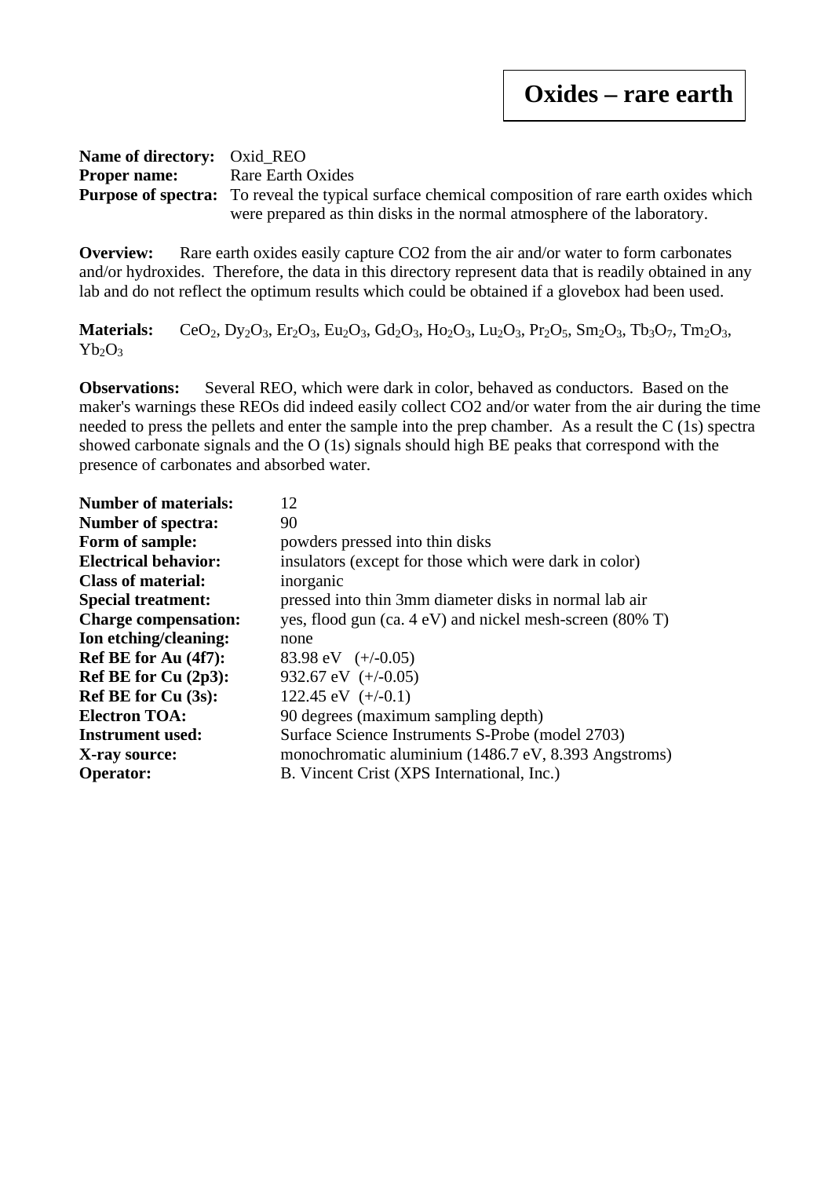# Oxides – rare earth

**Name of directory:** Oxid_REO
**Proper name:** Rare Earth Oxides
**Purpose of spectra:** To reveal the typical surface chemical composition of rare earth oxides which were prepared as thin disks in the normal atmosphere of the laboratory.

**Overview:** Rare earth oxides easily capture CO2 from the air and/or water to form carbonates and/or hydroxides. Therefore, the data in this directory represent data that is readily obtained in any lab and do not reflect the optimum results which could be obtained if a glovebox had been used.

**Materials:** $CeO_2$, $Dy_2O_3$, $Er_2O_3$, $Eu_2O_3$, $Gd_2O_3$, $Ho_2O_3$, $Lu_2O_3$, $Pr_2O_5$, $Sm_2O_3$, $Tb_3O_7$, $Tm_2O_3$, $Yb_2O_3$

**Observations:** Several REO, which were dark in color, behaved as conductors. Based on the maker's warnings these REOs did indeed easily collect CO2 and/or water from the air during the time needed to press the pellets and enter the sample into the prep chamber. As a result the C (1s) spectra showed carbonate signals and the O (1s) signals should high BE peaks that correspond with the presence of carbonates and absorbed water.

**Number of materials:** 12
**Number of spectra:** 90
**Form of sample:** powders pressed into thin disks
**Electrical behavior:** insulators (except for those which were dark in color)
**Class of material:** inorganic
**Special treatment:** pressed into thin 3mm diameter disks in normal lab air
**Charge compensation:** yes, flood gun (ca. 4 eV) and nickel mesh-screen (80% T)
**Ion etching/cleaning:** none
**Ref BE for Au (4f7):** 83.98 eV (+/-0.05)
**Ref BE for Cu (2p3):** 932.67 eV (+/-0.05)
**Ref BE for Cu (3s):** 122.45 eV (+/-0.1)
**Electron TOA:** 90 degrees (maximum sampling depth)
**Instrument used:** Surface Science Instruments S-Probe (model 2703)
**X-ray source:** monochromatic aluminium (1486.7 eV, 8.393 Angstroms)
**Operator:** B. Vincent Crist (XPS International, Inc.)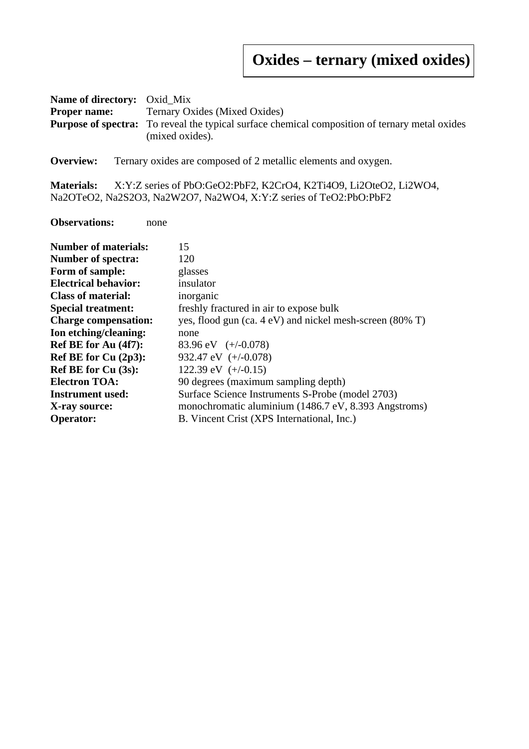# Oxides – ternary (mixed oxides)

**Name of directory:** Oxid_Mix
**Proper name:** Ternary Oxides (Mixed Oxides)
**Purpose of spectra:** To reveal the typical surface chemical composition of ternary metal oxides (mixed oxides).

**Overview:** Ternary oxides are composed of 2 metallic elements and oxygen.

**Materials:** X:Y:Z series of $PbO:GeO_2:PbF_2$, $K_2CrO_4$, $K_2Ti_4O_9$, $Li_2OteO_2$, $Li_2WO_4$, $Na_2OTeO_2$, $Na_2S_2O_3$, $Na_2W_2O_7$, $Na_2WO_4$, X:Y:Z series of $TeO_2:PbO:PbF_2$

**Observations:** none

**Number of materials:** 15
**Number of spectra:** 120
**Form of sample:** glasses
**Electrical behavior:** insulator
**Class of material:** inorganic
**Special treatment:** freshly fractured in air to expose bulk
**Charge compensation:** yes, flood gun (ca. 4 eV) and nickel mesh-screen (80% T)
**Ion etching/cleaning:** none
**Ref BE for Au (4f7):** 83.96 eV (+/-0.078)
**Ref BE for Cu (2p3):** 932.47 eV (+/-0.078)
**Ref BE for Cu (3s):** 122.39 eV (+/-0.15)
**Electron TOA:** 90 degrees (maximum sampling depth)
**Instrument used:** Surface Science Instruments S-Probe (model 2703)
**X-ray source:** monochromatic aluminium (1486.7 eV, 8.393 Angstroms)
**Operator:** B. Vincent Crist (XPS International, Inc.)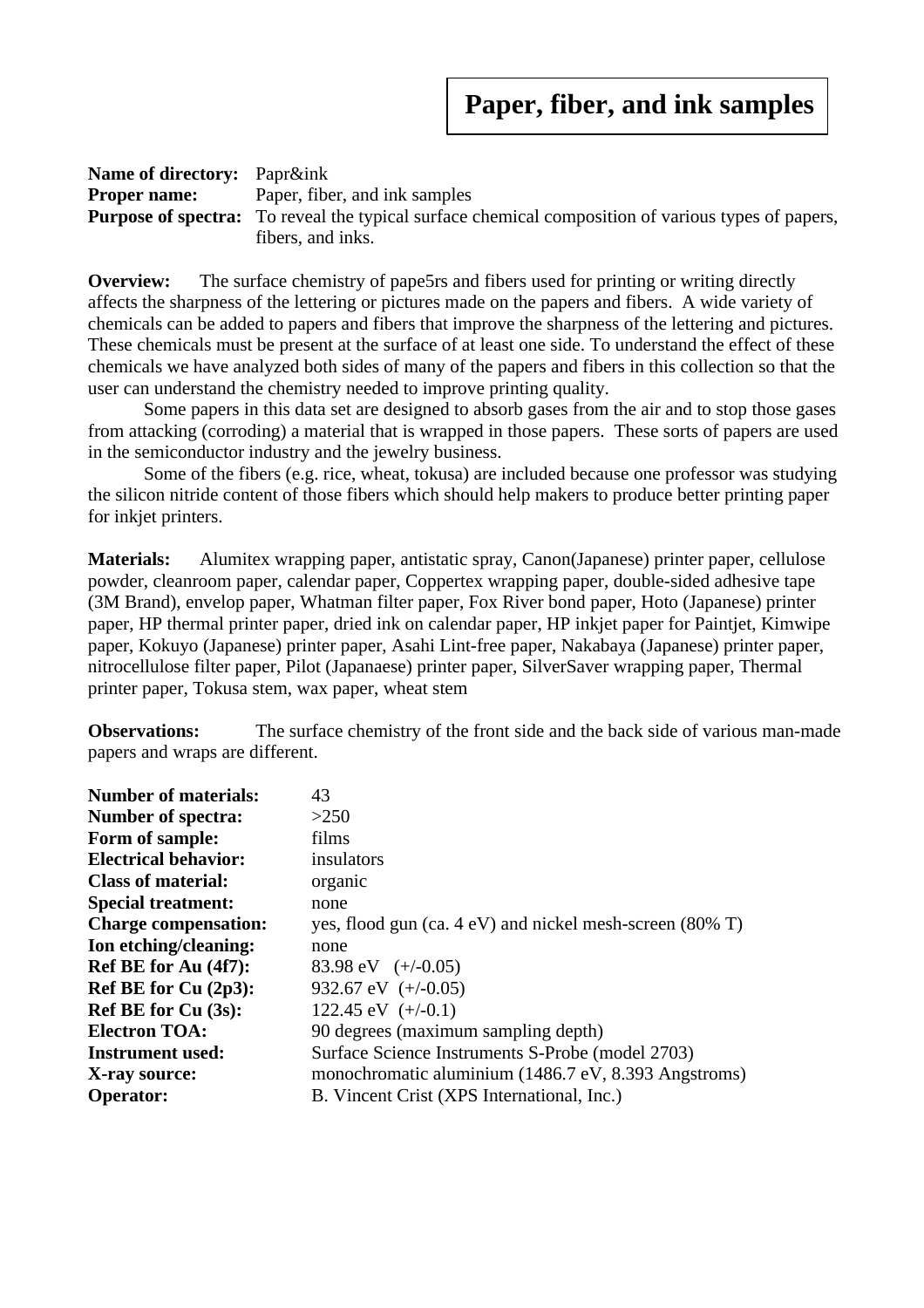# Paper, fiber, and ink samples

**Name of directory:** Papr&ink
**Proper name:** Paper, fiber, and ink samples
**Purpose of spectra:** To reveal the typical surface chemical composition of various types of papers, fibers, and inks.

**Overview:** The surface chemistry of pape5rs and fibers used for printing or writing directly affects the sharpness of the lettering or pictures made on the papers and fibers. A wide variety of chemicals can be added to papers and fibers that improve the sharpness of the lettering and pictures. These chemicals must be present at the surface of at least one side. To understand the effect of these chemicals we have analyzed both sides of many of the papers and fibers in this collection so that the user can understand the chemistry needed to improve printing quality.

Some papers in this data set are designed to absorb gases from the air and to stop those gases from attacking (corroding) a material that is wrapped in those papers. These sorts of papers are used in the semiconductor industry and the jewelry business.

Some of the fibers (e.g. rice, wheat, tokusa) are included because one professor was studying the silicon nitride content of those fibers which should help makers to produce better printing paper for inkjet printers.

**Materials:** Alumitex wrapping paper, antistatic spray, Canon(Japanese) printer paper, cellulose powder, cleanroom paper, calendar paper, Coppertex wrapping paper, double-sided adhesive tape (3M Brand), envelop paper, Whatman filter paper, Fox River bond paper, Hoto (Japanese) printer paper, HP thermal printer paper, dried ink on calendar paper, HP inkjet paper for Paintjet, Kimwipe paper, Kokuyo (Japanese) printer paper, Asahi Lint-free paper, Nakabaya (Japanese) printer paper, nitrocellulose filter paper, Pilot (Japanaese) printer paper, SilverSaver wrapping paper, Thermal printer paper, Tokusa stem, wax paper, wheat stem

**Observations:** The surface chemistry of the front side and the back side of various man-made papers and wraps are different.

**Number of materials:** 43
**Number of spectra:** >250
**Form of sample:** films
**Electrical behavior:** insulators
**Class of material:** organic
**Special treatment:** none
**Charge compensation:** yes, flood gun (ca. 4 eV) and nickel mesh-screen (80% T)
**Ion etching/cleaning:** none
**Ref BE for Au (4f7):** 83.98 eV (+/-0.05)
**Ref BE for Cu (2p3):** 932.67 eV (+/-0.05)
**Ref BE for Cu (3s):** 122.45 eV (+/-0.1)
**Electron TOA:** 90 degrees (maximum sampling depth)
**Instrument used:** Surface Science Instruments S-Probe (model 2703)
**X-ray source:** monochromatic aluminium (1486.7 eV, 8.393 Angstroms)
**Operator:** B. Vincent Crist (XPS International, Inc.)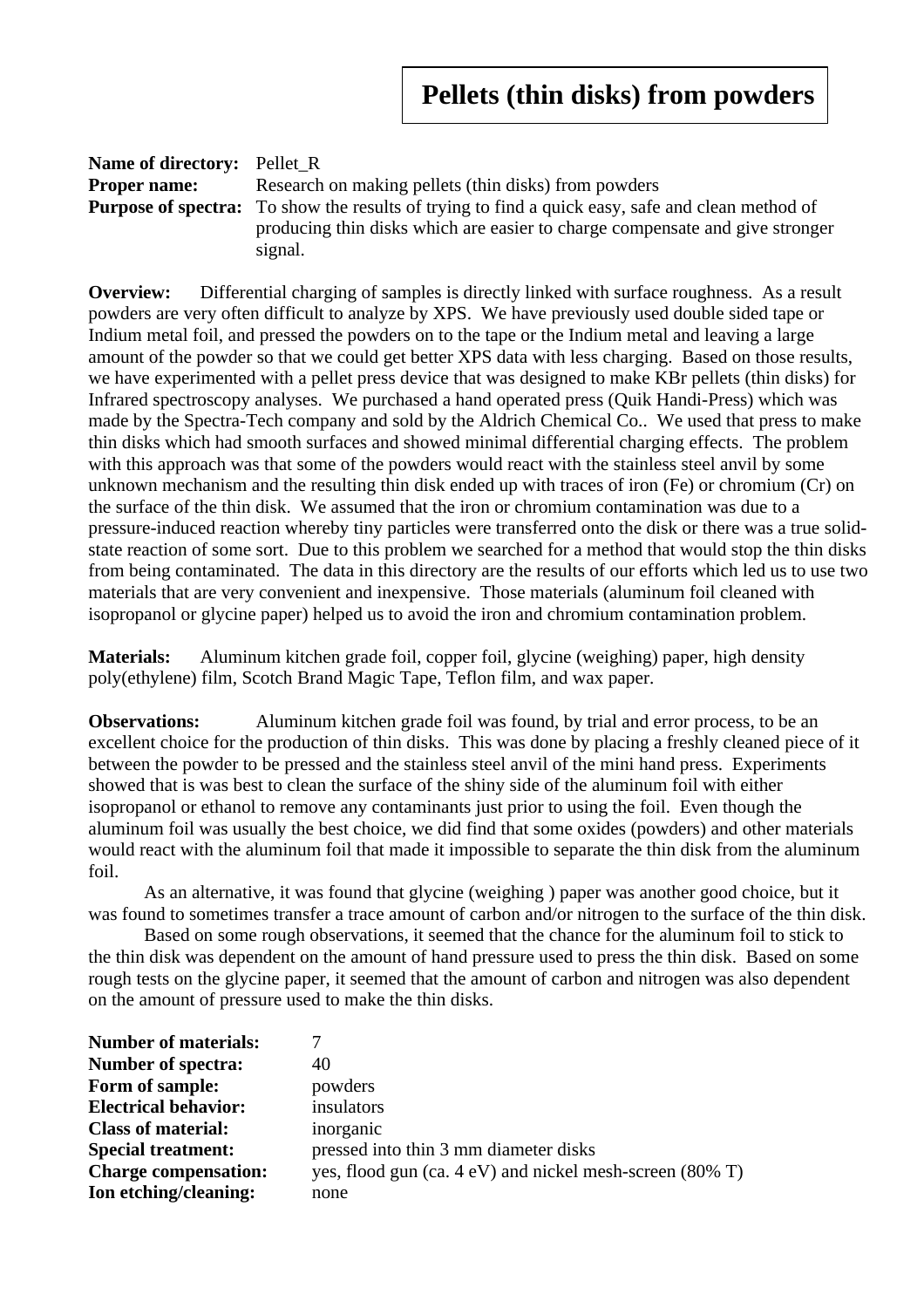# Pellets (thin disks) from powders

**Name of directory:** Pellet_R
**Proper name:** Research on making pellets (thin disks) from powders
**Purpose of spectra:** To show the results of trying to find a quick easy, safe and clean method of producing thin disks which are easier to charge compensate and give stronger signal.

**Overview:** Differential charging of samples is directly linked with surface roughness. As a result powders are very often difficult to analyze by XPS. We have previously used double sided tape or Indium metal foil, and pressed the powders on to the tape or the Indium metal and leaving a large amount of the powder so that we could get better XPS data with less charging. Based on those results, we have experimented with a pellet press device that was designed to make KBr pellets (thin disks) for Infrared spectroscopy analyses. We purchased a hand operated press (Quik Handi-Press) which was made by the Spectra-Tech company and sold by the Aldrich Chemical Co.. We used that press to make thin disks which had smooth surfaces and showed minimal differential charging effects. The problem with this approach was that some of the powders would react with the stainless steel anvil by some unknown mechanism and the resulting thin disk ended up with traces of iron (Fe) or chromium (Cr) on the surface of the thin disk. We assumed that the iron or chromium contamination was due to a pressure-induced reaction whereby tiny particles were transferred onto the disk or there was a true solid-state reaction of some sort. Due to this problem we searched for a method that would stop the thin disks from being contaminated. The data in this directory are the results of our efforts which led us to use two materials that are very convenient and inexpensive. Those materials (aluminum foil cleaned with isopropanol or glycine paper) helped us to avoid the iron and chromium contamination problem.

**Materials:** Aluminum kitchen grade foil, copper foil, glycine (weighing) paper, high density poly(ethylene) film, Scotch Brand Magic Tape, Teflon film, and wax paper.

**Observations:** Aluminum kitchen grade foil was found, by trial and error process, to be an excellent choice for the production of thin disks. This was done by placing a freshly cleaned piece of it between the powder to be pressed and the stainless steel anvil of the mini hand press. Experiments showed that is was best to clean the surface of the shiny side of the aluminum foil with either isopropanol or ethanol to remove any contaminants just prior to using the foil. Even though the aluminum foil was usually the best choice, we did find that some oxides (powders) and other materials would react with the aluminum foil that made it impossible to separate the thin disk from the aluminum foil.

As an alternative, it was found that glycine (weighing ) paper was another good choice, but it was found to sometimes transfer a trace amount of carbon and/or nitrogen to the surface of the thin disk.

Based on some rough observations, it seemed that the chance for the aluminum foil to stick to the thin disk was dependent on the amount of hand pressure used to press the thin disk. Based on some rough tests on the glycine paper, it seemed that the amount of carbon and nitrogen was also dependent on the amount of pressure used to make the thin disks.

**Number of materials:** 7
**Number of spectra:** 40
**Form of sample:** powders
**Electrical behavior:** insulators
**Class of material:** inorganic
**Special treatment:** pressed into thin 3 mm diameter disks
**Charge compensation:** yes, flood gun (ca. 4 eV) and nickel mesh-screen (80% T)
**Ion etching/cleaning:** none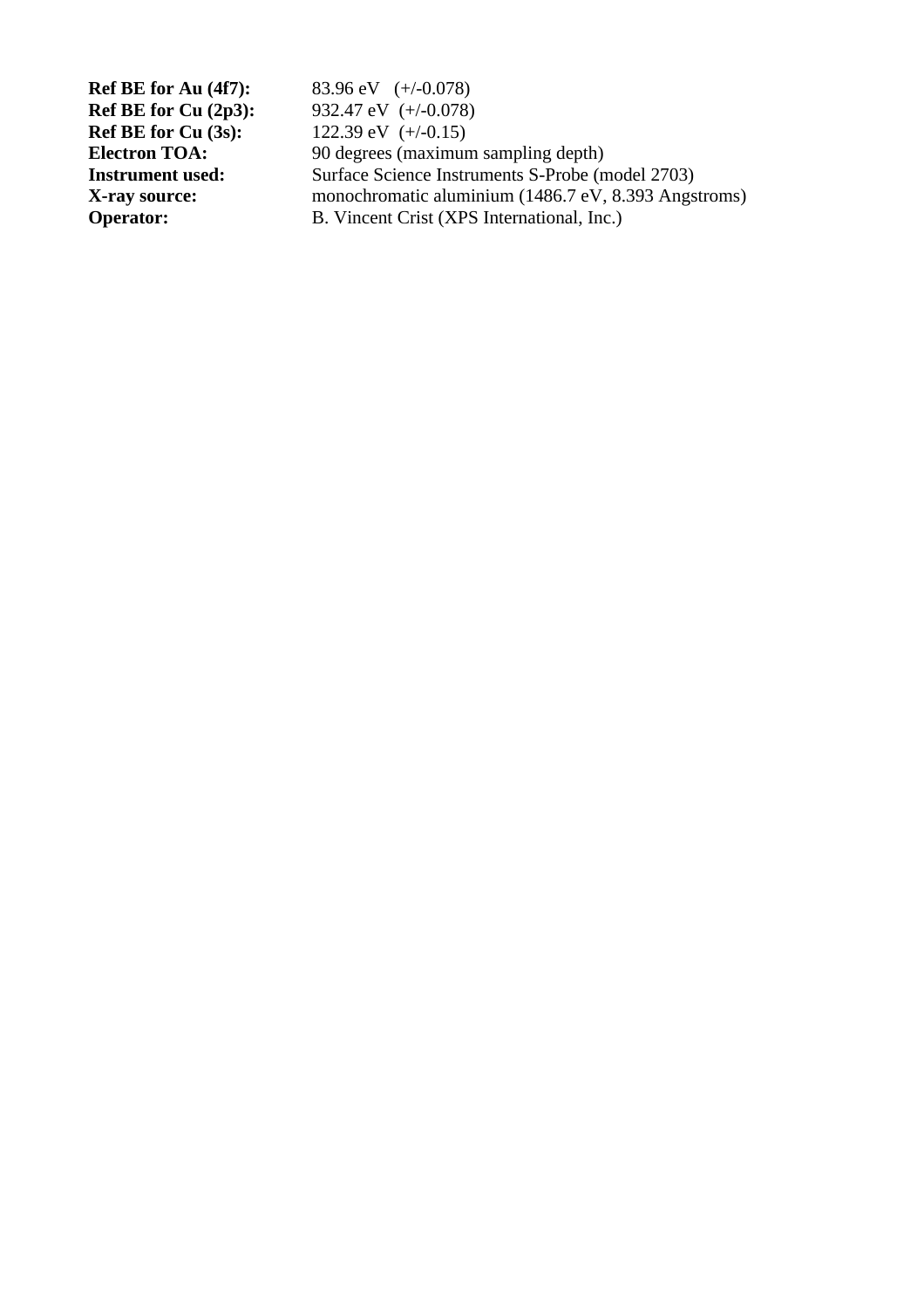**Ref BE for Au (4f7):** 83.96 eV (+/-0.078)
**Ref BE for Cu (2p3):** 932.47 eV (+/-0.078)
**Ref BE for Cu (3s):** 122.39 eV (+/-0.15)
**Electron TOA:** 90 degrees (maximum sampling depth)
**Instrument used:** Surface Science Instruments S-Probe (model 2703)
**X-ray source:** monochromatic aluminium (1486.7 eV, 8.393 Angstroms)
**Operator:** B. Vincent Crist (XPS International, Inc.)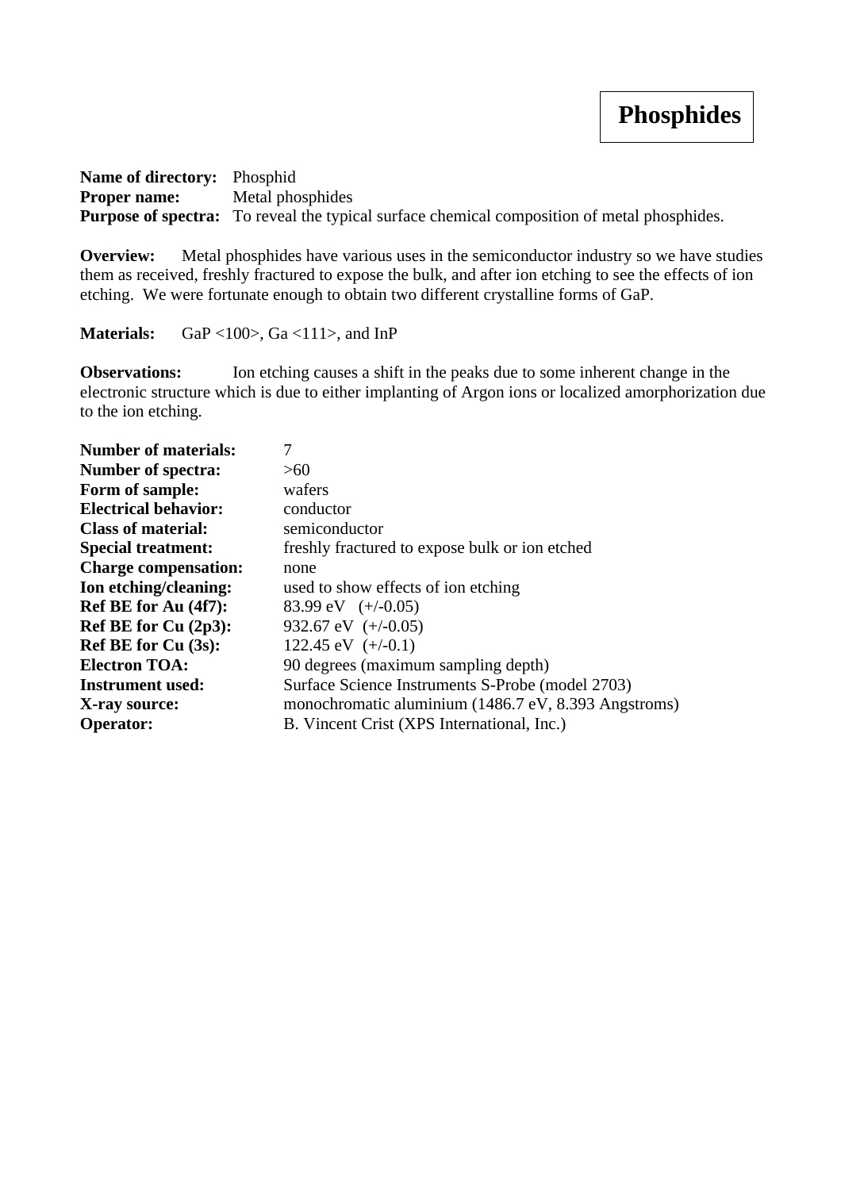# Phosphides

**Name of directory:** Phosphid
**Proper name:** Metal phosphides
**Purpose of spectra:** To reveal the typical surface chemical composition of metal phosphides.

**Overview:** Metal phosphides have various uses in the semiconductor industry so we have studies them as received, freshly fractured to expose the bulk, and after ion etching to see the effects of ion etching. We were fortunate enough to obtain two different crystalline forms of GaP.

**Materials:** GaP <100>, Ga <111>, and InP

**Observations:** Ion etching causes a shift in the peaks due to some inherent change in the electronic structure which is due to either implanting of Argon ions or localized amorphorization due to the ion etching.

**Number of materials:** 7
**Number of spectra:** >60
**Form of sample:** wafers
**Electrical behavior:** conductor
**Class of material:** semiconductor
**Special treatment:** freshly fractured to expose bulk or ion etched
**Charge compensation:** none
**Ion etching/cleaning:** used to show effects of ion etching
**Ref BE for Au (4f7):** 83.99 eV (+/-0.05)
**Ref BE for Cu (2p3):** 932.67 eV (+/-0.05)
**Ref BE for Cu (3s):** 122.45 eV (+/-0.1)
**Electron TOA:** 90 degrees (maximum sampling depth)
**Instrument used:** Surface Science Instruments S-Probe (model 2703)
**X-ray source:** monochromatic aluminium (1486.7 eV, 8.393 Angstroms)
**Operator:** B. Vincent Crist (XPS International, Inc.)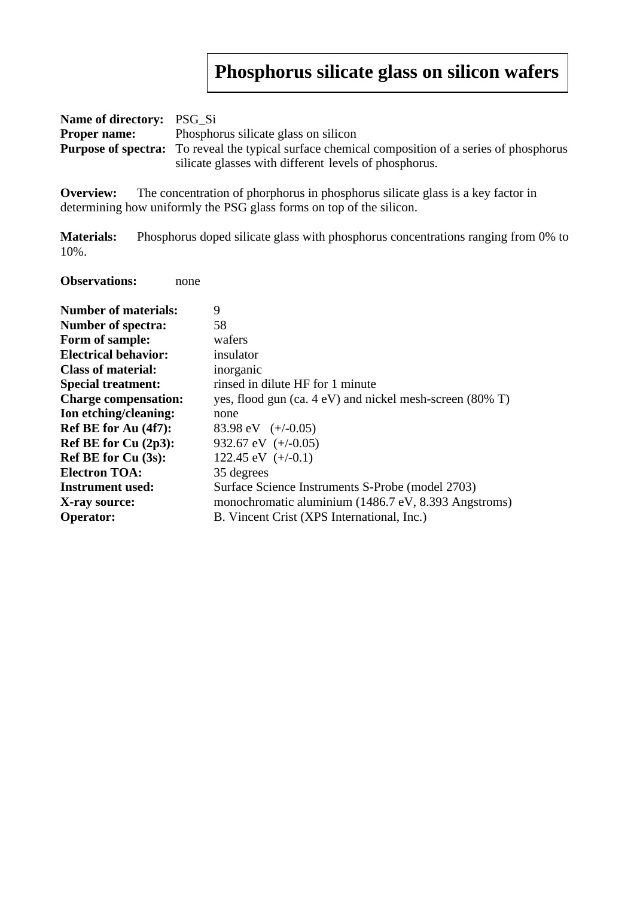# Phosphorus silicate glass on silicon wafers

**Name of directory:** PSG_Si
**Proper name:** Phosphorus silicate glass on silicon
**Purpose of spectra:** To reveal the typical surface chemical composition of a series of phosphorus silicate glasses with different levels of phosphorus.

**Overview:** The concentration of phorphorus in phosphorus silicate glass is a key factor in determining how uniformly the PSG glass forms on top of the silicon.

**Materials:** Phosphorus doped silicate glass with phosphorus concentrations ranging from 0% to 10%.

**Observations:** none

**Number of materials:** 9
**Number of spectra:** 58
**Form of sample:** wafers
**Electrical behavior:** insulator
**Class of material:** inorganic
**Special treatment:** rinsed in dilute HF for 1 minute
**Charge compensation:** yes, flood gun (ca. 4 eV) and nickel mesh-screen (80% T)
**Ion etching/cleaning:** none
**Ref BE for Au (4f7):** 83.98 eV (+/-0.05)
**Ref BE for Cu (2p3):** 932.67 eV (+/-0.05)
**Ref BE for Cu (3s):** 122.45 eV (+/-0.1)
**Electron TOA:** 35 degrees
**Instrument used:** Surface Science Instruments S-Probe (model 2703)
**X-ray source:** monochromatic aluminium (1486.7 eV, 8.393 Angstroms)
**Operator:** B. Vincent Crist (XPS International, Inc.)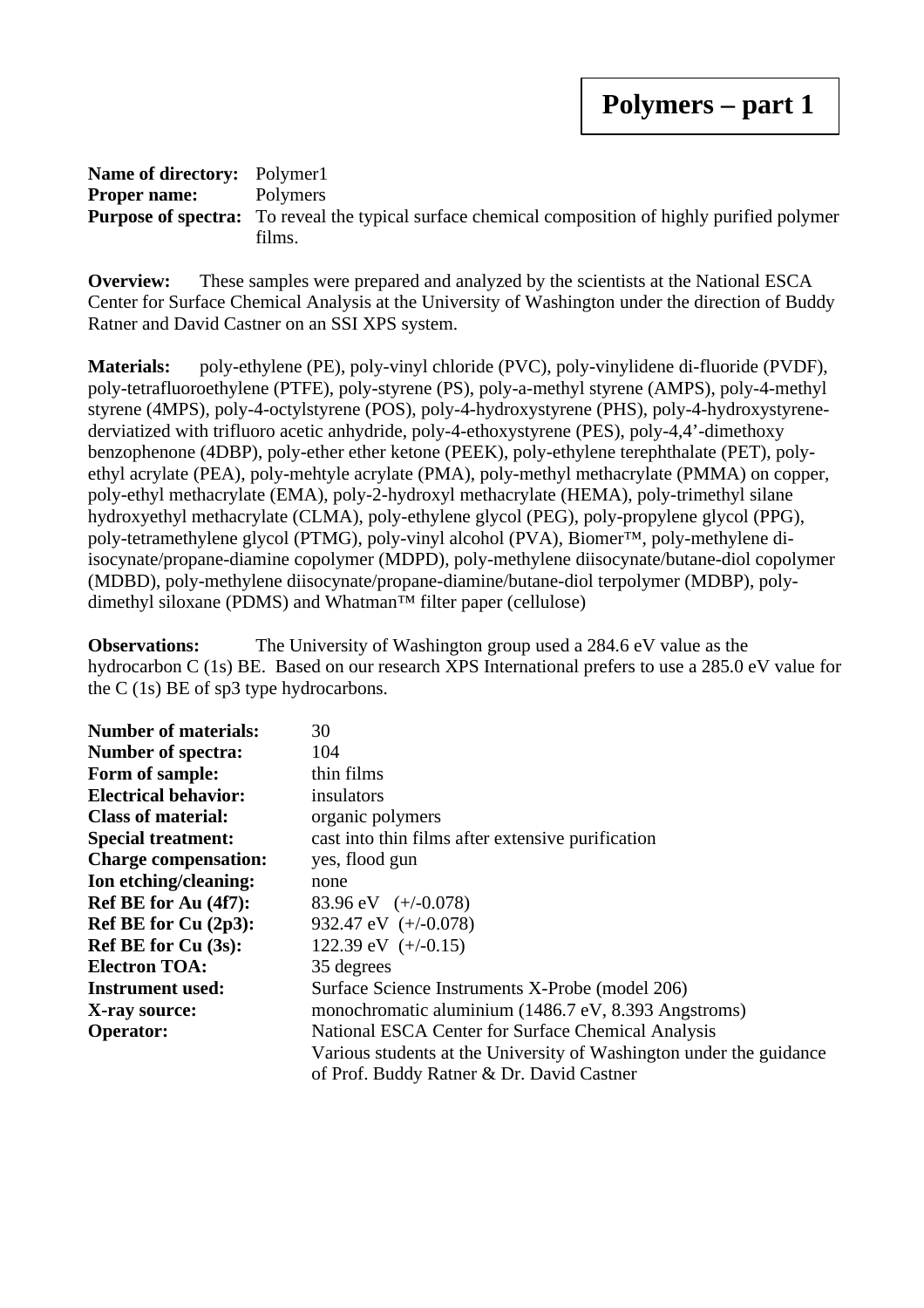# Polymers – part 1

**Name of directory:** Polymer1
**Proper name:** Polymers
**Purpose of spectra:** To reveal the typical surface chemical composition of highly purified polymer films.

**Overview:** These samples were prepared and analyzed by the scientists at the National ESCA Center for Surface Chemical Analysis at the University of Washington under the direction of Buddy Ratner and David Castner on an SSI XPS system.

**Materials:** poly-ethylene (PE), poly-vinyl chloride (PVC), poly-vinylidene di-fluoride (PVDF), poly-tetrafluoroethylene (PTFE), poly-styrene (PS), poly-a-methyl styrene (AMPS), poly-4-methyl styrene (4MPS), poly-4-octylstyrene (POS), poly-4-hydroxystyrene (PHS), poly-4-hydroxystyrene-derviatized with trifluoro acetic anhydride, poly-4-ethoxystyrene (PES), poly-4,4'-dimethoxy benzophenone (4DBP), poly-ether ether ketone (PEEK), poly-ethylene terephthalate (PET), poly-ethyl acrylate (PEA), poly-mehtyle acrylate (PMA), poly-methyl methacrylate (PMMA) on copper, poly-ethyl methacrylate (EMA), poly-2-hydroxyl methacrylate (HEMA), poly-trimethyl silane hydroxyethyl methacrylate (CLMA), poly-ethylene glycol (PEG), poly-propylene glycol (PPG), poly-tetramethylene glycol (PTMG), poly-vinyl alcohol (PVA), Biomer™, poly-methylene di-isocynate/propane-diamine copolymer (MDPD), poly-methylene diisocynate/butane-diol copolymer (MDBD), poly-methylene diisocynate/propane-diamine/butane-diol terpolymer (MDBP), poly-dimethyl siloxane (PDMS) and Whatman™ filter paper (cellulose)

**Observations:** The University of Washington group used a 284.6 eV value as the hydrocarbon C (1s) BE. Based on our research XPS International prefers to use a 285.0 eV value for the C (1s) BE of sp3 type hydrocarbons.

**Number of materials:** 30
**Number of spectra:** 104
**Form of sample:** thin films
**Electrical behavior:** insulators
**Class of material:** organic polymers
**Special treatment:** cast into thin films after extensive purification
**Charge compensation:** yes, flood gun
**Ion etching/cleaning:** none
**Ref BE for Au (4f7):** 83.96 eV (+/-0.078)
**Ref BE for Cu (2p3):** 932.47 eV (+/-0.078)
**Ref BE for Cu (3s):** 122.39 eV (+/-0.15)
**Electron TOA:** 35 degrees
**Instrument used:** Surface Science Instruments X-Probe (model 206)
**X-ray source:** monochromatic aluminium (1486.7 eV, 8.393 Angstroms)
**Operator:** National ESCA Center for Surface Chemical Analysis
Various students at the University of Washington under the guidance of Prof. Buddy Ratner & Dr. David Castner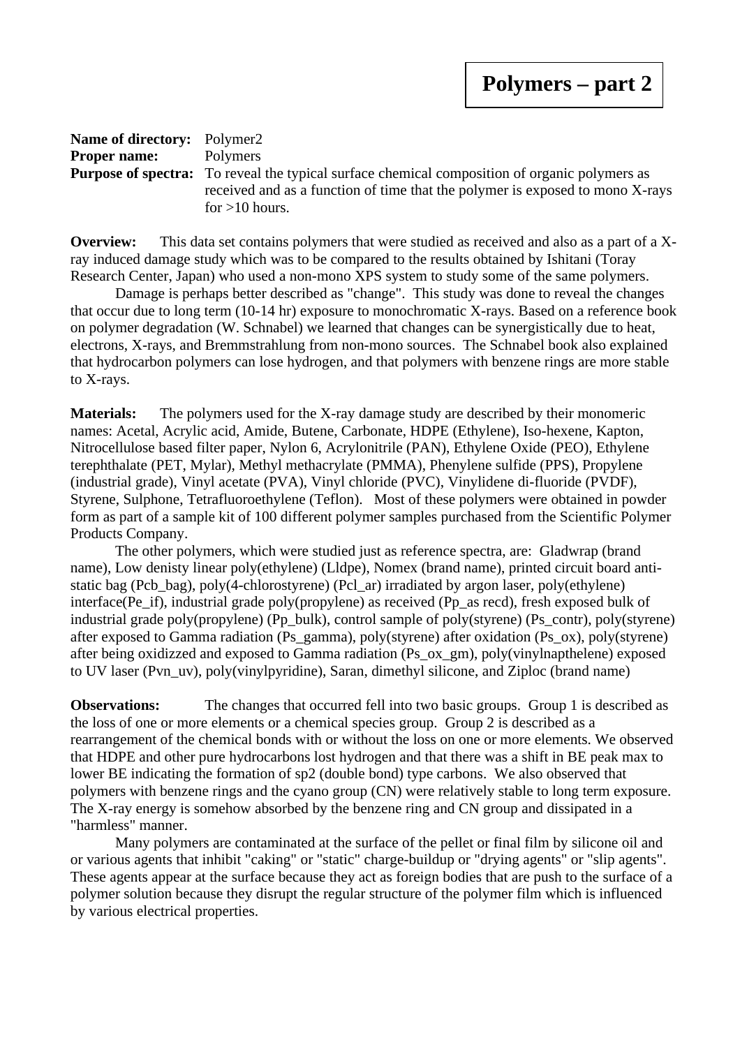# Polymers – part 2

**Name of directory:** Polymer2
**Proper name:** Polymers
**Purpose of spectra:** To reveal the typical surface chemical composition of organic polymers as received and as a function of time that the polymer is exposed to mono X-rays for >10 hours.

**Overview:** This data set contains polymers that were studied as received and also as a part of a X-ray induced damage study which was to be compared to the results obtained by Ishitani (Toray Research Center, Japan) who used a non-mono XPS system to study some of the same polymers.

Damage is perhaps better described as "change". This study was done to reveal the changes that occur due to long term (10-14 hr) exposure to monochromatic X-rays. Based on a reference book on polymer degradation (W. Schnabel) we learned that changes can be synergistically due to heat, electrons, X-rays, and Bremmstrahlung from non-mono sources. The Schnabel book also explained that hydrocarbon polymers can lose hydrogen, and that polymers with benzene rings are more stable to X-rays.

**Materials:** The polymers used for the X-ray damage study are described by their monomeric names: Acetal, Acrylic acid, Amide, Butene, Carbonate, HDPE (Ethylene), Iso-hexene, Kapton, Nitrocellulose based filter paper, Nylon 6, Acrylonitrile (PAN), Ethylene Oxide (PEO), Ethylene terephthalate (PET, Mylar), Methyl methacrylate (PMMA), Phenylene sulfide (PPS), Propylene (industrial grade), Vinyl acetate (PVA), Vinyl chloride (PVC), Vinylidene di-fluoride (PVDF), Styrene, Sulphone, Tetrafluoroethylene (Teflon). Most of these polymers were obtained in powder form as part of a sample kit of 100 different polymer samples purchased from the Scientific Polymer Products Company.

The other polymers, which were studied just as reference spectra, are: Gladwrap (brand name), Low denisty linear poly(ethylene) (Lldpe), Nomex (brand name), printed circuit board anti-static bag (Pcb_bag), poly(4-chlorostyrene) (Pcl_ar) irradiated by argon laser, poly(ethylene) interface(Pe_if), industrial grade poly(propylene) as received (Pp_as recd), fresh exposed bulk of industrial grade poly(propylene) (Pp_bulk), control sample of poly(styrene) (Ps_contr), poly(styrene) after exposed to Gamma radiation (Ps_gamma), poly(styrene) after oxidation (Ps_ox), poly(styrene) after being oxidizzed and exposed to Gamma radiation (Ps_ox_gm), poly(vinylnapthelene) exposed to UV laser (Pvn_uv), poly(vinylpyridine), Saran, dimethyl silicone, and Ziploc (brand name)

**Observations:** The changes that occurred fell into two basic groups. Group 1 is described as the loss of one or more elements or a chemical species group. Group 2 is described as a rearrangement of the chemical bonds with or without the loss on one or more elements. We observed that HDPE and other pure hydrocarbons lost hydrogen and that there was a shift in BE peak max to lower BE indicating the formation of sp2 (double bond) type carbons. We also observed that polymers with benzene rings and the cyano group (CN) were relatively stable to long term exposure. The X-ray energy is somehow absorbed by the benzene ring and CN group and dissipated in a "harmless" manner.

Many polymers are contaminated at the surface of the pellet or final film by silicone oil and or various agents that inhibit "caking" or "static" charge-buildup or "drying agents" or "slip agents". These agents appear at the surface because they act as foreign bodies that are push to the surface of a polymer solution because they disrupt the regular structure of the polymer film which is influenced by various electrical properties.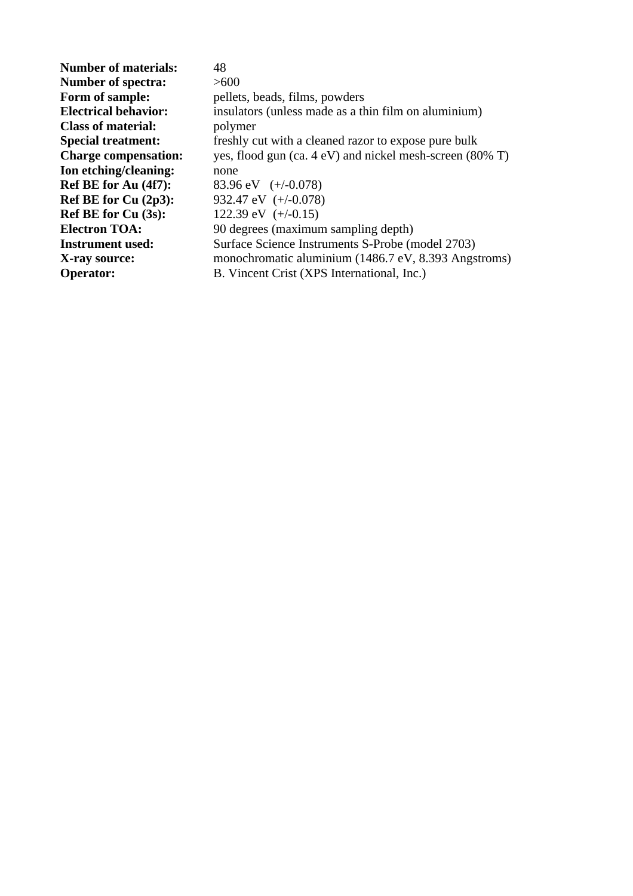| | |
|---|---|
| **Number of materials:** | 48 |
| **Number of spectra:** | >600 |
| **Form of sample:** | pellets, beads, films, powders |
| **Electrical behavior:** | insulators (unless made as a thin film on aluminium) |
| **Class of material:** | polymer |
| **Special treatment:** | freshly cut with a cleaned razor to expose pure bulk |
| **Charge compensation:** | yes, flood gun (ca. 4 eV) and nickel mesh-screen (80% T) |
| **Ion etching/cleaning:** | none |
| **Ref BE for Au (4f7):** | 83.96 eV (+/-0.078) |
| **Ref BE for Cu (2p3):** | 932.47 eV (+/-0.078) |
| **Ref BE for Cu (3s):** | 122.39 eV (+/-0.15) |
| **Electron TOA:** | 90 degrees (maximum sampling depth) |
| **Instrument used:** | Surface Science Instruments S-Probe (model 2703) |
| **X-ray source:** | monochromatic aluminium (1486.7 eV, 8.393 Angstroms) |
| **Operator:** | B. Vincent Crist (XPS International, Inc.) |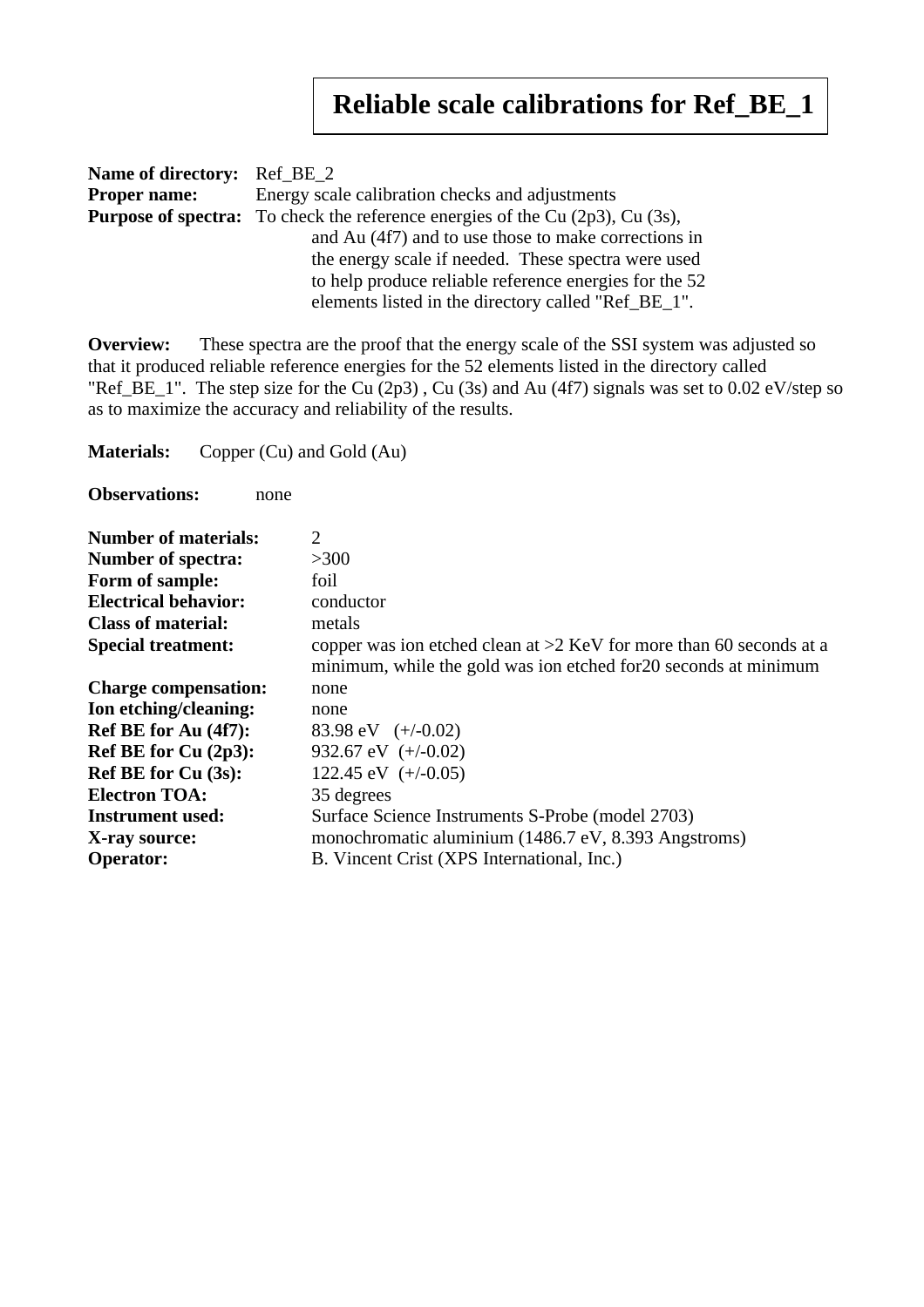# Reliable scale calibrations for Ref_BE_1

**Name of directory:** Ref_BE_2
**Proper name:** Energy scale calibration checks and adjustments
**Purpose of spectra:** To check the reference energies of the Cu (2p3), Cu (3s), and Au (4f7) and to use those to make corrections in the energy scale if needed. These spectra were used to help produce reliable reference energies for the 52 elements listed in the directory called "Ref_BE_1".

**Overview:** These spectra are the proof that the energy scale of the SSI system was adjusted so that it produced reliable reference energies for the 52 elements listed in the directory called "Ref_BE_1". The step size for the Cu (2p3) , Cu (3s) and Au (4f7) signals was set to 0.02 eV/step so as to maximize the accuracy and reliability of the results.

**Materials:** Copper (Cu) and Gold (Au)

**Observations:** none

**Number of materials:** 2
**Number of spectra:** >300
**Form of sample:** foil
**Electrical behavior:** conductor
**Class of material:** metals
**Special treatment:** copper was ion etched clean at >2 KeV for more than 60 seconds at a minimum, while the gold was ion etched for20 seconds at minimum
**Charge compensation:** none
**Ion etching/cleaning:** none
**Ref BE for Au (4f7):** 83.98 eV (+/-0.02)
**Ref BE for Cu (2p3):** 932.67 eV (+/-0.02)
**Ref BE for Cu (3s):** 122.45 eV (+/-0.05)
**Electron TOA:** 35 degrees
**Instrument used:** Surface Science Instruments S-Probe (model 2703)
**X-ray source:** monochromatic aluminium (1486.7 eV, 8.393 Angstroms)
**Operator:** B. Vincent Crist (XPS International, Inc.)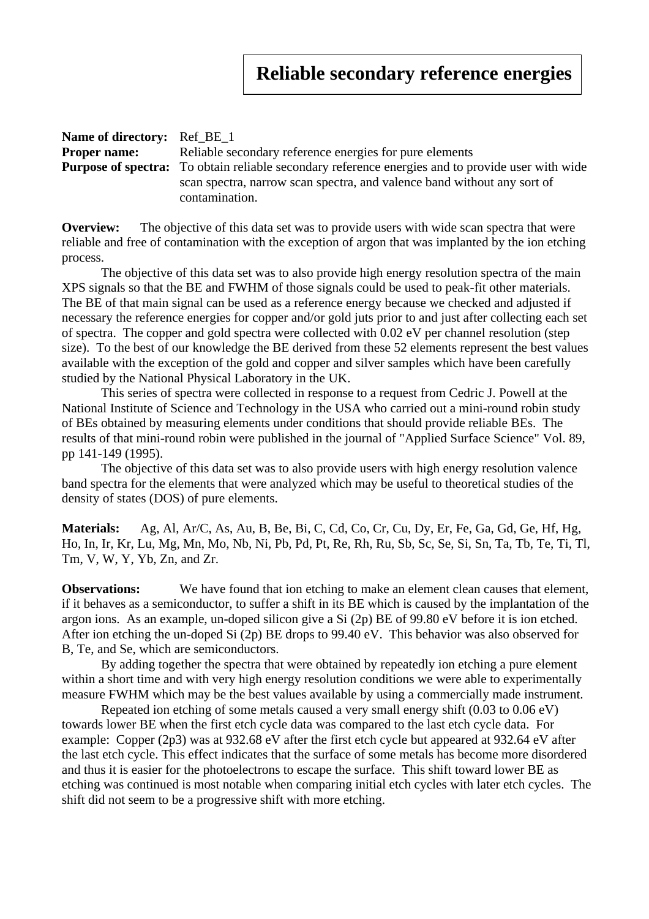# Reliable secondary reference energies

**Name of directory:** Ref_BE_1
**Proper name:** Reliable secondary reference energies for pure elements
**Purpose of spectra:** To obtain reliable secondary reference energies and to provide user with wide scan spectra, narrow scan spectra, and valence band without any sort of contamination.

**Overview:** The objective of this data set was to provide users with wide scan spectra that were reliable and free of contamination with the exception of argon that was implanted by the ion etching process.

The objective of this data set was to also provide high energy resolution spectra of the main XPS signals so that the BE and FWHM of those signals could be used to peak-fit other materials. The BE of that main signal can be used as a reference energy because we checked and adjusted if necessary the reference energies for copper and/or gold juts prior to and just after collecting each set of spectra. The copper and gold spectra were collected with 0.02 eV per channel resolution (step size). To the best of our knowledge the BE derived from these 52 elements represent the best values available with the exception of the gold and copper and silver samples which have been carefully studied by the National Physical Laboratory in the UK.

This series of spectra were collected in response to a request from Cedric J. Powell at the National Institute of Science and Technology in the USA who carried out a mini-round robin study of BEs obtained by measuring elements under conditions that should provide reliable BEs. The results of that mini-round robin were published in the journal of "Applied Surface Science" Vol. 89, pp 141-149 (1995).

The objective of this data set was to also provide users with high energy resolution valence band spectra for the elements that were analyzed which may be useful to theoretical studies of the density of states (DOS) of pure elements.

**Materials:** Ag, Al, Ar/C, As, Au, B, Be, Bi, C, Cd, Co, Cr, Cu, Dy, Er, Fe, Ga, Gd, Ge, Hf, Hg, Ho, In, Ir, Kr, Lu, Mg, Mn, Mo, Nb, Ni, Pb, Pd, Pt, Re, Rh, Ru, Sb, Sc, Se, Si, Sn, Ta, Tb, Te, Ti, Tl, Tm, V, W, Y, Yb, Zn, and Zr.

**Observations:** We have found that ion etching to make an element clean causes that element, if it behaves as a semiconductor, to suffer a shift in its BE which is caused by the implantation of the argon ions. As an example, un-doped silicon give a Si (2p) BE of 99.80 eV before it is ion etched. After ion etching the un-doped Si (2p) BE drops to 99.40 eV. This behavior was also observed for B, Te, and Se, which are semiconductors.

By adding together the spectra that were obtained by repeatedly ion etching a pure element within a short time and with very high energy resolution conditions we were able to experimentally measure FWHM which may be the best values available by using a commercially made instrument.

Repeated ion etching of some metals caused a very small energy shift (0.03 to 0.06 eV) towards lower BE when the first etch cycle data was compared to the last etch cycle data. For example: Copper (2p3) was at 932.68 eV after the first etch cycle but appeared at 932.64 eV after the last etch cycle. This effect indicates that the surface of some metals has become more disordered and thus it is easier for the photoelectrons to escape the surface. This shift toward lower BE as etching was continued is most notable when comparing initial etch cycles with later etch cycles. The shift did not seem to be a progressive shift with more etching.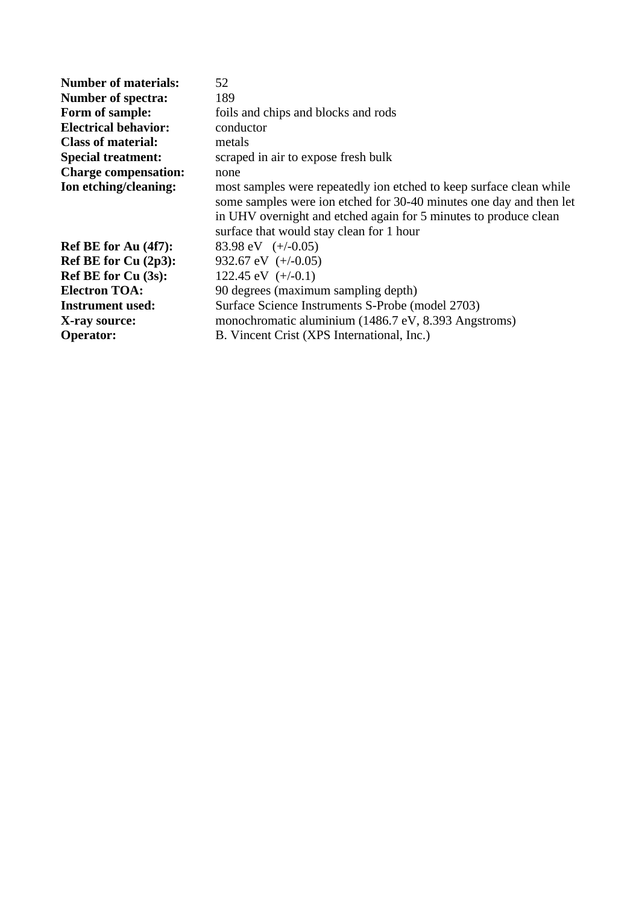| | |
|---|---|
| **Number of materials:** | 52 |
| **Number of spectra:** | 189 |
| **Form of sample:** | foils and chips and blocks and rods |
| **Electrical behavior:** | conductor |
| **Class of material:** | metals |
| **Special treatment:** | scraped in air to expose fresh bulk |
| **Charge compensation:** | none |
| **Ion etching/cleaning:** | most samples were repeatedly ion etched to keep surface clean while some samples were ion etched for 30-40 minutes one day and then let in UHV overnight and etched again for 5 minutes to produce clean surface that would stay clean for 1 hour |
| **Ref BE for Au (4f7):** | 83.98 eV (+/-0.05) |
| **Ref BE for Cu (2p3):** | 932.67 eV (+/-0.05) |
| **Ref BE for Cu (3s):** | 122.45 eV (+/-0.1) |
| **Electron TOA:** | 90 degrees (maximum sampling depth) |
| **Instrument used:** | Surface Science Instruments S-Probe (model 2703) |
| **X-ray source:** | monochromatic aluminium (1486.7 eV, 8.393 Angstroms) |
| **Operator:** | B. Vincent Crist (XPS International, Inc.) |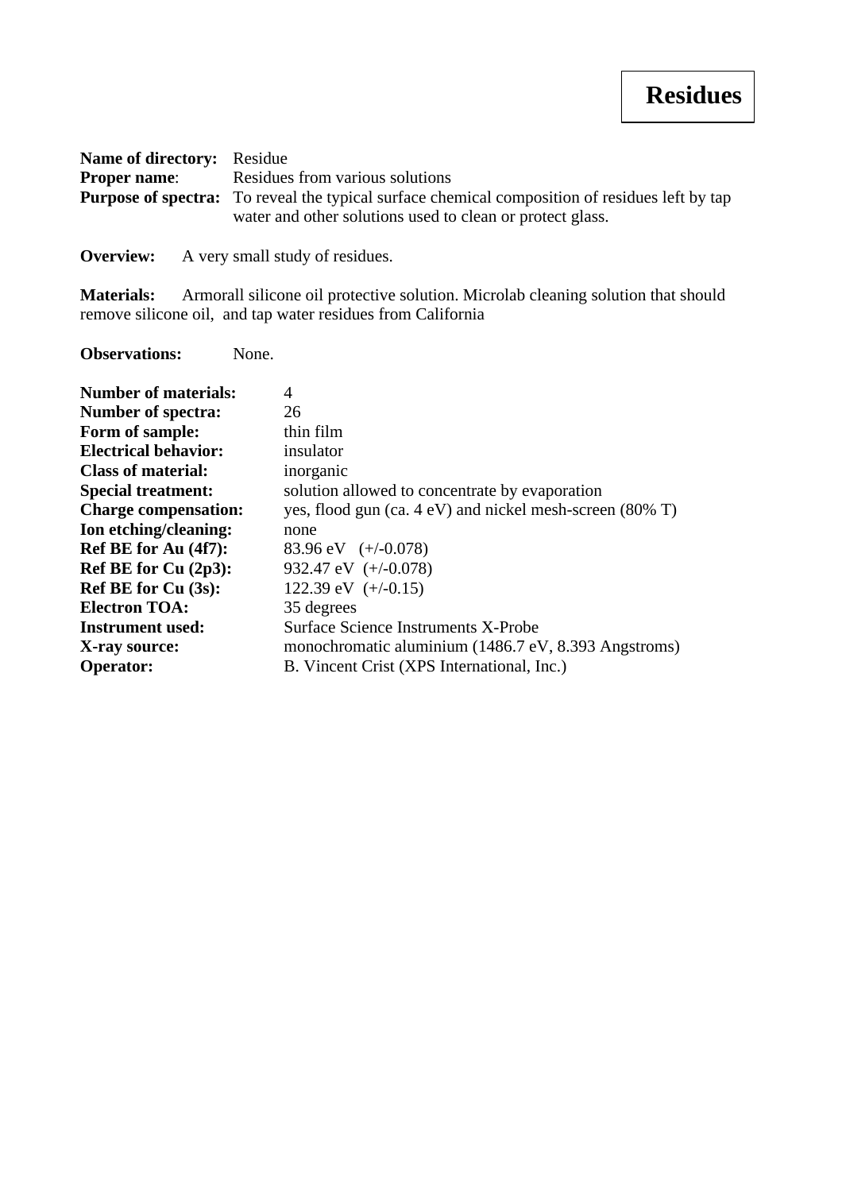# Residues

**Name of directory:** Residue
**Proper name**: Residues from various solutions
**Purpose of spectra:** To reveal the typical surface chemical composition of residues left by tap water and other solutions used to clean or protect glass.

**Overview:** A very small study of residues.

**Materials:** Armorall silicone oil protective solution. Microlab cleaning solution that should remove silicone oil, and tap water residues from California

**Observations:** None.

**Number of materials:** 4
**Number of spectra:** 26
**Form of sample:** thin film
**Electrical behavior:** insulator
**Class of material:** inorganic
**Special treatment:** solution allowed to concentrate by evaporation
**Charge compensation:** yes, flood gun (ca. 4 eV) and nickel mesh-screen (80% T)
**Ion etching/cleaning:** none
**Ref BE for Au (4f7):** 83.96 eV (+/-0.078)
**Ref BE for Cu (2p3):** 932.47 eV (+/-0.078)
**Ref BE for Cu (3s):** 122.39 eV (+/-0.15)
**Electron TOA:** 35 degrees
**Instrument used:** Surface Science Instruments X-Probe
**X-ray source:** monochromatic aluminium (1486.7 eV, 8.393 Angstroms)
**Operator:** B. Vincent Crist (XPS International, Inc.)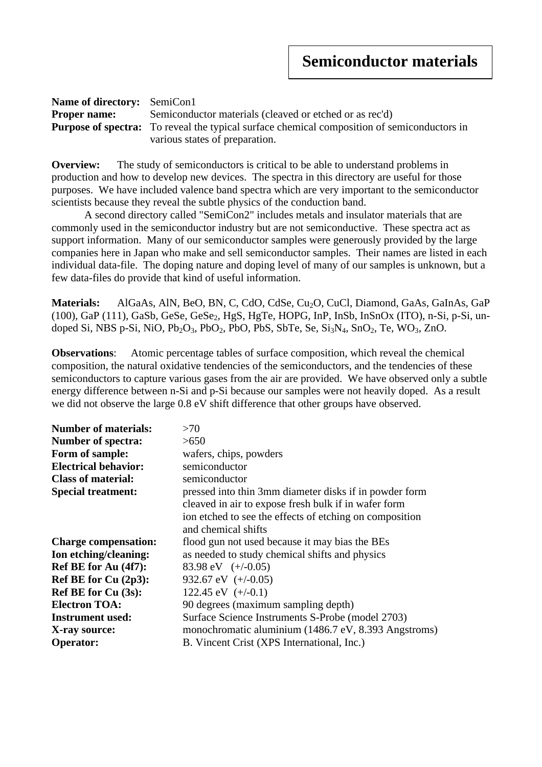# Semiconductor materials

**Name of directory:** SemiCon1
**Proper name:** Semiconductor materials (cleaved or etched or as rec'd)
**Purpose of spectra:** To reveal the typical surface chemical composition of semiconductors in various states of preparation.

**Overview:** The study of semiconductors is critical to be able to understand problems in production and how to develop new devices. The spectra in this directory are useful for those purposes. We have included valence band spectra which are very important to the semiconductor scientists because they reveal the subtle physics of the conduction band.

A second directory called "SemiCon2" includes metals and insulator materials that are commonly used in the semiconductor industry but are not semiconductive. These spectra act as support information. Many of our semiconductor samples were generously provided by the large companies here in Japan who make and sell semiconductor samples. Their names are listed in each individual data-file. The doping nature and doping level of many of our samples is unknown, but a few data-files do provide that kind of useful information.

**Materials:** AlGaAs, AlN, BeO, BN, C, CdO, CdSe, $Cu_2O$, CuCl, Diamond, GaAs, GaInAs, GaP (100), GaP (111), GaSb, GeSe, $GeSe_2$, HgS, HgTe, HOPG, InP, InSb, InSnOx (ITO), n-Si, p-Si, un-doped Si, NBS p-Si, NiO, $Pb_2O_3$, $PbO_2$, PbO, PbS, SbTe, Se, $Si_3N_4$, $SnO_2$, Te, $WO_3$, ZnO.

**Observations**: Atomic percentage tables of surface composition, which reveal the chemical composition, the natural oxidative tendencies of the semiconductors, and the tendencies of these semiconductors to capture various gases from the air are provided. We have observed only a subtle energy difference between n-Si and p-Si because our samples were not heavily doped. As a result we did not observe the large 0.8 eV shift difference that other groups have observed.

**Number of materials:** >70
**Number of spectra:** >650
**Form of sample:** wafers, chips, powders
**Electrical behavior:** semiconductor
**Class of material:** semiconductor
**Special treatment:** pressed into thin 3mm diameter disks if in powder form
cleaved in air to expose fresh bulk if in wafer form
ion etched to see the effects of etching on composition and chemical shifts
**Charge compensation:** flood gun not used because it may bias the BEs
**Ion etching/cleaning:** as needed to study chemical shifts and physics
**Ref BE for Au (4f7):** 83.98 eV (+/-0.05)
**Ref BE for Cu (2p3):** 932.67 eV (+/-0.05)
**Ref BE for Cu (3s):** 122.45 eV (+/-0.1)
**Electron TOA:** 90 degrees (maximum sampling depth)
**Instrument used:** Surface Science Instruments S-Probe (model 2703)
**X-ray source:** monochromatic aluminium (1486.7 eV, 8.393 Angstroms)
**Operator:** B. Vincent Crist (XPS International, Inc.)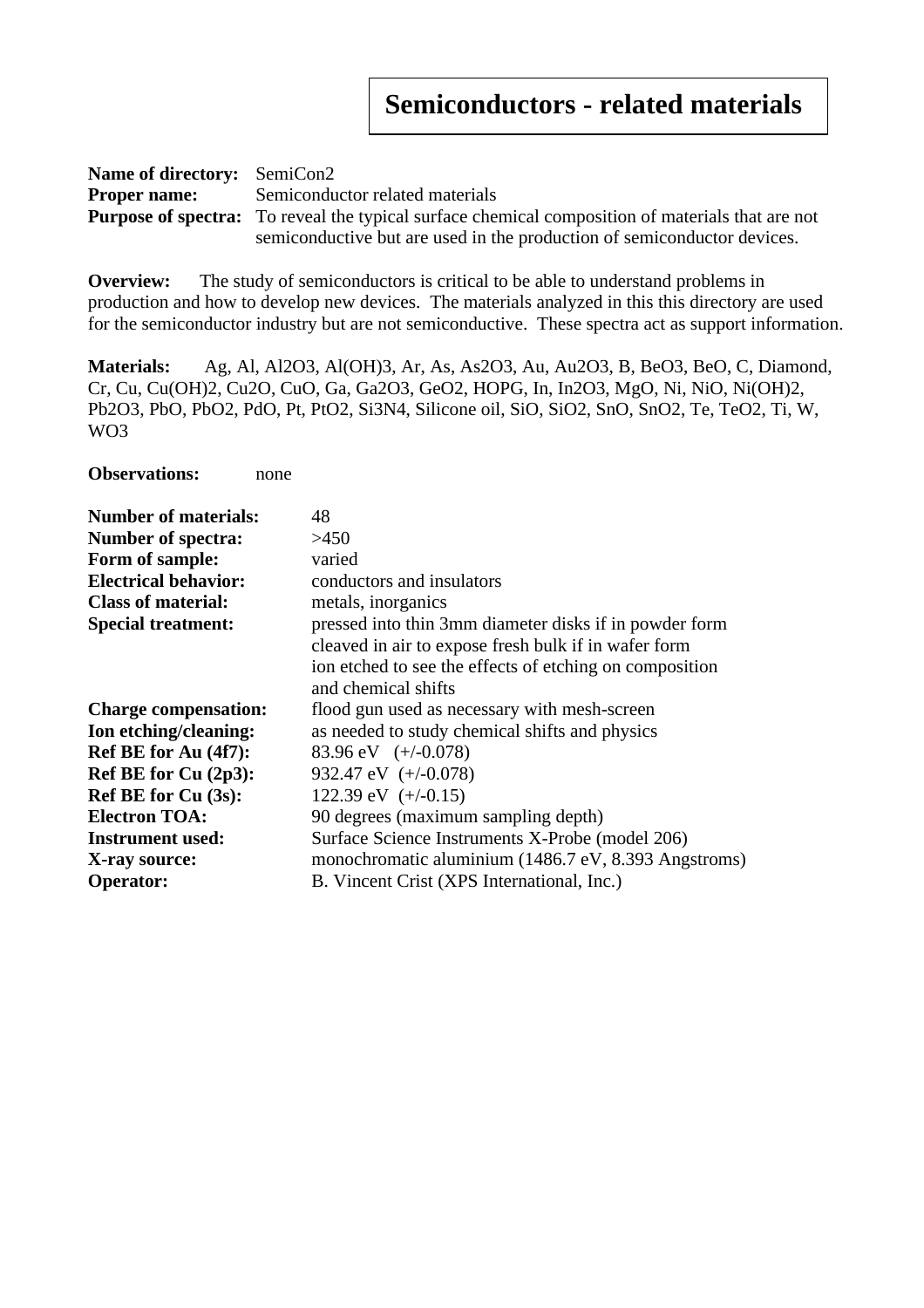# Semiconductors - related materials

**Name of directory:** SemiCon2
**Proper name:** Semiconductor related materials
**Purpose of spectra:** To reveal the typical surface chemical composition of materials that are not semiconductive but are used in the production of semiconductor devices.

**Overview:** The study of semiconductors is critical to be able to understand problems in production and how to develop new devices. The materials analyzed in this this directory are used for the semiconductor industry but are not semiconductive. These spectra act as support information.

**Materials:** Ag, Al, $Al_2O_3$, $Al(OH)_3$, Ar, As, $As_2O_3$, Au, $Au_2O_3$, B, $BeO_3$, BeO, C, Diamond, Cr, Cu, $Cu(OH)_2$, $Cu_2O$, CuO, Ga, $Ga_2O_3$, $GeO_2$, HOPG, In, $In_2O_3$, MgO, Ni, NiO, $Ni(OH)_2$, $Pb_2O_3$, PbO, $PbO_2$, PdO, Pt, $PtO_2$, $Si_3N_4$, Silicone oil, SiO, $SiO_2$, SnO, $SnO_2$, Te, $TeO_2$, Ti, W, $WO_3$

**Observations:** none

**Number of materials:** 48
**Number of spectra:** >450
**Form of sample:** varied
**Electrical behavior:** conductors and insulators
**Class of material:** metals, inorganics
**Special treatment:** pressed into thin 3mm diameter disks if in powder form
cleaved in air to expose fresh bulk if in wafer form
ion etched to see the effects of etching on composition and chemical shifts
**Charge compensation:** flood gun used as necessary with mesh-screen
**Ion etching/cleaning:** as needed to study chemical shifts and physics
**Ref BE for Au (4f7):** 83.96 eV (+/-0.078)
**Ref BE for Cu (2p3):** 932.47 eV (+/-0.078)
**Ref BE for Cu (3s):** 122.39 eV (+/-0.15)
**Electron TOA:** 90 degrees (maximum sampling depth)
**Instrument used:** Surface Science Instruments X-Probe (model 206)
**X-ray source:** monochromatic aluminium (1486.7 eV, 8.393 Angstroms)
**Operator:** B. Vincent Crist (XPS International, Inc.)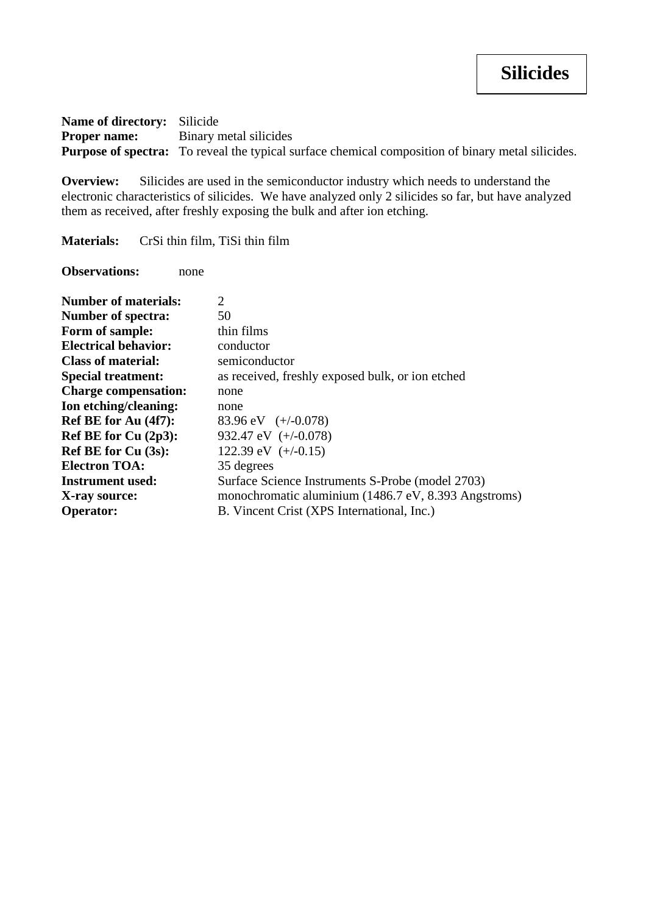# Silicides

**Name of directory:** Silicide
**Proper name:** Binary metal silicides
**Purpose of spectra:** To reveal the typical surface chemical composition of binary metal silicides.

**Overview:** Silicides are used in the semiconductor industry which needs to understand the electronic characteristics of silicides. We have analyzed only 2 silicides so far, but have analyzed them as received, after freshly exposing the bulk and after ion etching.

**Materials:** CrSi thin film, TiSi thin film

**Observations:** none

**Number of materials:** 2
**Number of spectra:** 50
**Form of sample:** thin films
**Electrical behavior:** conductor
**Class of material:** semiconductor
**Special treatment:** as received, freshly exposed bulk, or ion etched
**Charge compensation:** none
**Ion etching/cleaning:** none
**Ref BE for Au (4f7):** 83.96 eV (+/-0.078)
**Ref BE for Cu (2p3):** 932.47 eV (+/-0.078)
**Ref BE for Cu (3s):** 122.39 eV (+/-0.15)
**Electron TOA:** 35 degrees
**Instrument used:** Surface Science Instruments S-Probe (model 2703)
**X-ray source:** monochromatic aluminium (1486.7 eV, 8.393 Angstroms)
**Operator:** B. Vincent Crist (XPS International, Inc.)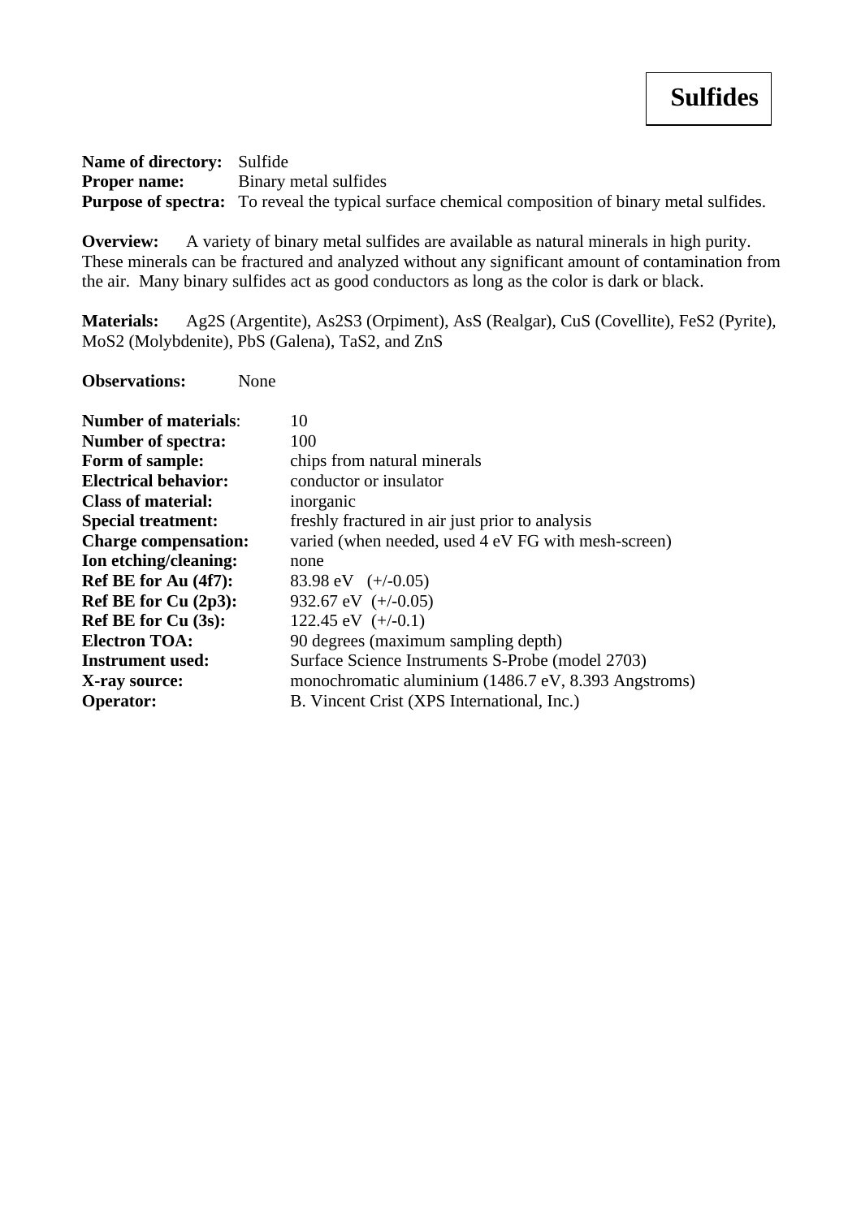# Sulfides

**Name of directory:** Sulfide
**Proper name:** Binary metal sulfides
**Purpose of spectra:** To reveal the typical surface chemical composition of binary metal sulfides.

**Overview:** A variety of binary metal sulfides are available as natural minerals in high purity. These minerals can be fractured and analyzed without any significant amount of contamination from the air. Many binary sulfides act as good conductors as long as the color is dark or black.

**Materials:** $Ag_2S$ (Argentite), $As_2S_3$ (Orpiment), AsS (Realgar), CuS (Covellite), $FeS_2$ (Pyrite), $MoS_2$ (Molybdenite), PbS (Galena), $TaS_2$, and ZnS

**Observations:** None

**Number of materials**: 10
**Number of spectra:** 100
**Form of sample:** chips from natural minerals
**Electrical behavior:** conductor or insulator
**Class of material:** inorganic
**Special treatment:** freshly fractured in air just prior to analysis
**Charge compensation:** varied (when needed, used 4 eV FG with mesh-screen)
**Ion etching/cleaning:** none
**Ref BE for Au (4f7):** 83.98 eV (+/-0.05)
**Ref BE for Cu (2p3):** 932.67 eV (+/-0.05)
**Ref BE for Cu (3s):** 122.45 eV (+/-0.1)
**Electron TOA:** 90 degrees (maximum sampling depth)
**Instrument used:** Surface Science Instruments S-Probe (model 2703)
**X-ray source:** monochromatic aluminium (1486.7 eV, 8.393 Angstroms)
**Operator:** B. Vincent Crist (XPS International, Inc.)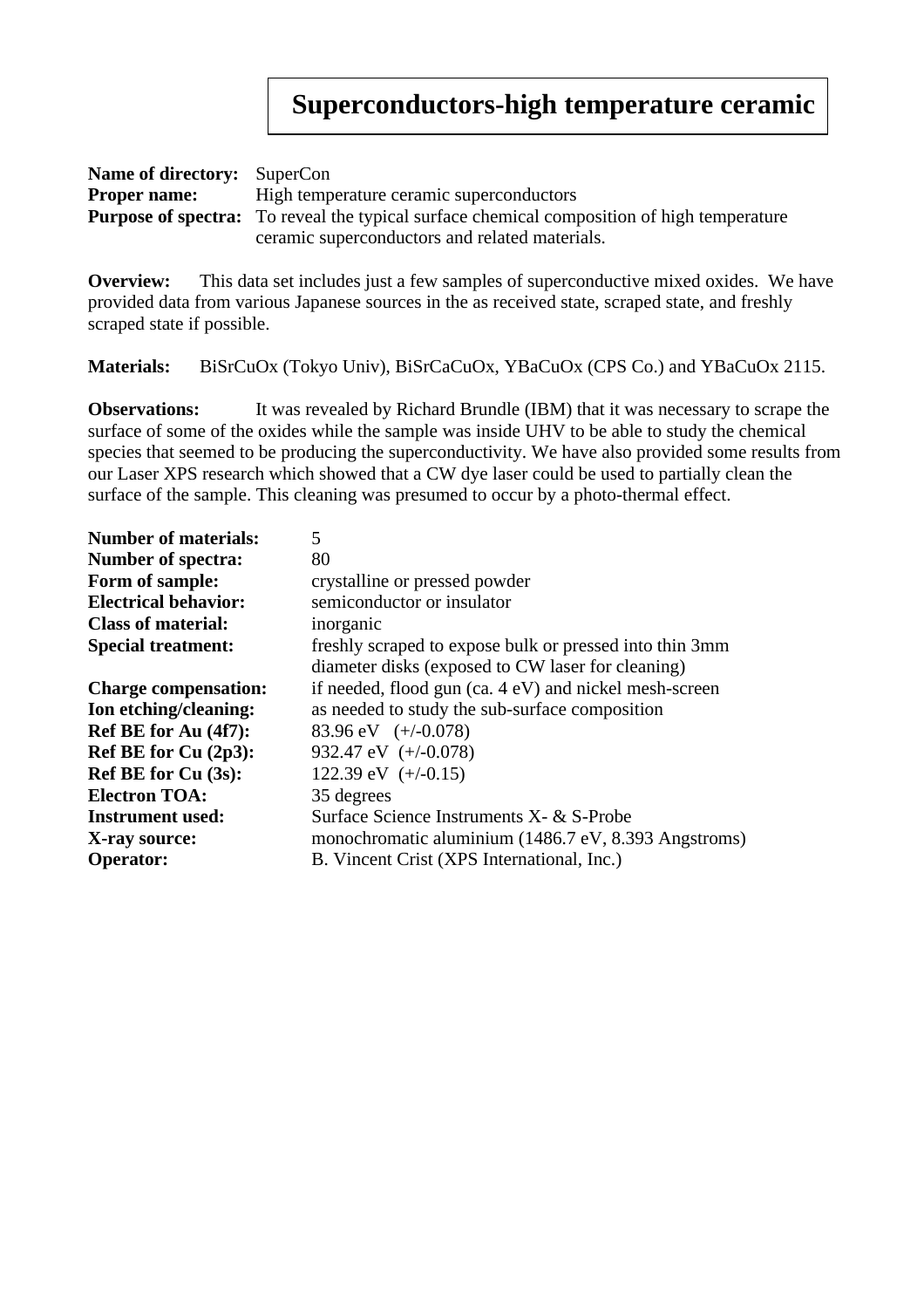# Superconductors-high temperature ceramic

**Name of directory:** SuperCon
**Proper name:** High temperature ceramic superconductors
**Purpose of spectra:** To reveal the typical surface chemical composition of high temperature ceramic superconductors and related materials.

**Overview:** This data set includes just a few samples of superconductive mixed oxides. We have provided data from various Japanese sources in the as received state, scraped state, and freshly scraped state if possible.

**Materials:** BiSrCuOx (Tokyo Univ), BiSrCaCuOx, YBaCuOx (CPS Co.) and YBaCuOx 2115.

**Observations:** It was revealed by Richard Brundle (IBM) that it was necessary to scrape the surface of some of the oxides while the sample was inside UHV to be able to study the chemical species that seemed to be producing the superconductivity. We have also provided some results from our Laser XPS research which showed that a CW dye laser could be used to partially clean the surface of the sample. This cleaning was presumed to occur by a photo-thermal effect.

**Number of materials:** 5
**Number of spectra:** 80
**Form of sample:** crystalline or pressed powder
**Electrical behavior:** semiconductor or insulator
**Class of material:** inorganic
**Special treatment:** freshly scraped to expose bulk or pressed into thin 3mm diameter disks (exposed to CW laser for cleaning)
**Charge compensation:** if needed, flood gun (ca. 4 eV) and nickel mesh-screen
**Ion etching/cleaning:** as needed to study the sub-surface composition
**Ref BE for Au (4f7):** 83.96 eV (+/-0.078)
**Ref BE for Cu (2p3):** 932.47 eV (+/-0.078)
**Ref BE for Cu (3s):** 122.39 eV (+/-0.15)
**Electron TOA:** 35 degrees
**Instrument used:** Surface Science Instruments X- & S-Probe
**X-ray source:** monochromatic aluminium (1486.7 eV, 8.393 Angstroms)
**Operator:** B. Vincent Crist (XPS International, Inc.)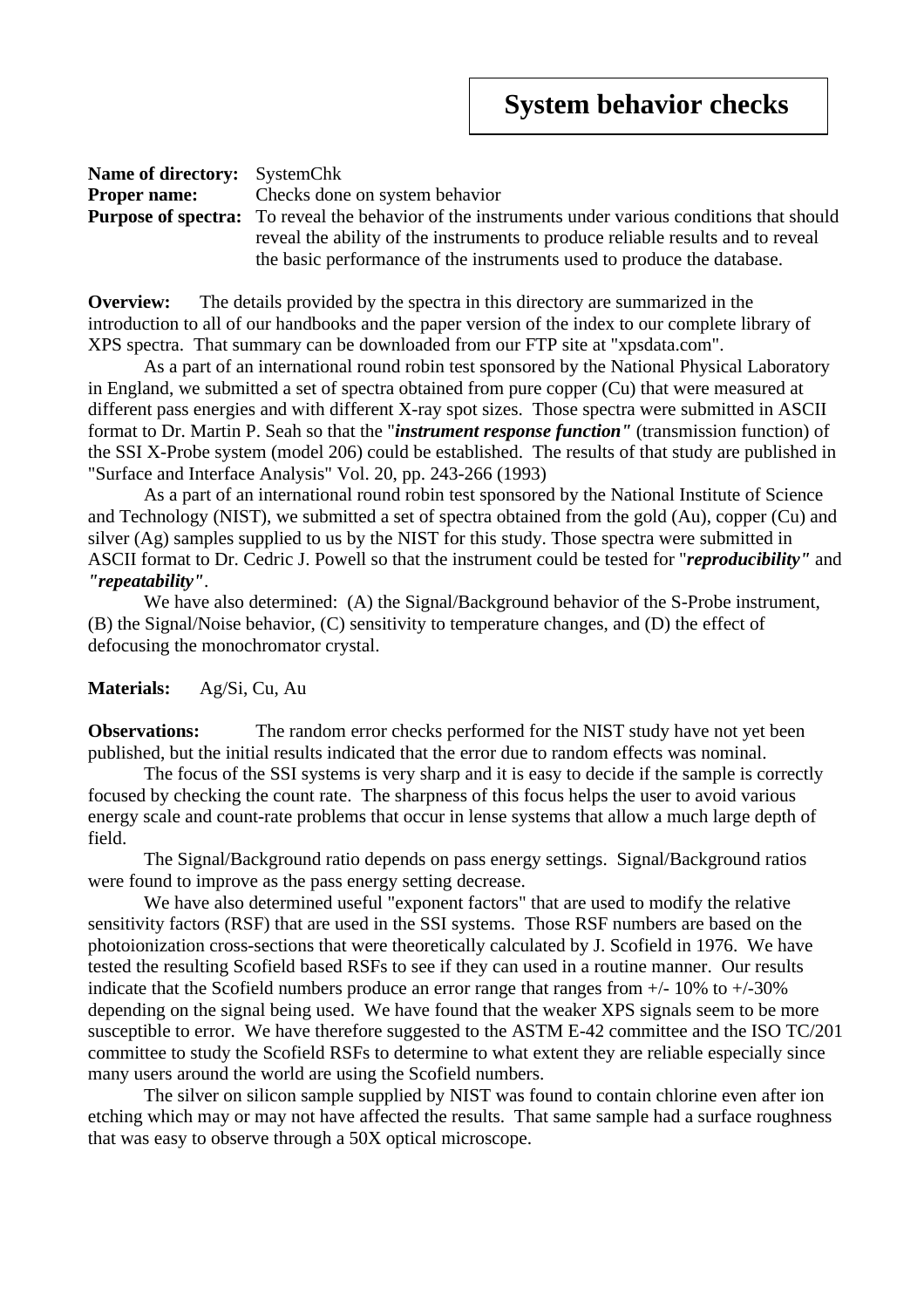# System behavior checks

**Name of directory:** SystemChk
**Proper name:** Checks done on system behavior
**Purpose of spectra:** To reveal the behavior of the instruments under various conditions that should reveal the ability of the instruments to produce reliable results and to reveal the basic performance of the instruments used to produce the database.

**Overview:** The details provided by the spectra in this directory are summarized in the introduction to all of our handbooks and the paper version of the index to our complete library of XPS spectra. That summary can be downloaded from our FTP site at "xpsdata.com".

As a part of an international round robin test sponsored by the National Physical Laboratory in England, we submitted a set of spectra obtained from pure copper (Cu) that were measured at different pass energies and with different X-ray spot sizes. Those spectra were submitted in ASCII format to Dr. Martin P. Seah so that the "***instrument response function"*** (transmission function) of the SSI X-Probe system (model 206) could be established. The results of that study are published in "Surface and Interface Analysis" Vol. 20, pp. 243-266 (1993)

As a part of an international round robin test sponsored by the National Institute of Science and Technology (NIST), we submitted a set of spectra obtained from the gold (Au), copper (Cu) and silver (Ag) samples supplied to us by the NIST for this study. Those spectra were submitted in ASCII format to Dr. Cedric J. Powell so that the instrument could be tested for "***reproducibility"*** and ***"repeatability"***.

We have also determined: (A) the Signal/Background behavior of the S-Probe instrument, (B) the Signal/Noise behavior, (C) sensitivity to temperature changes, and (D) the effect of defocusing the monochromator crystal.

**Materials:** Ag/Si, Cu, Au

**Observations:** The random error checks performed for the NIST study have not yet been published, but the initial results indicated that the error due to random effects was nominal.

The focus of the SSI systems is very sharp and it is easy to decide if the sample is correctly focused by checking the count rate. The sharpness of this focus helps the user to avoid various energy scale and count-rate problems that occur in lense systems that allow a much large depth of field.

The Signal/Background ratio depends on pass energy settings. Signal/Background ratios were found to improve as the pass energy setting decrease.

We have also determined useful "exponent factors" that are used to modify the relative sensitivity factors (RSF) that are used in the SSI systems. Those RSF numbers are based on the photoionization cross-sections that were theoretically calculated by J. Scofield in 1976. We have tested the resulting Scofield based RSFs to see if they can used in a routine manner. Our results indicate that the Scofield numbers produce an error range that ranges from +/- 10% to +/-30% depending on the signal being used. We have found that the weaker XPS signals seem to be more susceptible to error. We have therefore suggested to the ASTM E-42 committee and the ISO TC/201 committee to study the Scofield RSFs to determine to what extent they are reliable especially since many users around the world are using the Scofield numbers.

The silver on silicon sample supplied by NIST was found to contain chlorine even after ion etching which may or may not have affected the results. That same sample had a surface roughness that was easy to observe through a 50X optical microscope.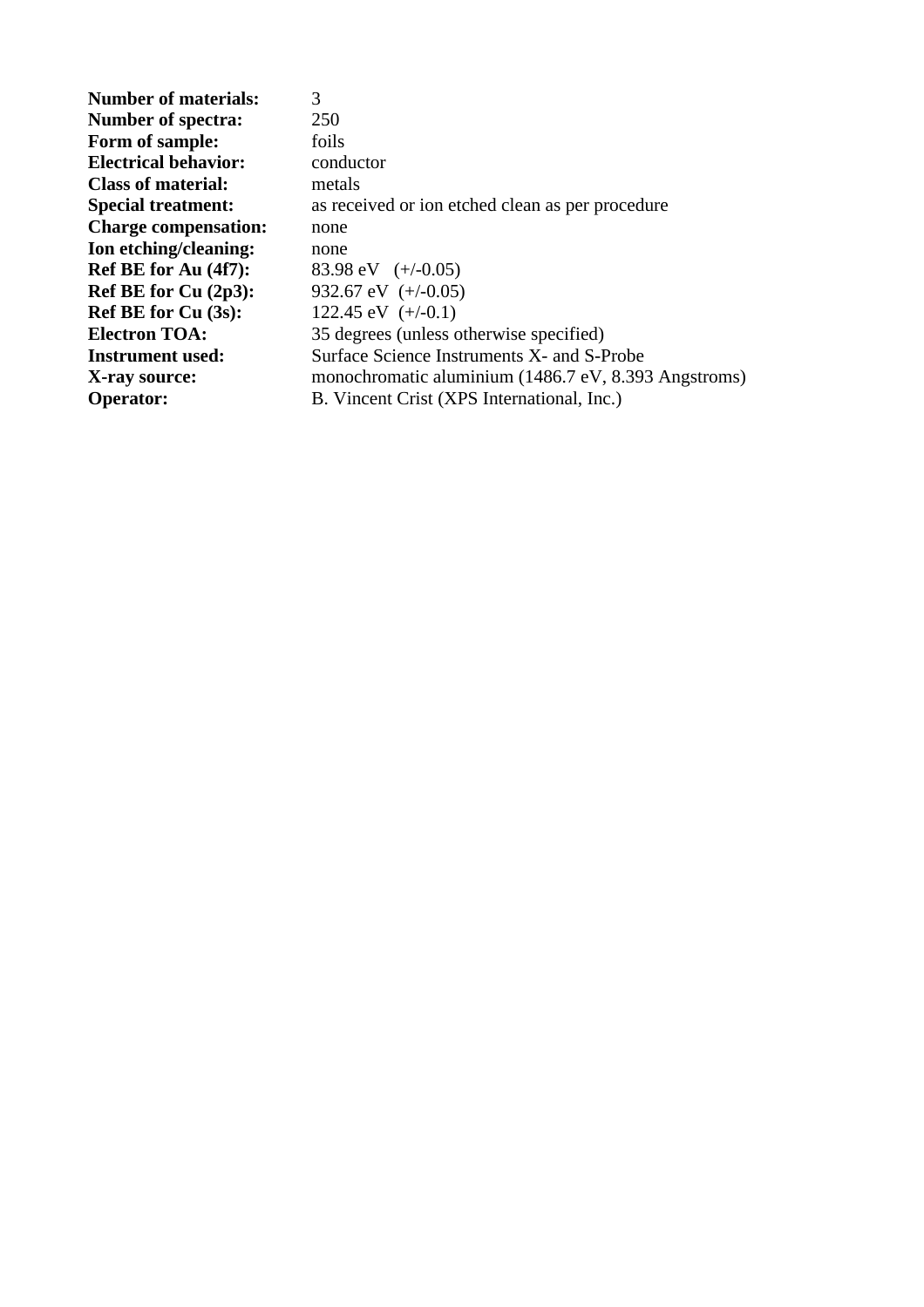| | |
|---|---|
| **Number of materials:** | 3 |
| **Number of spectra:** | 250 |
| **Form of sample:** | foils |
| **Electrical behavior:** | conductor |
| **Class of material:** | metals |
| **Special treatment:** | as received or ion etched clean as per procedure |
| **Charge compensation:** | none |
| **Ion etching/cleaning:** | none |
| **Ref BE for Au (4f7):** | 83.98 eV (+/-0.05) |
| **Ref BE for Cu (2p3):** | 932.67 eV (+/-0.05) |
| **Ref BE for Cu (3s):** | 122.45 eV (+/-0.1) |
| **Electron TOA:** | 35 degrees (unless otherwise specified) |
| **Instrument used:** | Surface Science Instruments X- and S-Probe |
| **X-ray source:** | monochromatic aluminium (1486.7 eV, 8.393 Angstroms) |
| **Operator:** | B. Vincent Crist (XPS International, Inc.) |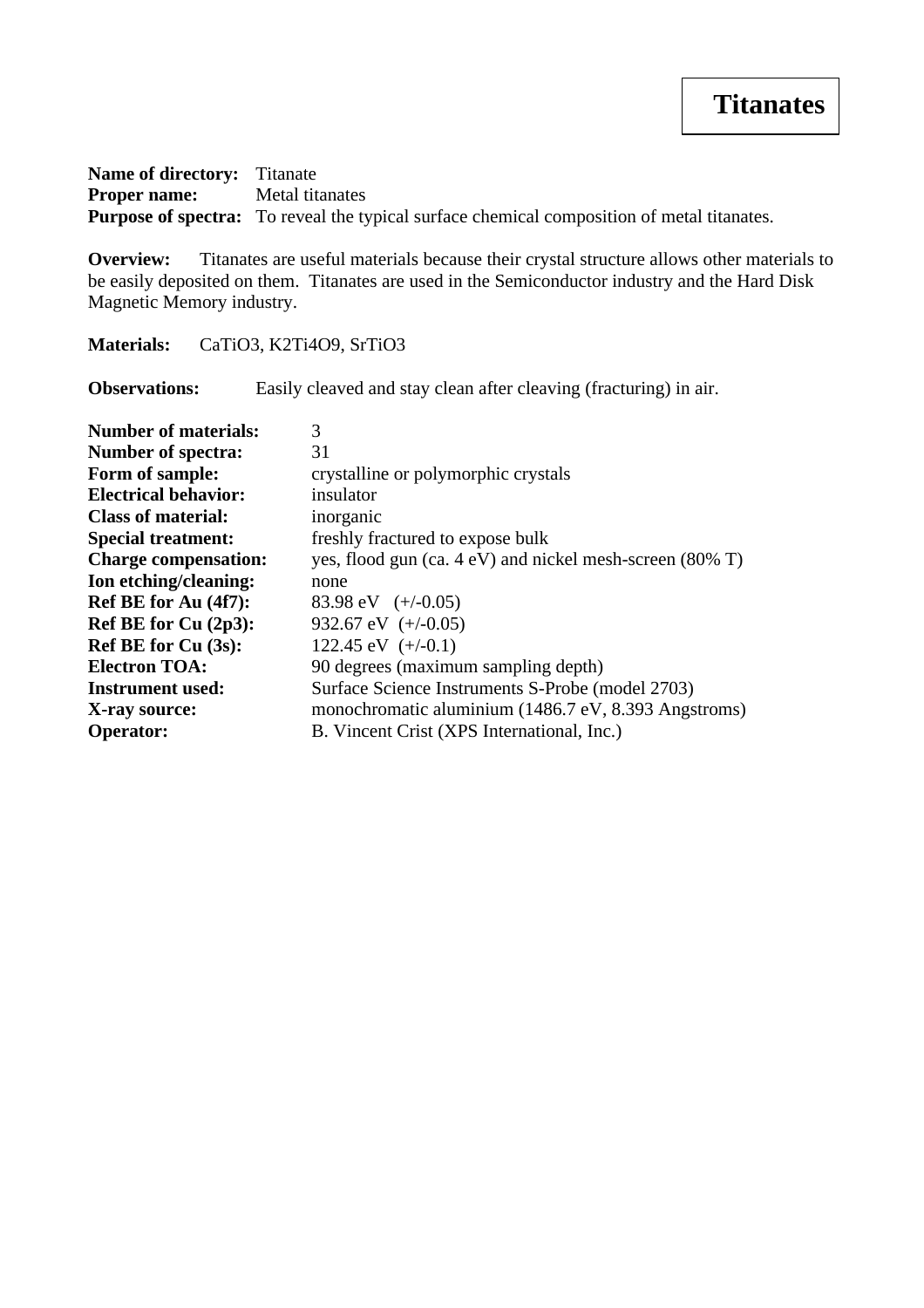# Titanates

**Name of directory:** Titanate
**Proper name:** Metal titanates
**Purpose of spectra:** To reveal the typical surface chemical composition of metal titanates.

**Overview:** Titanates are useful materials because their crystal structure allows other materials to be easily deposited on them. Titanates are used in the Semiconductor industry and the Hard Disk Magnetic Memory industry.

**Materials:** $CaTiO_3$, $K_2Ti_4O_9$, $SrTiO_3$

**Observations:** Easily cleaved and stay clean after cleaving (fracturing) in air.

**Number of materials:** 3
**Number of spectra:** 31
**Form of sample:** crystalline or polymorphic crystals
**Electrical behavior:** insulator
**Class of material:** inorganic
**Special treatment:** freshly fractured to expose bulk
**Charge compensation:** yes, flood gun (ca. 4 eV) and nickel mesh-screen (80% T)
**Ion etching/cleaning:** none
**Ref BE for Au (4f7):** 83.98 eV (+/-0.05)
**Ref BE for Cu (2p3):** 932.67 eV (+/-0.05)
**Ref BE for Cu (3s):** 122.45 eV (+/-0.1)
**Electron TOA:** 90 degrees (maximum sampling depth)
**Instrument used:** Surface Science Instruments S-Probe (model 2703)
**X-ray source:** monochromatic aluminium (1486.7 eV, 8.393 Angstroms)
**Operator:** B. Vincent Crist (XPS International, Inc.)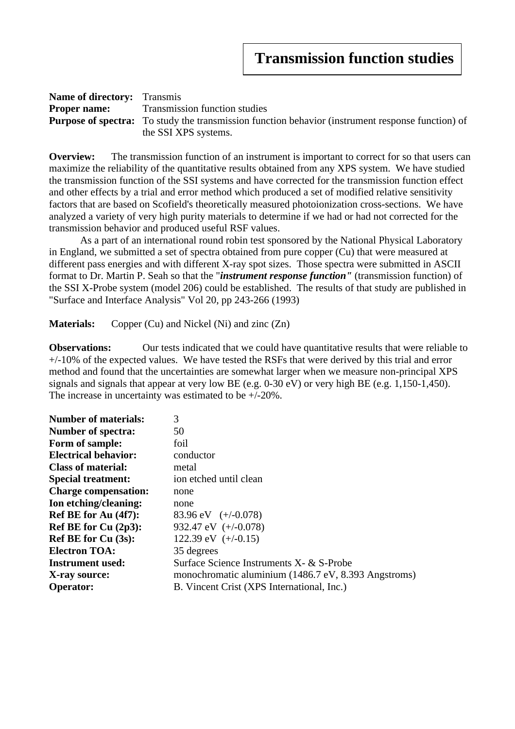# Transmission function studies

**Name of directory:** Transmis
**Proper name:** Transmission function studies
**Purpose of spectra:** To study the transmission function behavior (instrument response function) of the SSI XPS systems.

**Overview:** The transmission function of an instrument is important to correct for so that users can maximize the reliability of the quantitative results obtained from any XPS system. We have studied the transmission function of the SSI systems and have corrected for the transmission function effect and other effects by a trial and error method which produced a set of modified relative sensitivity factors that are based on Scofield's theoretically measured photoionization cross-sections. We have analyzed a variety of very high purity materials to determine if we had or had not corrected for the transmission behavior and produced useful RSF values.

As a part of an international round robin test sponsored by the National Physical Laboratory in England, we submitted a set of spectra obtained from pure copper (Cu) that were measured at different pass energies and with different X-ray spot sizes. Those spectra were submitted in ASCII format to Dr. Martin P. Seah so that the "***instrument response function"*** (transmission function) of the SSI X-Probe system (model 206) could be established. The results of that study are published in "Surface and Interface Analysis" Vol 20, pp 243-266 (1993)

**Materials:** Copper (Cu) and Nickel (Ni) and zinc (Zn)

**Observations:** Our tests indicated that we could have quantitative results that were reliable to +/-10% of the expected values. We have tested the RSFs that were derived by this trial and error method and found that the uncertainties are somewhat larger when we measure non-principal XPS signals and signals that appear at very low BE (e.g. 0-30 eV) or very high BE (e.g. 1,150-1,450). The increase in uncertainty was estimated to be +/-20%.

**Number of materials:** 3
**Number of spectra:** 50
**Form of sample:** foil
**Electrical behavior:** conductor
**Class of material:** metal
**Special treatment:** ion etched until clean
**Charge compensation:** none
**Ion etching/cleaning:** none
**Ref BE for Au (4f7):** 83.96 eV (+/-0.078)
**Ref BE for Cu (2p3):** 932.47 eV (+/-0.078)
**Ref BE for Cu (3s):** 122.39 eV (+/-0.15)
**Electron TOA:** 35 degrees
**Instrument used:** Surface Science Instruments X- & S-Probe
**X-ray source:** monochromatic aluminium (1486.7 eV, 8.393 Angstroms)
**Operator:** B. Vincent Crist (XPS International, Inc.)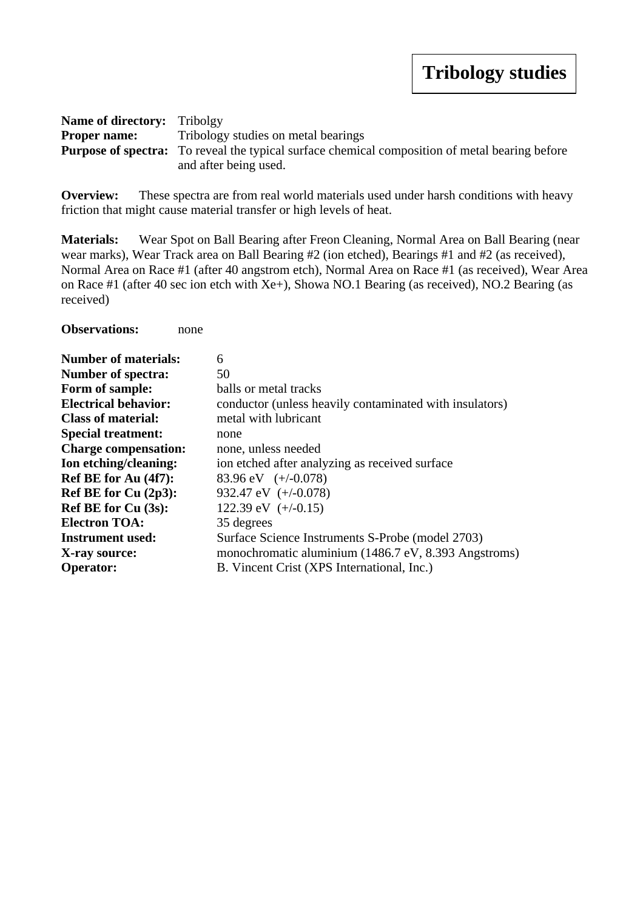# Tribology studies

**Name of directory:** Tribolgy
**Proper name:** Tribology studies on metal bearings
**Purpose of spectra:** To reveal the typical surface chemical composition of metal bearing before and after being used.

**Overview:** These spectra are from real world materials used under harsh conditions with heavy friction that might cause material transfer or high levels of heat.

**Materials:** Wear Spot on Ball Bearing after Freon Cleaning, Normal Area on Ball Bearing (near wear marks), Wear Track area on Ball Bearing #2 (ion etched), Bearings #1 and #2 (as received), Normal Area on Race #1 (after 40 angstrom etch), Normal Area on Race #1 (as received), Wear Area on Race #1 (after 40 sec ion etch with Xe+), Showa NO.1 Bearing (as received), NO.2 Bearing (as received)

**Observations:** none

**Number of materials:** 6
**Number of spectra:** 50
**Form of sample:** balls or metal tracks
**Electrical behavior:** conductor (unless heavily contaminated with insulators)
**Class of material:** metal with lubricant
**Special treatment:** none
**Charge compensation:** none, unless needed
**Ion etching/cleaning:** ion etched after analyzing as received surface
**Ref BE for Au (4f7):** 83.96 eV (+/-0.078)
**Ref BE for Cu (2p3):** 932.47 eV (+/-0.078)
**Ref BE for Cu (3s):** 122.39 eV (+/-0.15)
**Electron TOA:** 35 degrees
**Instrument used:** Surface Science Instruments S-Probe (model 2703)
**X-ray source:** monochromatic aluminium (1486.7 eV, 8.393 Angstroms)
**Operator:** B. Vincent Crist (XPS International, Inc.)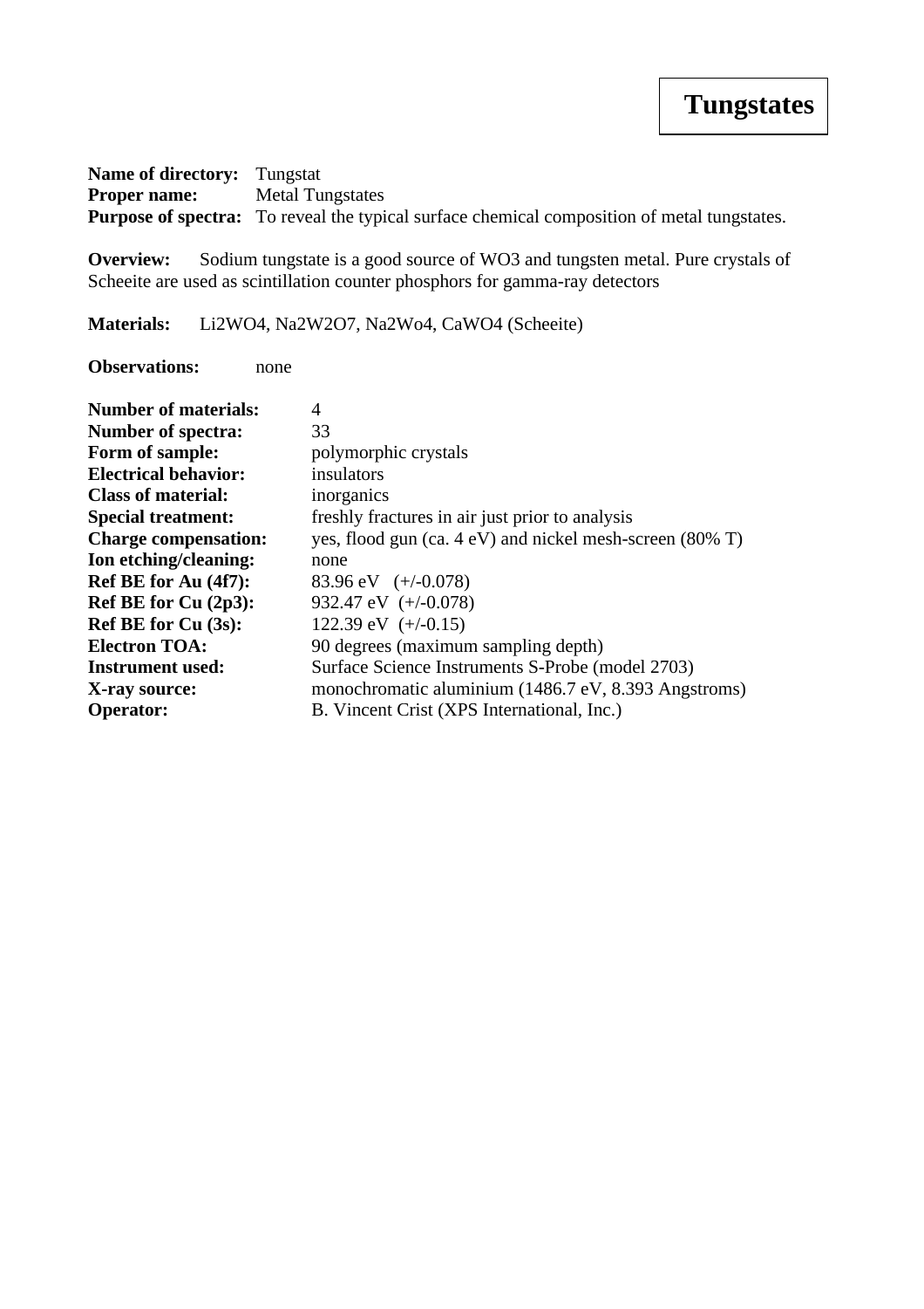# Tungstates

**Name of directory:** Tungstat
**Proper name:** Metal Tungstates
**Purpose of spectra:** To reveal the typical surface chemical composition of metal tungstates.

**Overview:** Sodium tungstate is a good source of $WO_3$ and tungsten metal. Pure crystals of Scheeite are used as scintillation counter phosphors for gamma-ray detectors

**Materials:** $Li_2WO_4$, $Na_2W_2O_7$, $Na_2Wo_4$, $CaWO_4$ (Scheeite)

**Observations:** none

| | |
|---|---|
| **Number of materials:** | 4 |
| **Number of spectra:** | 33 |
| **Form of sample:** | polymorphic crystals |
| **Electrical behavior:** | insulators |
| **Class of material:** | inorganics |
| **Special treatment:** | freshly fractures in air just prior to analysis |
| **Charge compensation:** | yes, flood gun (ca. 4 eV) and nickel mesh-screen (80% T) |
| **Ion etching/cleaning:** | none |
| **Ref BE for Au (4f7):** | 83.96 eV (+/-0.078) |
| **Ref BE for Cu (2p3):** | 932.47 eV (+/-0.078) |
| **Ref BE for Cu (3s):** | 122.39 eV (+/-0.15) |
| **Electron TOA:** | 90 degrees (maximum sampling depth) |
| **Instrument used:** | Surface Science Instruments S-Probe (model 2703) |
| **X-ray source:** | monochromatic aluminium (1486.7 eV, 8.393 Angstroms) |
| **Operator:** | B. Vincent Crist (XPS International, Inc.) |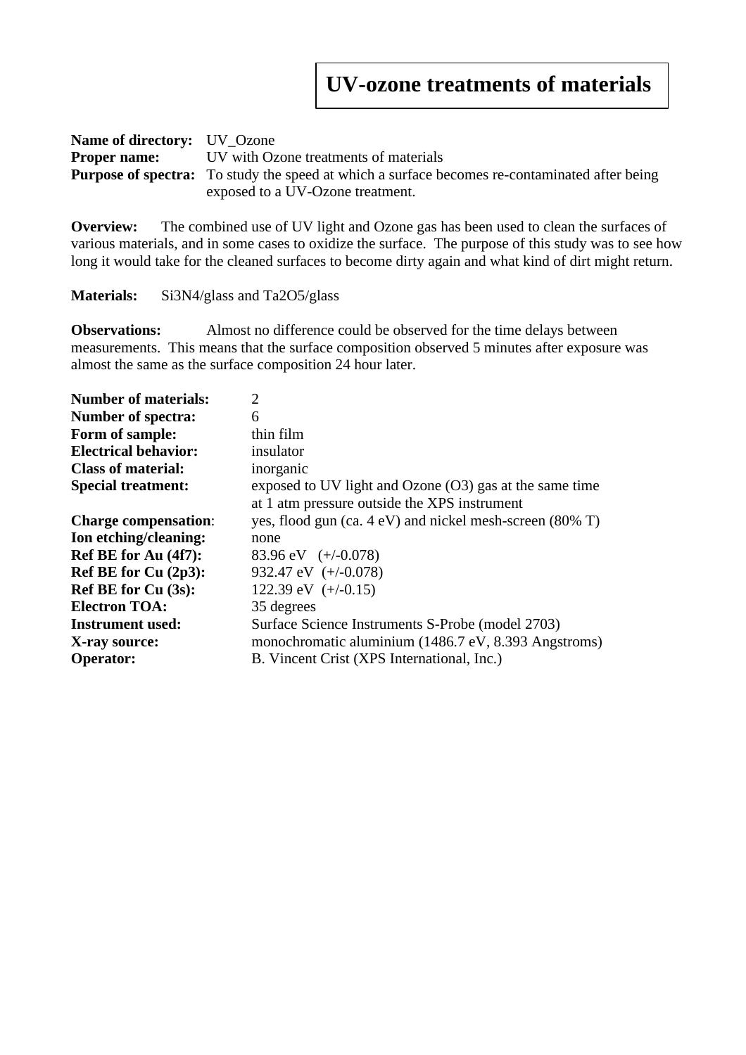# UV-ozone treatments of materials

**Name of directory:** UV_Ozone
**Proper name:** UV with Ozone treatments of materials
**Purpose of spectra:** To study the speed at which a surface becomes re-contaminated after being exposed to a UV-Ozone treatment.

**Overview:** The combined use of UV light and Ozone gas has been used to clean the surfaces of various materials, and in some cases to oxidize the surface. The purpose of this study was to see how long it would take for the cleaned surfaces to become dirty again and what kind of dirt might return.

**Materials:** $Si_3N_4$/glass and $Ta_2O_5$/glass

**Observations:** Almost no difference could be observed for the time delays between measurements. This means that the surface composition observed 5 minutes after exposure was almost the same as the surface composition 24 hour later.

**Number of materials:** 2
**Number of spectra:** 6
**Form of sample:** thin film
**Electrical behavior:** insulator
**Class of material:** inorganic
**Special treatment:** exposed to UV light and Ozone ($O_3$) gas at the same time at 1 atm pressure outside the XPS instrument
**Charge compensation**: yes, flood gun (ca. 4 eV) and nickel mesh-screen (80% T)
**Ion etching/cleaning:** none
**Ref BE for Au (4f7):** 83.96 eV (+/-0.078)
**Ref BE for Cu (2p3):** 932.47 eV (+/-0.078)
**Ref BE for Cu (3s):** 122.39 eV (+/-0.15)
**Electron TOA:** 35 degrees
**Instrument used:** Surface Science Instruments S-Probe (model 2703)
**X-ray source:** monochromatic aluminium (1486.7 eV, 8.393 Angstroms)
**Operator:** B. Vincent Crist (XPS International, Inc.)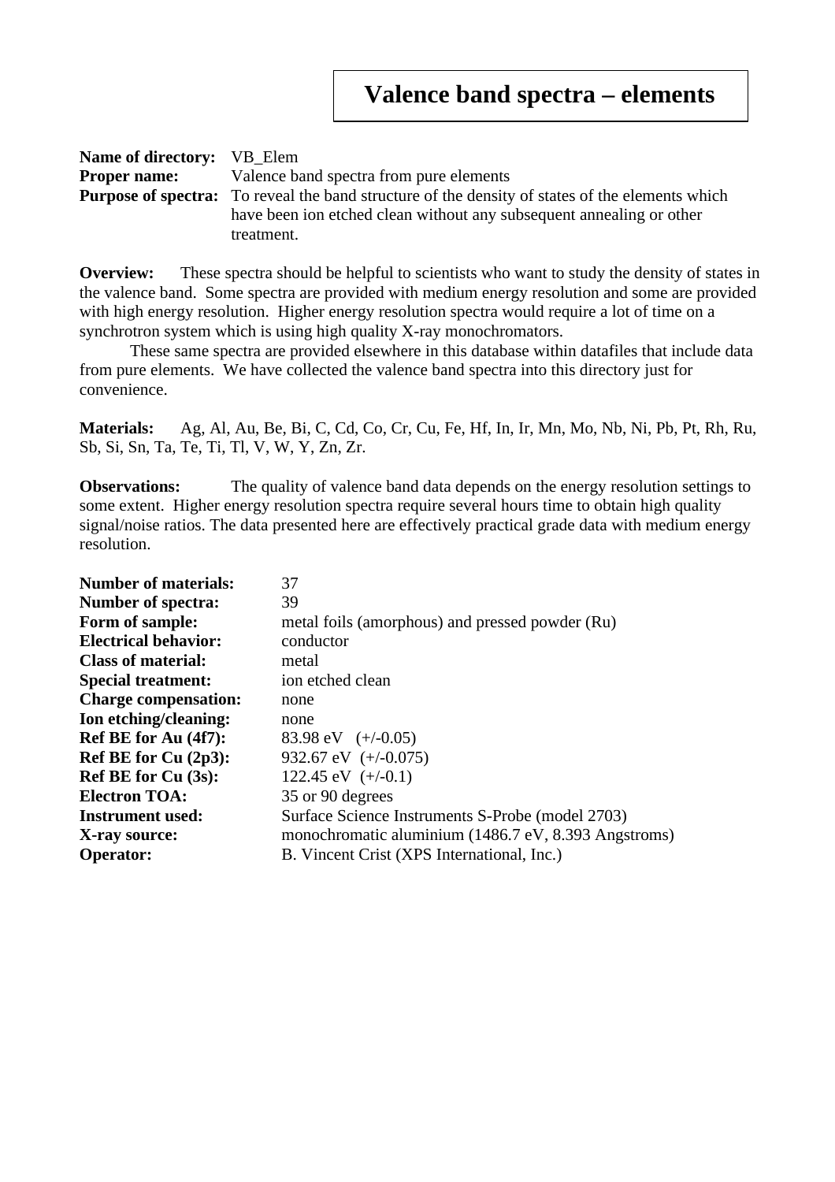# Valence band spectra – elements

**Name of directory:** VB_Elem
**Proper name:** Valence band spectra from pure elements
**Purpose of spectra:** To reveal the band structure of the density of states of the elements which have been ion etched clean without any subsequent annealing or other treatment.

**Overview:** These spectra should be helpful to scientists who want to study the density of states in the valence band. Some spectra are provided with medium energy resolution and some are provided with high energy resolution. Higher energy resolution spectra would require a lot of time on a synchrotron system which is using high quality X-ray monochromators.

These same spectra are provided elsewhere in this database within datafiles that include data from pure elements. We have collected the valence band spectra into this directory just for convenience.

**Materials:** Ag, Al, Au, Be, Bi, C, Cd, Co, Cr, Cu, Fe, Hf, In, Ir, Mn, Mo, Nb, Ni, Pb, Pt, Rh, Ru, Sb, Si, Sn, Ta, Te, Ti, Tl, V, W, Y, Zn, Zr.

**Observations:** The quality of valence band data depends on the energy resolution settings to some extent. Higher energy resolution spectra require several hours time to obtain high quality signal/noise ratios. The data presented here are effectively practical grade data with medium energy resolution.

**Number of materials:** 37
**Number of spectra:** 39
**Form of sample:** metal foils (amorphous) and pressed powder (Ru)
**Electrical behavior:** conductor
**Class of material:** metal
**Special treatment:** ion etched clean
**Charge compensation:** none
**Ion etching/cleaning:** none
**Ref BE for Au (4f7):** 83.98 eV (+/-0.05)
**Ref BE for Cu (2p3):** 932.67 eV (+/-0.075)
**Ref BE for Cu (3s):** 122.45 eV (+/-0.1)
**Electron TOA:** 35 or 90 degrees
**Instrument used:** Surface Science Instruments S-Probe (model 2703)
**X-ray source:** monochromatic aluminium (1486.7 eV, 8.393 Angstroms)
**Operator:** B. Vincent Crist (XPS International, Inc.)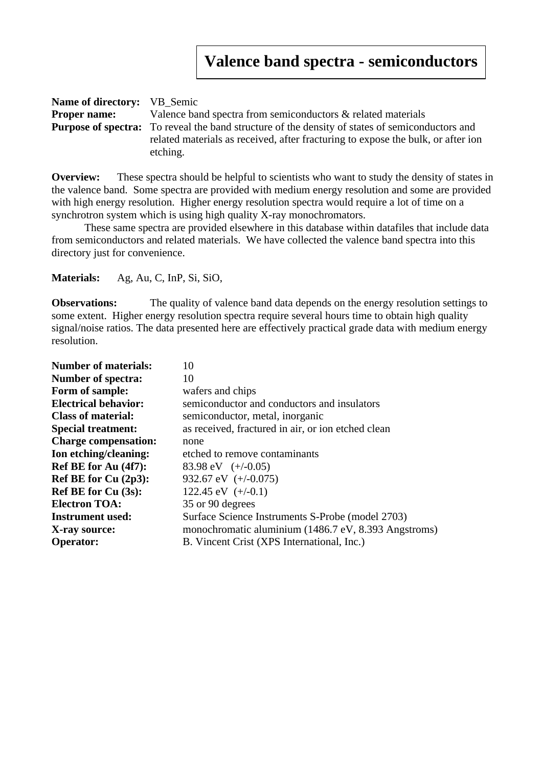# Valence band spectra - semiconductors

**Name of directory:** VB_Semic
**Proper name:** Valence band spectra from semiconductors & related materials
**Purpose of spectra:** To reveal the band structure of the density of states of semiconductors and related materials as received, after fracturing to expose the bulk, or after ion etching.

**Overview:** These spectra should be helpful to scientists who want to study the density of states in the valence band. Some spectra are provided with medium energy resolution and some are provided with high energy resolution. Higher energy resolution spectra would require a lot of time on a synchrotron system which is using high quality X-ray monochromators.

These same spectra are provided elsewhere in this database within datafiles that include data from semiconductors and related materials. We have collected the valence band spectra into this directory just for convenience.

**Materials:** Ag, Au, C, InP, Si, SiO,

**Observations:** The quality of valence band data depends on the energy resolution settings to some extent. Higher energy resolution spectra require several hours time to obtain high quality signal/noise ratios. The data presented here are effectively practical grade data with medium energy resolution.

**Number of materials:** 10
**Number of spectra:** 10
**Form of sample:** wafers and chips
**Electrical behavior:** semiconductor and conductors and insulators
**Class of material:** semiconductor, metal, inorganic
**Special treatment:** as received, fractured in air, or ion etched clean
**Charge compensation:** none
**Ion etching/cleaning:** etched to remove contaminants
**Ref BE for Au (4f7):** 83.98 eV (+/-0.05)
**Ref BE for Cu (2p3):** 932.67 eV (+/-0.075)
**Ref BE for Cu (3s):** 122.45 eV (+/-0.1)
**Electron TOA:** 35 or 90 degrees
**Instrument used:** Surface Science Instruments S-Probe (model 2703)
**X-ray source:** monochromatic aluminium (1486.7 eV, 8.393 Angstroms)
**Operator:** B. Vincent Crist (XPS International, Inc.)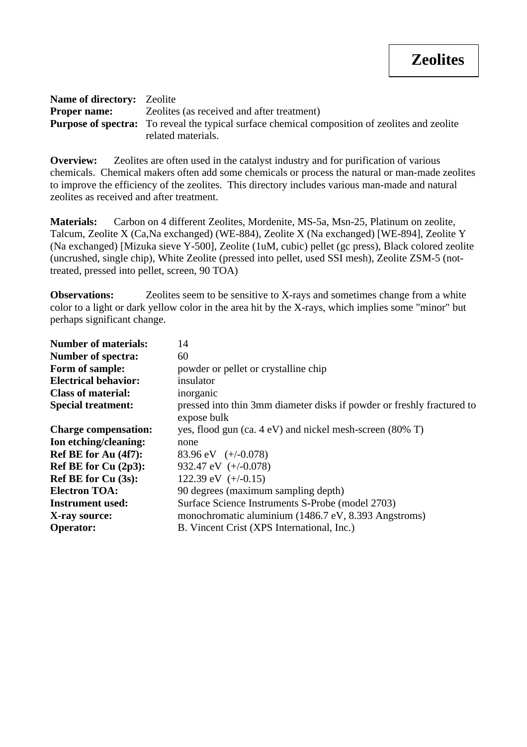# Zeolites

**Name of directory:** Zeolite
**Proper name:** Zeolites (as received and after treatment)
**Purpose of spectra:** To reveal the typical surface chemical composition of zeolites and zeolite related materials.

**Overview:** Zeolites are often used in the catalyst industry and for purification of various chemicals. Chemical makers often add some chemicals or process the natural or man-made zeolites to improve the efficiency of the zeolites. This directory includes various man-made and natural zeolites as received and after treatment.

**Materials:** Carbon on 4 different Zeolites, Mordenite, MS-5a, Msn-25, Platinum on zeolite, Talcum, Zeolite X (Ca,Na exchanged) (WE-884), Zeolite X (Na exchanged) [WE-894], Zeolite Y (Na exchanged) [Mizuka sieve Y-500], Zeolite (1uM, cubic) pellet (gc press), Black colored zeolite (uncrushed, single chip), White Zeolite (pressed into pellet, used SSI mesh), Zeolite ZSM-5 (not-treated, pressed into pellet, screen, 90 TOA)

**Observations:** Zeolites seem to be sensitive to X-rays and sometimes change from a white color to a light or dark yellow color in the area hit by the X-rays, which implies some "minor" but perhaps significant change.

| | |
|---|---|
| **Number of materials:** | 14 |
| **Number of spectra:** | 60 |
| **Form of sample:** | powder or pellet or crystalline chip |
| **Electrical behavior:** | insulator |
| **Class of material:** | inorganic |
| **Special treatment:** | pressed into thin 3mm diameter disks if powder or freshly fractured to expose bulk |
| **Charge compensation:** | yes, flood gun (ca. 4 eV) and nickel mesh-screen (80% T) |
| **Ion etching/cleaning:** | none |
| **Ref BE for Au (4f7):** | 83.96 eV (+/-0.078) |
| **Ref BE for Cu (2p3):** | 932.47 eV (+/-0.078) |
| **Ref BE for Cu (3s):** | 122.39 eV (+/-0.15) |
| **Electron TOA:** | 90 degrees (maximum sampling depth) |
| **Instrument used:** | Surface Science Instruments S-Probe (model 2703) |
| **X-ray source:** | monochromatic aluminium (1486.7 eV, 8.393 Angstroms) |
| **Operator:** | B. Vincent Crist (XPS International, Inc.) |